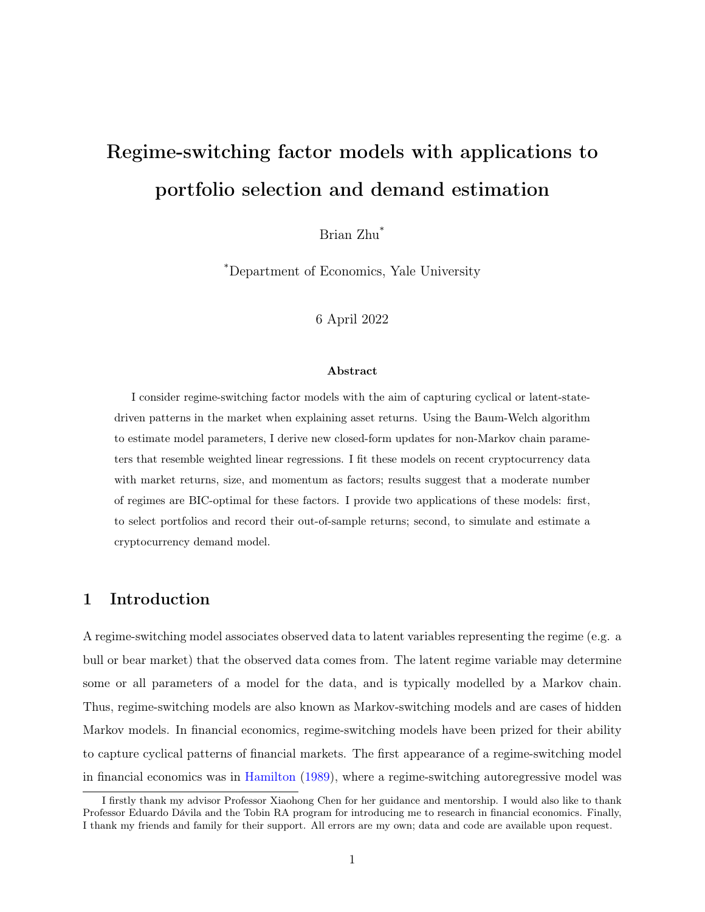# Regime-switching factor models with applications to portfolio selection and demand estimation

Brian Zhu[*]

[*]Department of Economics, Yale University

6 April 2022

### Abstract

I consider regime-switching factor models with the aim of capturing cyclical or latent-state-driven patterns in the market when explaining asset returns. Using the Baum-Welch algorithm to estimate model parameters, I derive new closed-form updates for non-Markov chain parameters that resemble weighted linear regressions. I fit these models on recent cryptocurrency data with market returns, size, and momentum as factors; results suggest that a moderate number of regimes are BIC-optimal for these factors. I provide two applications of these models: first, to select portfolios and record their out-of-sample returns; second, to simulate and estimate a cryptocurrency demand model.

## 1 Introduction

A regime-switching model associates observed data to latent variables representing the regime (e.g. a bull or bear market) that the observed data comes from. The latent regime variable may determine some or all parameters of a model for the data, and is typically modelled by a Markov chain. Thus, regime-switching models are also known as Markov-switching models and are cases of hidden Markov models. In financial economics, regime-switching models have been prized for their ability to capture cyclical patterns of financial markets. The first appearance of a regime-switching model in financial economics was in Hamilton (1989), where a regime-switching autoregressive model was

I firstly thank my advisor Professor Xiaohong Chen for her guidance and mentorship. I would also like to thank Professor Eduardo Dávila and the Tobin RA program for introducing me to research in financial economics. Finally, I thank my friends and family for their support. All errors are my own; data and code are available upon request.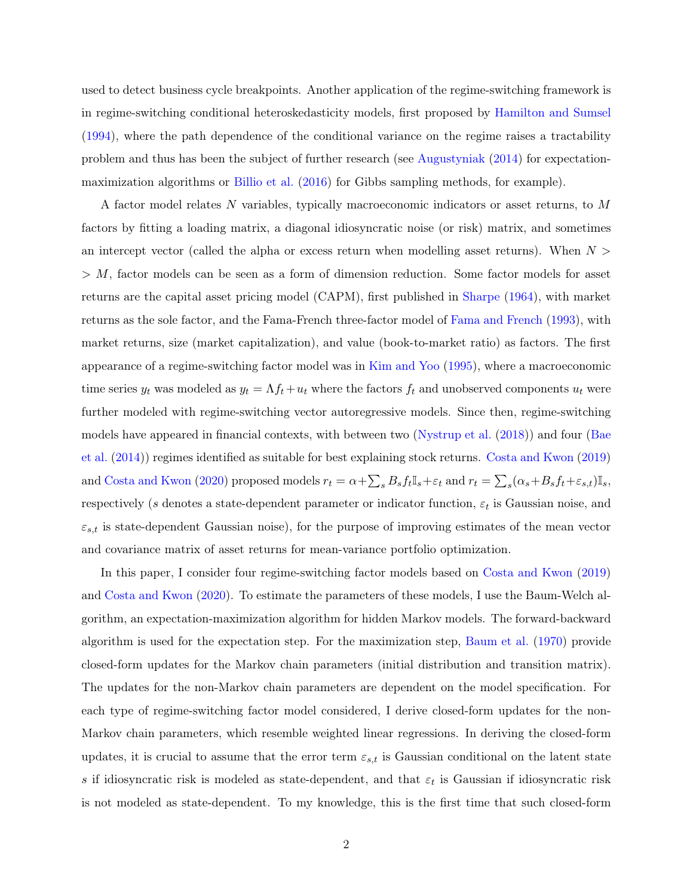used to detect business cycle breakpoints. Another application of the regime-switching framework is in regime-switching conditional heteroskedasticity models, first proposed by Hamilton and Sumsel (1994), where the path dependence of the conditional variance on the regime raises a tractability problem and thus has been the subject of further research (see Augustyniak (2014) for expectation-maximization algorithms or Billio et al. (2016) for Gibbs sampling methods, for example).

A factor model relates $N$ variables, typically macroeconomic indicators or asset returns, to $M$ factors by fitting a loading matrix, a diagonal idiosyncratic noise (or risk) matrix, and sometimes an intercept vector (called the alpha or excess return when modelling asset returns). When $N >> M$, factor models can be seen as a form of dimension reduction. Some factor models for asset returns are the capital asset pricing model (CAPM), first published in Sharpe (1964), with market returns as the sole factor, and the Fama-French three-factor model of Fama and French (1993), with market returns, size (market capitalization), and value (book-to-market ratio) as factors. The first appearance of a regime-switching factor model was in Kim and Yoo (1995), where a macroeconomic time series $y_t$ was modeled as $y_t = \Lambda f_t + u_t$ where the factors $f_t$ and unobserved components $u_t$ were further modeled with regime-switching vector autoregressive models. Since then, regime-switching models have appeared in financial contexts, with between two (Nystrup et al. (2018)) and four (Bae et al. (2014)) regimes identified as suitable for best explaining stock returns. Costa and Kwon (2019) and Costa and Kwon (2020) proposed models $r_t = \alpha + \sum_s B_s f_t \mathbb{I}_s + \varepsilon_t$ and $r_t = \sum_s (\alpha_s + B_s f_t + \varepsilon_{s,t}) \mathbb{I}_s$, respectively ($s$ denotes a state-dependent parameter or indicator function, $\varepsilon_t$ is Gaussian noise, and $\varepsilon_{s,t}$ is state-dependent Gaussian noise), for the purpose of improving estimates of the mean vector and covariance matrix of asset returns for mean-variance portfolio optimization.

In this paper, I consider four regime-switching factor models based on Costa and Kwon (2019) and Costa and Kwon (2020). To estimate the parameters of these models, I use the Baum-Welch algorithm, an expectation-maximization algorithm for hidden Markov models. The forward-backward algorithm is used for the expectation step. For the maximization step, Baum et al. (1970) provide closed-form updates for the Markov chain parameters (initial distribution and transition matrix). The updates for the non-Markov chain parameters are dependent on the model specification. For each type of regime-switching factor model considered, I derive closed-form updates for the non-Markov chain parameters, which resemble weighted linear regressions. In deriving the closed-form updates, it is crucial to assume that the error term $\varepsilon_{s,t}$ is Gaussian conditional on the latent state $s$ if idiosyncratic risk is modeled as state-dependent, and that $\varepsilon_t$ is Gaussian if idiosyncratic risk is not modeled as state-dependent. To my knowledge, this is the first time that such closed-form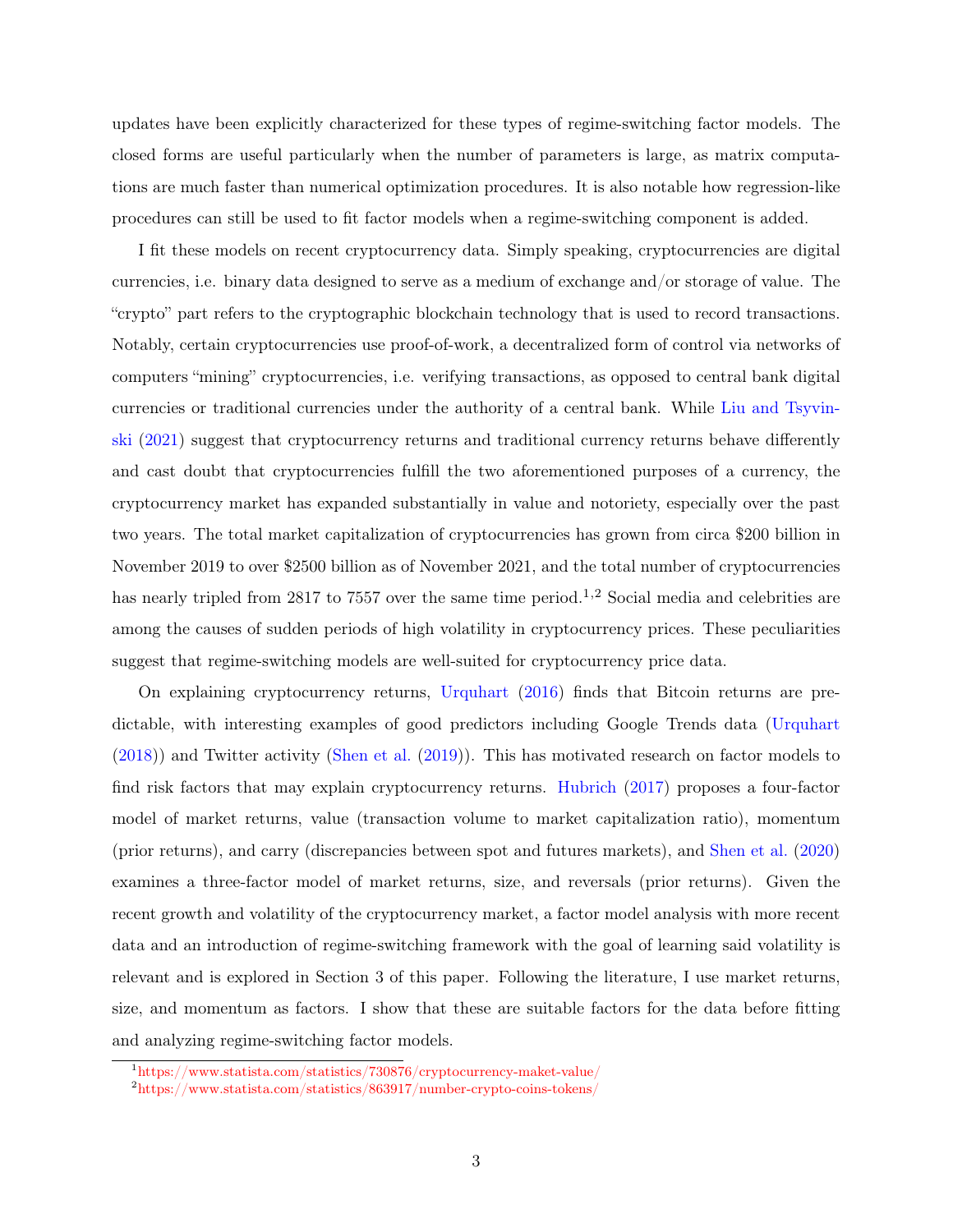updates have been explicitly characterized for these types of regime-switching factor models. The closed forms are useful particularly when the number of parameters is large, as matrix computations are much faster than numerical optimization procedures. It is also notable how regression-like procedures can still be used to fit factor models when a regime-switching component is added.

I fit these models on recent cryptocurrency data. Simply speaking, cryptocurrencies are digital currencies, i.e. binary data designed to serve as a medium of exchange and/or storage of value. The "crypto" part refers to the cryptographic blockchain technology that is used to record transactions. Notably, certain cryptocurrencies use proof-of-work, a decentralized form of control via networks of computers "mining" cryptocurrencies, i.e. verifying transactions, as opposed to central bank digital currencies or traditional currencies under the authority of a central bank. While Liu and Tsyvinski (2021) suggest that cryptocurrency returns and traditional currency returns behave differently and cast doubt that cryptocurrencies fulfill the two aforementioned purposes of a currency, the cryptocurrency market has expanded substantially in value and notoriety, especially over the past two years. The total market capitalization of cryptocurrencies has grown from circa $200 billion in November 2019 to over $2500 billion as of November 2021, and the total number of cryptocurrencies has nearly tripled from 2817 to 7557 over the same time period.[1,2] Social media and celebrities are among the causes of sudden periods of high volatility in cryptocurrency prices. These peculiarities suggest that regime-switching models are well-suited for cryptocurrency price data.

On explaining cryptocurrency returns, Urquhart (2016) finds that Bitcoin returns are predictable, with interesting examples of good predictors including Google Trends data (Urquhart (2018)) and Twitter activity (Shen et al. (2019)). This has motivated research on factor models to find risk factors that may explain cryptocurrency returns. Hubrich (2017) proposes a four-factor model of market returns, value (transaction volume to market capitalization ratio), momentum (prior returns), and carry (discrepancies between spot and futures markets), and Shen et al. (2020) examines a three-factor model of market returns, size, and reversals (prior returns). Given the recent growth and volatility of the cryptocurrency market, a factor model analysis with more recent data and an introduction of regime-switching framework with the goal of learning said volatility is relevant and is explored in Section 3 of this paper. Following the literature, I use market returns, size, and momentum as factors. I show that these are suitable factors for the data before fitting and analyzing regime-switching factor models.

[1] https://www.statista.com/statistics/730876/cryptocurrency-maket-value/

[2] https://www.statista.com/statistics/863917/number-crypto-coins-tokens/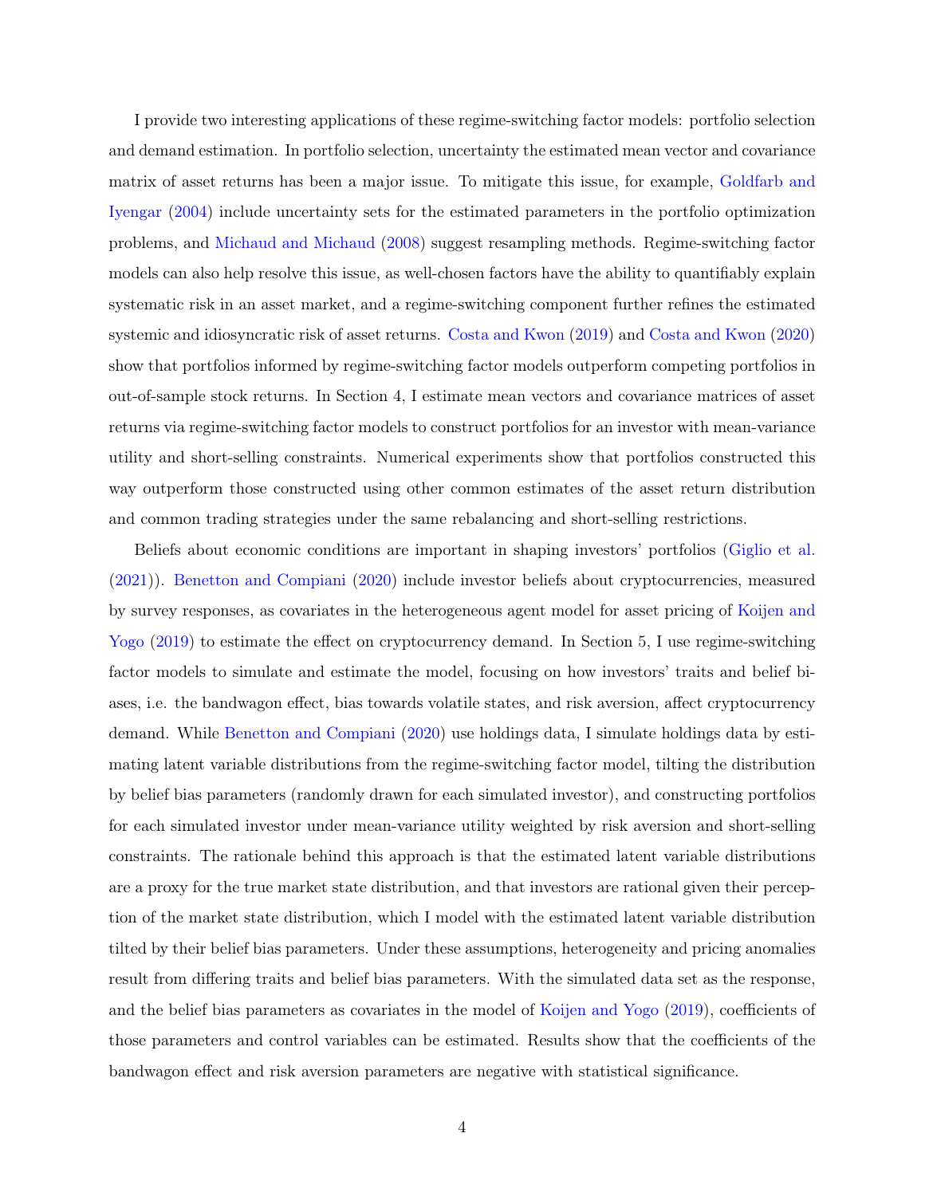I provide two interesting applications of these regime-switching factor models: portfolio selection and demand estimation. In portfolio selection, uncertainty the estimated mean vector and covariance matrix of asset returns has been a major issue. To mitigate this issue, for example, Goldfarb and Iyengar (2004) include uncertainty sets for the estimated parameters in the portfolio optimization problems, and Michaud and Michaud (2008) suggest resampling methods. Regime-switching factor models can also help resolve this issue, as well-chosen factors have the ability to quantifiably explain systematic risk in an asset market, and a regime-switching component further refines the estimated systemic and idiosyncratic risk of asset returns. Costa and Kwon (2019) and Costa and Kwon (2020) show that portfolios informed by regime-switching factor models outperform competing portfolios in out-of-sample stock returns. In Section 4, I estimate mean vectors and covariance matrices of asset returns via regime-switching factor models to construct portfolios for an investor with mean-variance utility and short-selling constraints. Numerical experiments show that portfolios constructed this way outperform those constructed using other common estimates of the asset return distribution and common trading strategies under the same rebalancing and short-selling restrictions.

Beliefs about economic conditions are important in shaping investors' portfolios (Giglio et al. (2021)). Benetton and Compiani (2020) include investor beliefs about cryptocurrencies, measured by survey responses, as covariates in the heterogeneous agent model for asset pricing of Koijen and Yogo (2019) to estimate the effect on cryptocurrency demand. In Section 5, I use regime-switching factor models to simulate and estimate the model, focusing on how investors' traits and belief biases, i.e. the bandwagon effect, bias towards volatile states, and risk aversion, affect cryptocurrency demand. While Benetton and Compiani (2020) use holdings data, I simulate holdings data by estimating latent variable distributions from the regime-switching factor model, tilting the distribution by belief bias parameters (randomly drawn for each simulated investor), and constructing portfolios for each simulated investor under mean-variance utility weighted by risk aversion and short-selling constraints. The rationale behind this approach is that the estimated latent variable distributions are a proxy for the true market state distribution, and that investors are rational given their perception of the market state distribution, which I model with the estimated latent variable distribution tilted by their belief bias parameters. Under these assumptions, heterogeneity and pricing anomalies result from differing traits and belief bias parameters. With the simulated data set as the response, and the belief bias parameters as covariates in the model of Koijen and Yogo (2019), coefficients of those parameters and control variables can be estimated. Results show that the coefficients of the bandwagon effect and risk aversion parameters are negative with statistical significance.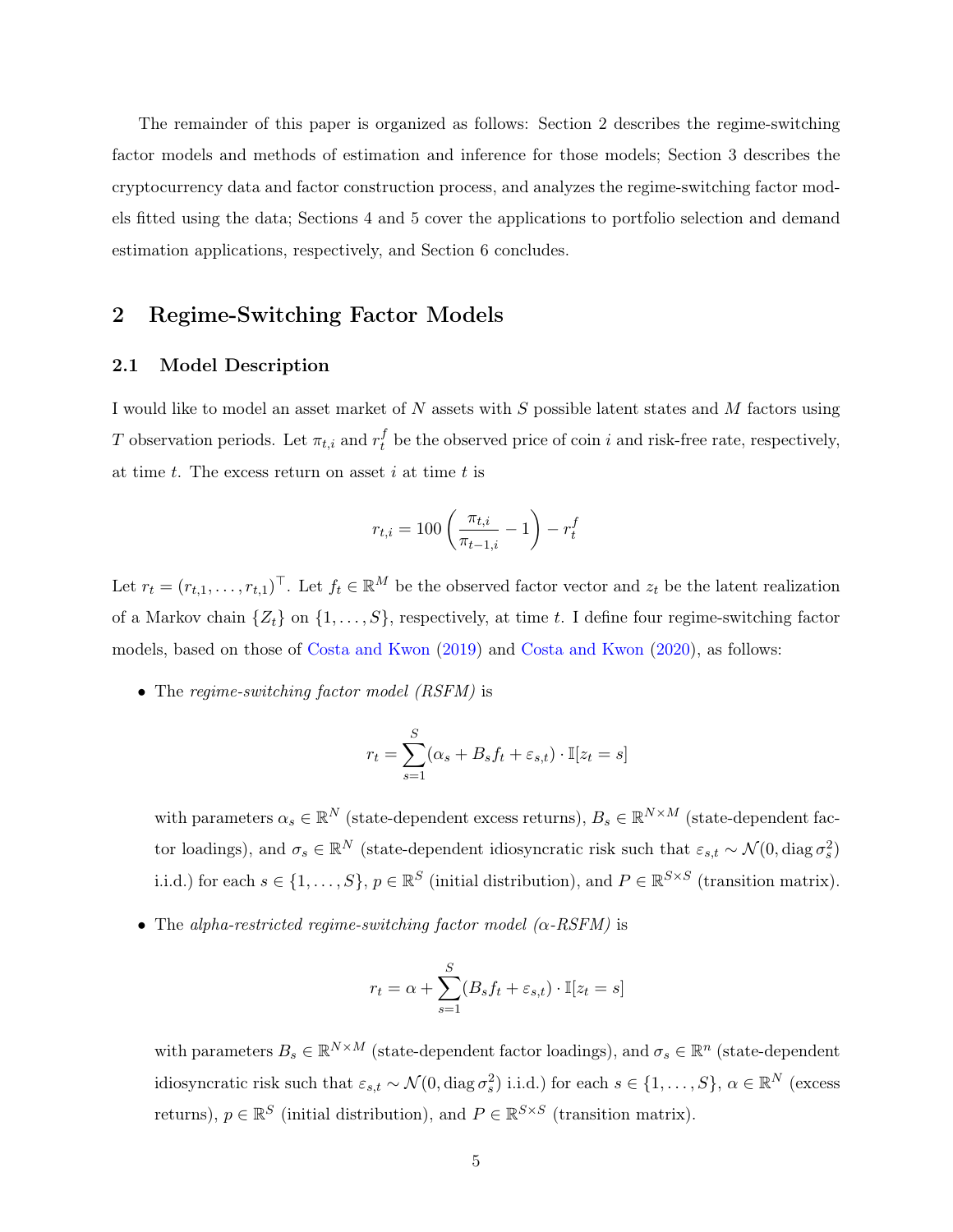The remainder of this paper is organized as follows: Section 2 describes the regime-switching factor models and methods of estimation and inference for those models; Section 3 describes the cryptocurrency data and factor construction process, and analyzes the regime-switching factor models fitted using the data; Sections 4 and 5 cover the applications to portfolio selection and demand estimation applications, respectively, and Section 6 concludes.

## 2 Regime-Switching Factor Models

### 2.1 Model Description

I would like to model an asset market of $N$ assets with $S$ possible latent states and $M$ factors using $T$ observation periods. Let $\pi_{t,i}$ and $r_t^f$ be the observed price of coin $i$ and risk-free rate, respectively, at time $t$. The excess return on asset $i$ at time $t$ is

$$r_{t,i} = 100\left(\frac{\pi_{t,i}}{\pi_{t-1,i}} - 1\right) - r_t^f$$

Let $r_t = (r_{t,1}, \ldots, r_{t,1})^\top$. Let $f_t \in \mathbb{R}^M$ be the observed factor vector and $z_t$ be the latent realization of a Markov chain $\{Z_t\}$ on $\{1, \ldots, S\}$, respectively, at time $t$. I define four regime-switching factor models, based on those of Costa and Kwon (2019) and Costa and Kwon (2020), as follows:

- The *regime-switching factor model (RSFM)* is

$$r_t = \sum_{s=1}^{S} (\alpha_s + B_s f_t + \varepsilon_{s,t}) \cdot \mathbb{I}[z_t = s]$$

 with parameters $\alpha_s \in \mathbb{R}^N$ (state-dependent excess returns), $B_s \in \mathbb{R}^{N \times M}$ (state-dependent factor loadings), and $\sigma_s \in \mathbb{R}^N$ (state-dependent idiosyncratic risk such that $\varepsilon_{s,t} \sim \mathcal{N}(0, \operatorname{diag} \sigma_s^2)$ i.i.d.) for each $s \in \{1, \ldots, S\}$, $p \in \mathbb{R}^S$ (initial distribution), and $P \in \mathbb{R}^{S \times S}$ (transition matrix).

- The *alpha-restricted regime-switching factor model ($\alpha$-RSFM)* is

$$r_t = \alpha + \sum_{s=1}^{S} (B_s f_t + \varepsilon_{s,t}) \cdot \mathbb{I}[z_t = s]$$

 with parameters $B_s \in \mathbb{R}^{N \times M}$ (state-dependent factor loadings), and $\sigma_s \in \mathbb{R}^n$ (state-dependent idiosyncratic risk such that $\varepsilon_{s,t} \sim \mathcal{N}(0, \operatorname{diag} \sigma_s^2)$ i.i.d.) for each $s \in \{1, \ldots, S\}$, $\alpha \in \mathbb{R}^N$ (excess returns), $p \in \mathbb{R}^S$ (initial distribution), and $P \in \mathbb{R}^{S \times S}$ (transition matrix).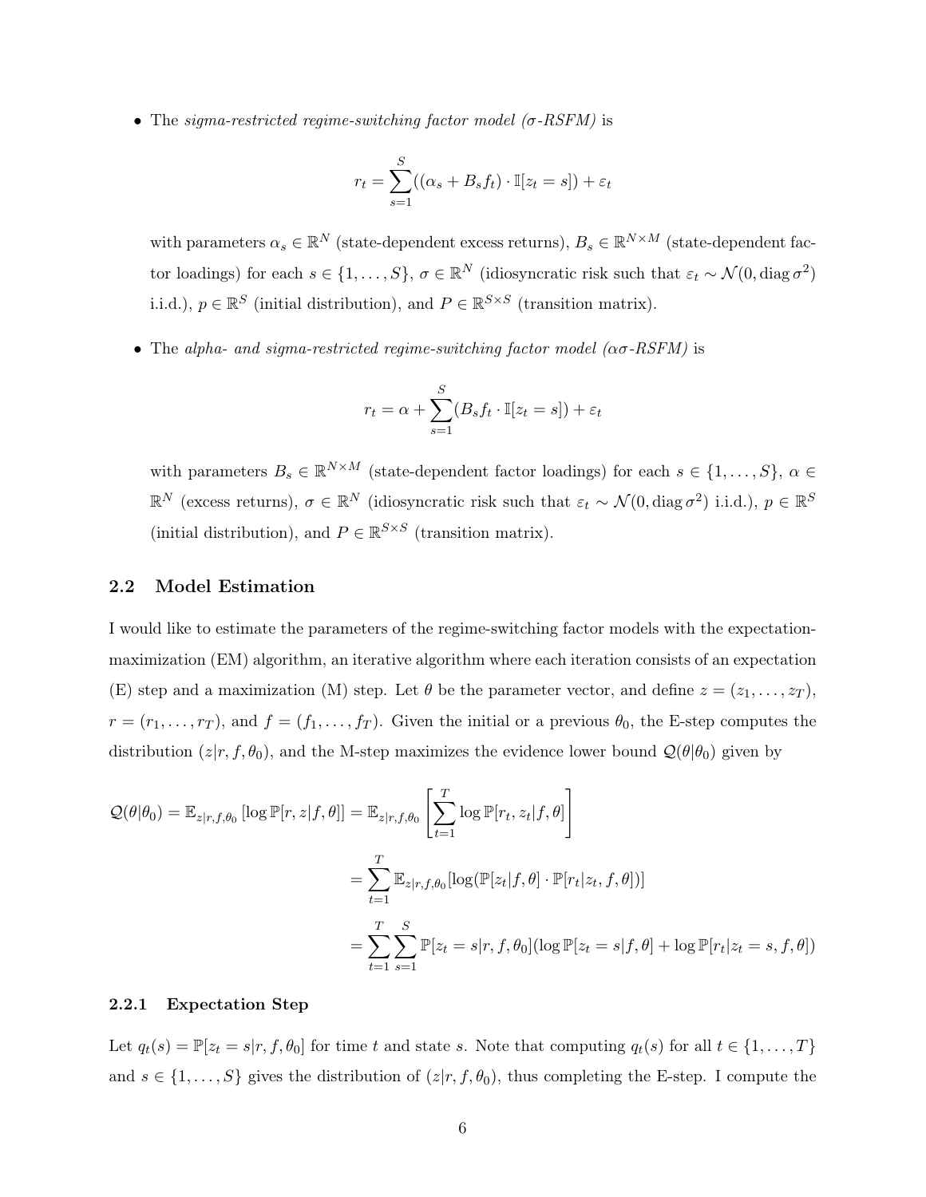- The *sigma-restricted regime-switching factor model ($\sigma$-RSFM)* is

$$r_t = \sum_{s=1}^{S} ((\alpha_s + B_s f_t) \cdot \mathbb{I}[z_t = s]) + \varepsilon_t$$

  with parameters $\alpha_s \in \mathbb{R}^N$ (state-dependent excess returns), $B_s \in \mathbb{R}^{N \times M}$ (state-dependent factor loadings) for each $s \in \{1, \ldots, S\}$, $\sigma \in \mathbb{R}^N$ (idiosyncratic risk such that $\varepsilon_t \sim \mathcal{N}(0, \operatorname{diag} \sigma^2)$ i.i.d.), $p \in \mathbb{R}^S$ (initial distribution), and $P \in \mathbb{R}^{S \times S}$ (transition matrix).

- The *alpha- and sigma-restricted regime-switching factor model ($\alpha\sigma$-RSFM)* is

$$r_t = \alpha + \sum_{s=1}^{S} (B_s f_t \cdot \mathbb{I}[z_t = s]) + \varepsilon_t$$

  with parameters $B_s \in \mathbb{R}^{N \times M}$ (state-dependent factor loadings) for each $s \in \{1, \ldots, S\}$, $\alpha \in \mathbb{R}^N$ (excess returns), $\sigma \in \mathbb{R}^N$ (idiosyncratic risk such that $\varepsilon_t \sim \mathcal{N}(0, \operatorname{diag} \sigma^2)$ i.i.d.), $p \in \mathbb{R}^S$ (initial distribution), and $P \in \mathbb{R}^{S \times S}$ (transition matrix).

## 2.2 Model Estimation

I would like to estimate the parameters of the regime-switching factor models with the expectation-maximization (EM) algorithm, an iterative algorithm where each iteration consists of an expectation (E) step and a maximization (M) step. Let $\theta$ be the parameter vector, and define $z = (z_1, \ldots, z_T)$, $r = (r_1, \ldots, r_T)$, and $f = (f_1, \ldots, f_T)$. Given the initial or a previous $\theta_0$, the E-step computes the distribution $(z|r, f, \theta_0)$, and the M-step maximizes the evidence lower bound $\mathcal{Q}(\theta|\theta_0)$ given by

$$\begin{aligned}
\mathcal{Q}(\theta|\theta_0) = \mathbb{E}_{z|r,f,\theta_0} \left[\log \mathbb{P}[r, z|f, \theta]\right] &= \mathbb{E}_{z|r,f,\theta_0} \left[\sum_{t=1}^{T} \log \mathbb{P}[r_t, z_t|f, \theta]\right] \\
&= \sum_{t=1}^{T} \mathbb{E}_{z|r,f,\theta_0} [\log(\mathbb{P}[z_t|f, \theta] \cdot \mathbb{P}[r_t|z_t, f, \theta])] \\
&= \sum_{t=1}^{T} \sum_{s=1}^{S} \mathbb{P}[z_t = s|r, f, \theta_0] (\log \mathbb{P}[z_t = s|f, \theta] + \log \mathbb{P}[r_t|z_t = s, f, \theta])
\end{aligned}$$

### 2.2.1 Expectation Step

Let $q_t(s) = \mathbb{P}[z_t = s|r, f, \theta_0]$ for time $t$ and state $s$. Note that computing $q_t(s)$ for all $t \in \{1, \ldots, T\}$ and $s \in \{1, \ldots, S\}$ gives the distribution of $(z|r, f, \theta_0)$, thus completing the E-step. I compute the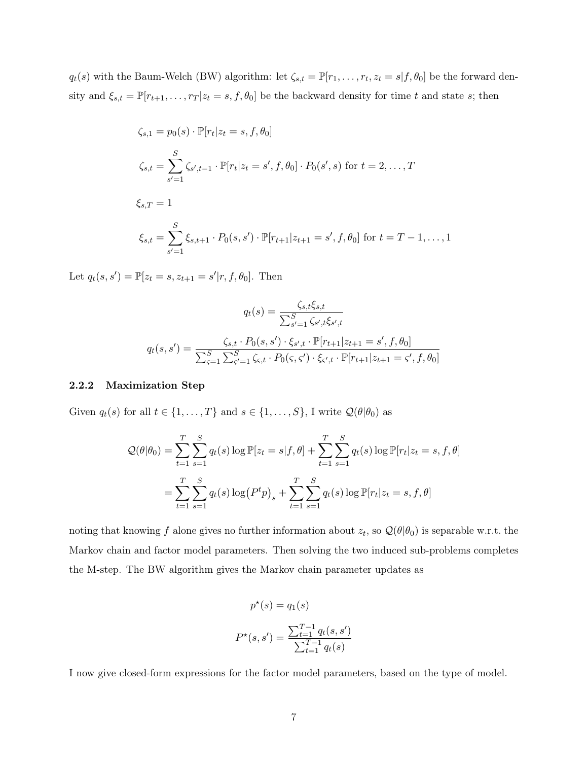$q_t(s)$ with the Baum-Welch (BW) algorithm: let $\zeta_{s,t} = \mathbb{P}[r_1, \ldots, r_t, z_t = s | f, \theta_0]$ be the forward density and $\xi_{s,t} = \mathbb{P}[r_{t+1}, \ldots, r_T | z_t = s, f, \theta_0]$ be the backward density for time $t$ and state $s$; then

$$
\begin{aligned}
&\zeta_{s,1} = p_0(s) \cdot \mathbb{P}[r_t | z_t = s, f, \theta_0] \\
&\zeta_{s,t} = \sum_{s'=1}^{S} \zeta_{s',t-1} \cdot \mathbb{P}[r_t | z_t = s', f, \theta_0] \cdot P_0(s', s) \text{ for } t = 2, \ldots, T \\
&\xi_{s,T} = 1 \\
&\xi_{s,t} = \sum_{s'=1}^{S} \xi_{s,t+1} \cdot P_0(s, s') \cdot \mathbb{P}[r_{t+1} | z_{t+1} = s', f, \theta_0] \text{ for } t = T-1, \ldots, 1
\end{aligned}
$$

Let $q_t(s, s') = \mathbb{P}[z_t = s, z_{t+1} = s' | r, f, \theta_0]$. Then

$$
q_t(s) = \frac{\zeta_{s,t} \xi_{s,t}}{\sum_{s'=1}^{S} \zeta_{s',t} \xi_{s',t}}
$$

$$
q_t(s, s') = \frac{\zeta_{s,t} \cdot P_0(s, s') \cdot \xi_{s',t} \cdot \mathbb{P}[r_{t+1} | z_{t+1} = s', f, \theta_0]}{\sum_{\varsigma=1}^{S} \sum_{\varsigma'=1}^{S} \zeta_{\varsigma,t} \cdot P_0(\varsigma, \varsigma') \cdot \xi_{\varsigma',t} \cdot \mathbb{P}[r_{t+1} | z_{t+1} = \varsigma', f, \theta_0]}
$$

### 2.2.2 Maximization Step

Given $q_t(s)$ for all $t \in \{1, \ldots, T\}$ and $s \in \{1, \ldots, S\}$, I write $\mathcal{Q}(\theta | \theta_0)$ as

$$
\begin{aligned}
\mathcal{Q}(\theta | \theta_0) &= \sum_{t=1}^{T} \sum_{s=1}^{S} q_t(s) \log \mathbb{P}[z_t = s | f, \theta] + \sum_{t=1}^{T} \sum_{s=1}^{S} q_t(s) \log \mathbb{P}[r_t | z_t = s, f, \theta] \\
&= \sum_{t=1}^{T} \sum_{s=1}^{S} q_t(s) \log \left(P^t p\right)_s + \sum_{t=1}^{T} \sum_{s=1}^{S} q_t(s) \log \mathbb{P}[r_t | z_t = s, f, \theta]
\end{aligned}
$$

noting that knowing $f$ alone gives no further information about $z_t$, so $\mathcal{Q}(\theta | \theta_0)$ is separable w.r.t. the Markov chain and factor model parameters. Then solving the two induced sub-problems completes the M-step. The BW algorithm gives the Markov chain parameter updates as

$$
p^\star(s) = q_1(s)
$$

$$
P^\star(s, s') = \frac{\sum_{t=1}^{T-1} q_t(s, s')}{\sum_{t=1}^{T-1} q_t(s)}
$$

I now give closed-form expressions for the factor model parameters, based on the type of model.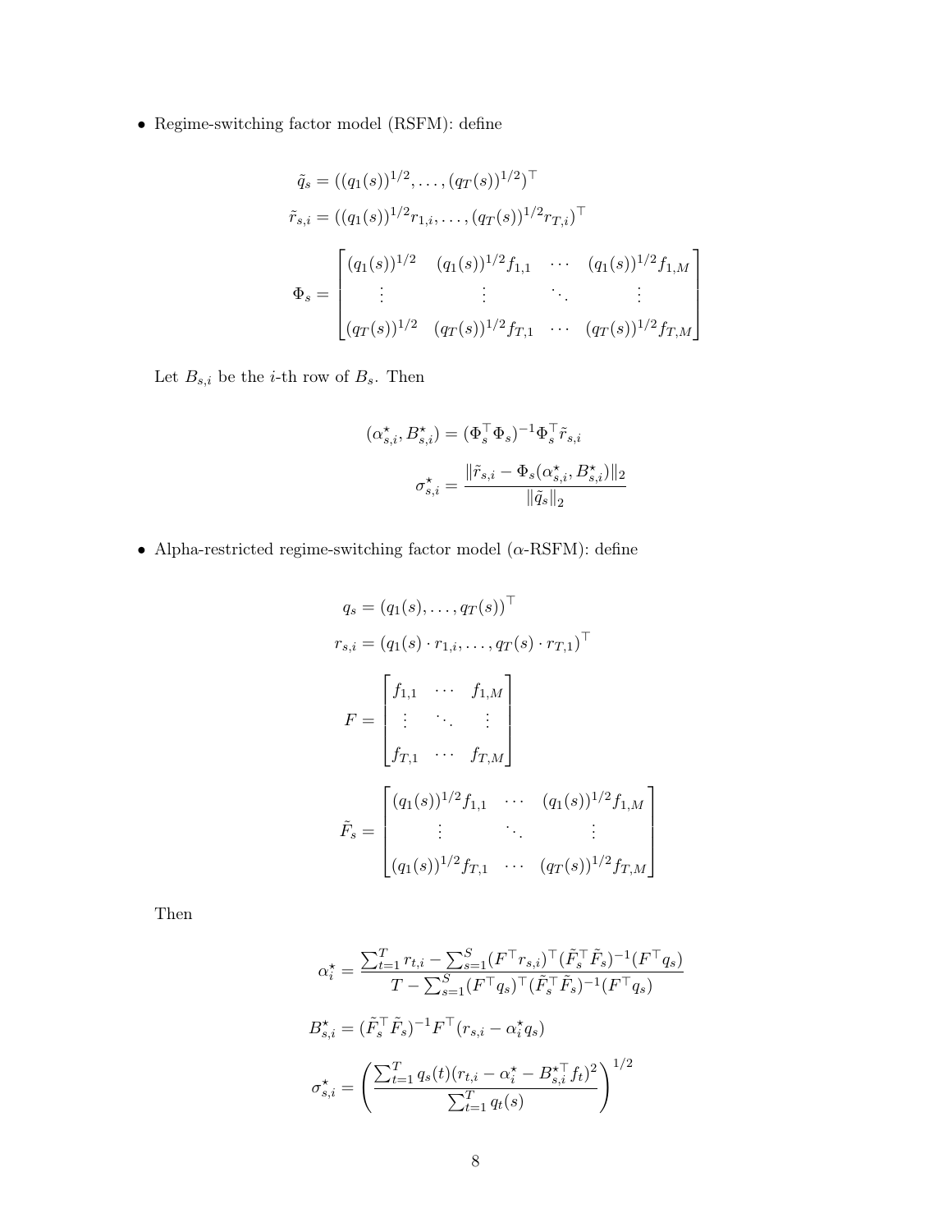- Regime-switching factor model (RSFM): define

$$\tilde{q}_s = ((q_1(s))^{1/2}, \ldots, (q_T(s))^{1/2})^\top$$

$$\tilde{r}_{s,i} = ((q_1(s))^{1/2} r_{1,i}, \ldots, (q_T(s))^{1/2} r_{T,i})^\top$$

$$\Phi_s = \begin{bmatrix} (q_1(s))^{1/2} & (q_1(s))^{1/2} f_{1,1} & \cdots & (q_1(s))^{1/2} f_{1,M} \\ \vdots & \vdots & \ddots & \vdots \\ (q_T(s))^{1/2} & (q_T(s))^{1/2} f_{T,1} & \cdots & (q_T(s))^{1/2} f_{T,M} \end{bmatrix}$$

Let $B_{s,i}$ be the $i$-th row of $B_s$. Then

$$(\alpha^\star_{s,i}, B^\star_{s,i}) = (\Phi_s^\top \Phi_s)^{-1} \Phi_s^\top \tilde{r}_{s,i}$$

$$\sigma^\star_{s,i} = \frac{\|\tilde{r}_{s,i} - \Phi_s(\alpha^\star_{s,i}, B^\star_{s,i})\|_2}{\|\tilde{q}_s\|_2}$$

- Alpha-restricted regime-switching factor model ($\alpha$-RSFM): define

$$q_s = (q_1(s), \ldots, q_T(s))^\top$$

$$r_{s,i} = (q_1(s) \cdot r_{1,i}, \ldots, q_T(s) \cdot r_{T,1})^\top$$

$$F = \begin{bmatrix} f_{1,1} & \cdots & f_{1,M} \\ \vdots & \ddots & \vdots \\ f_{T,1} & \cdots & f_{T,M} \end{bmatrix}$$

$$\tilde{F}_s = \begin{bmatrix} (q_1(s))^{1/2} f_{1,1} & \cdots & (q_1(s))^{1/2} f_{1,M} \\ \vdots & \ddots & \vdots \\ (q_1(s))^{1/2} f_{T,1} & \cdots & (q_T(s))^{1/2} f_{T,M} \end{bmatrix}$$

Then

$$\alpha^\star_i = \frac{\sum_{t=1}^T r_{t,i} - \sum_{s=1}^S (F^\top r_{s,i})^\top (\tilde{F}_s^\top \tilde{F}_s)^{-1} (F^\top q_s)}{T - \sum_{s=1}^S (F^\top q_s)^\top (\tilde{F}_s^\top \tilde{F}_s)^{-1} (F^\top q_s)}$$

$$B^\star_{s,i} = (\tilde{F}_s^\top \tilde{F}_s)^{-1} F^\top (r_{s,i} - \alpha^\star_i q_s)$$

$$\sigma^\star_{s,i} = \left( \frac{\sum_{t=1}^T q_s(t)(r_{t,i} - \alpha^\star_i - B^{\star\top}_{s,i} f_t)^2}{\sum_{t=1}^T q_t(s)} \right)^{1/2}$$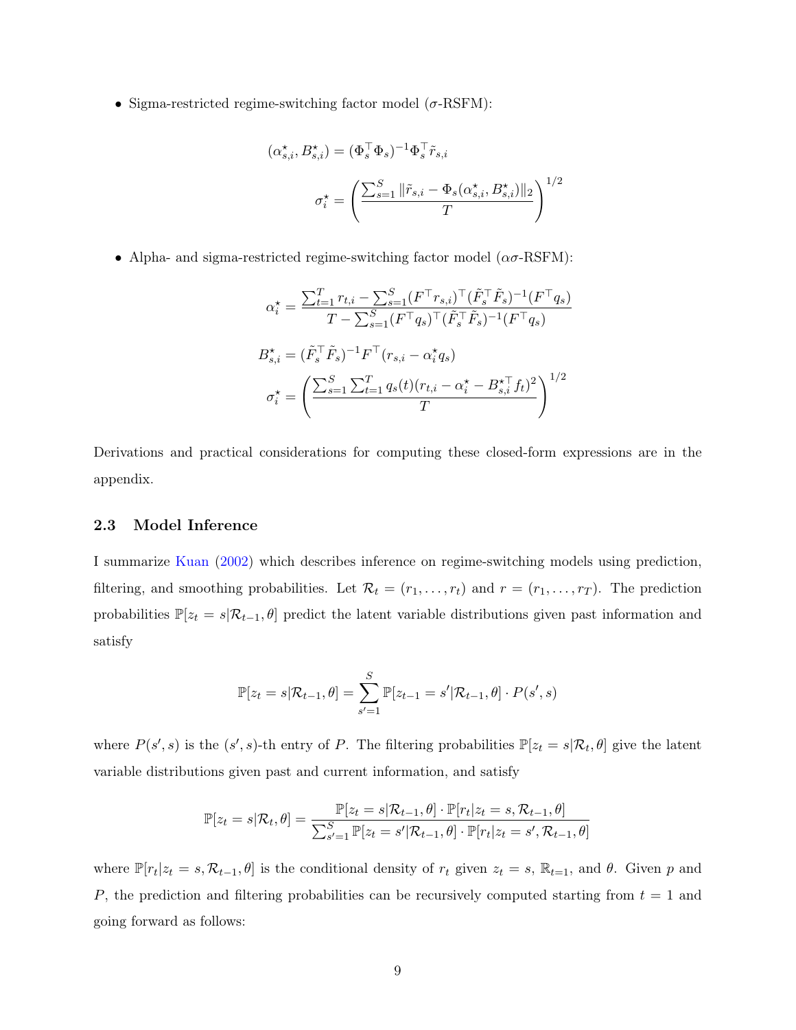- Sigma-restricted regime-switching factor model ($\sigma$-RSFM):

$$(\alpha^\star_{s,i}, B^\star_{s,i}) = (\Phi_s^\top \Phi_s)^{-1} \Phi_s^\top \tilde{r}_{s,i}$$

$$\sigma^\star_i = \left( \frac{\sum_{s=1}^S \|\tilde{r}_{s,i} - \Phi_s(\alpha^\star_{s,i}, B^\star_{s,i})\|_2}{T} \right)^{1/2}$$

- Alpha- and sigma-restricted regime-switching factor model ($\alpha\sigma$-RSFM):

$$\alpha^\star_i = \frac{\sum_{t=1}^T r_{t,i} - \sum_{s=1}^S (F^\top r_{s,i})^\top (\tilde{F}_s^\top \tilde{F}_s)^{-1} (F^\top q_s)}{T - \sum_{s=1}^S (F^\top q_s)^\top (\tilde{F}_s^\top \tilde{F}_s)^{-1} (F^\top q_s)}$$

$$B^\star_{s,i} = (\tilde{F}_s^\top \tilde{F}_s)^{-1} F^\top (r_{s,i} - \alpha^\star_i q_s)$$

$$\sigma^\star_i = \left( \frac{\sum_{s=1}^S \sum_{t=1}^T q_s(t)(r_{t,i} - \alpha^\star_i - B^{\star\top}_{s,i} f_t)^2}{T} \right)^{1/2}$$

Derivations and practical considerations for computing these closed-form expressions are in the appendix.

### 2.3 Model Inference

I summarize Kuan (2002) which describes inference on regime-switching models using prediction, filtering, and smoothing probabilities. Let $\mathcal{R}_t = (r_1, \ldots, r_t)$ and $r = (r_1, \ldots, r_T)$. The prediction probabilities $\mathbb{P}[z_t = s|\mathcal{R}_{t-1}, \theta]$ predict the latent variable distributions given past information and satisfy

$$\mathbb{P}[z_t = s|\mathcal{R}_{t-1}, \theta] = \sum_{s'=1}^S \mathbb{P}[z_{t-1} = s'|\mathcal{R}_{t-1}, \theta] \cdot P(s', s)$$

where $P(s', s)$ is the $(s', s)$-th entry of $P$. The filtering probabilities $\mathbb{P}[z_t = s|\mathcal{R}_t, \theta]$ give the latent variable distributions given past and current information, and satisfy

$$\mathbb{P}[z_t = s|\mathcal{R}_t, \theta] = \frac{\mathbb{P}[z_t = s|\mathcal{R}_{t-1}, \theta] \cdot \mathbb{P}[r_t|z_t = s, \mathcal{R}_{t-1}, \theta]}{\sum_{s'=1}^S \mathbb{P}[z_t = s'|\mathcal{R}_{t-1}, \theta] \cdot \mathbb{P}[r_t|z_t = s', \mathcal{R}_{t-1}, \theta]}$$

where $\mathbb{P}[r_t|z_t = s, \mathcal{R}_{t-1}, \theta]$ is the conditional density of $r_t$ given $z_t = s$, $\mathbb{R}_{t=1}$, and $\theta$. Given $p$ and $P$, the prediction and filtering probabilities can be recursively computed starting from $t = 1$ and going forward as follows: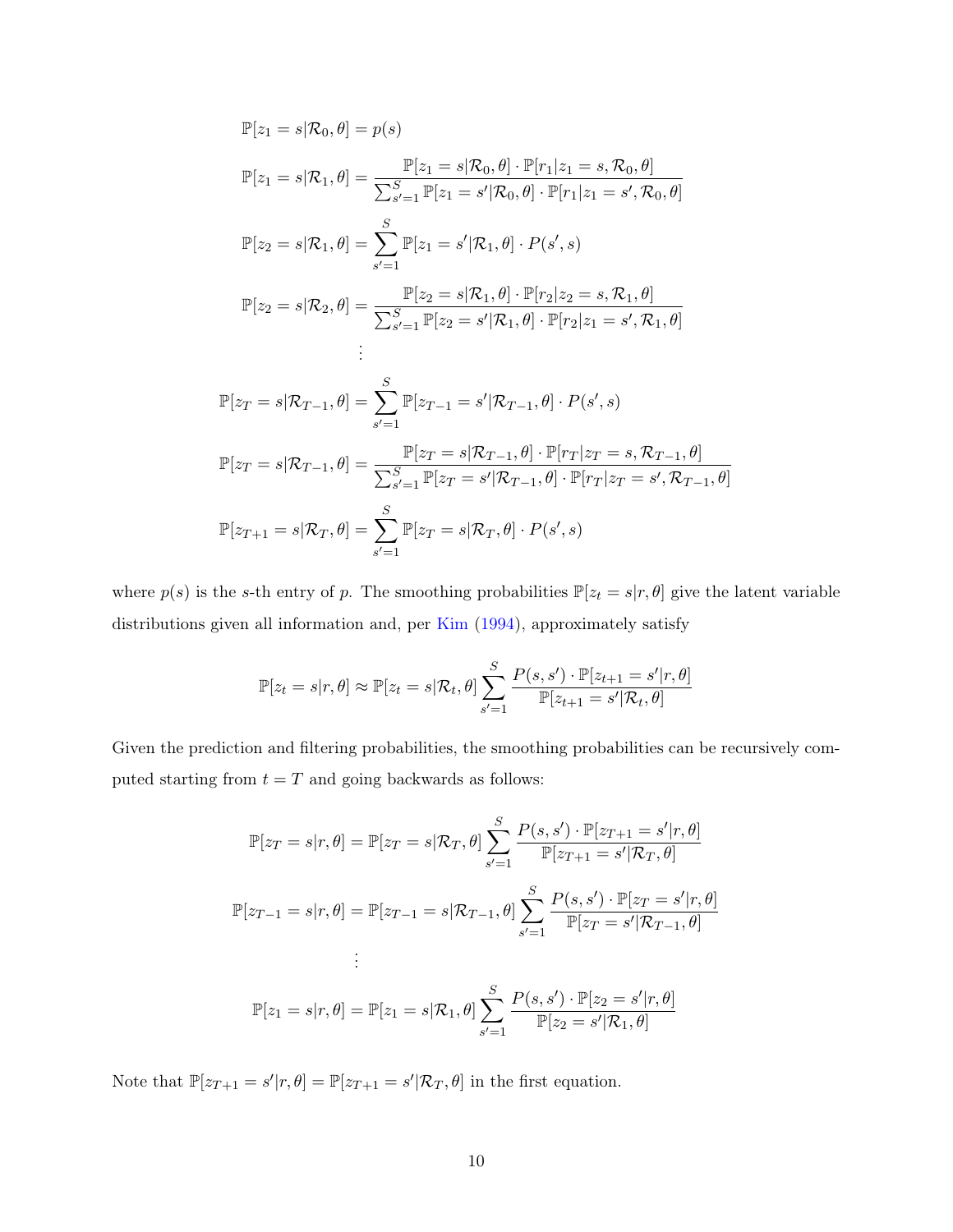$$
\begin{aligned}
\mathbb{P}[z_1 = s|\mathcal{R}_0, \theta] &= p(s) \\
\mathbb{P}[z_1 = s|\mathcal{R}_1, \theta] &= \frac{\mathbb{P}[z_1 = s|\mathcal{R}_0, \theta] \cdot \mathbb{P}[r_1|z_1 = s, \mathcal{R}_0, \theta]}{\sum_{s'=1}^{S} \mathbb{P}[z_1 = s'|\mathcal{R}_0, \theta] \cdot \mathbb{P}[r_1|z_1 = s', \mathcal{R}_0, \theta]} \\
\mathbb{P}[z_2 = s|\mathcal{R}_1, \theta] &= \sum_{s'=1}^{S} \mathbb{P}[z_1 = s'|\mathcal{R}_1, \theta] \cdot P(s', s) \\
\mathbb{P}[z_2 = s|\mathcal{R}_2, \theta] &= \frac{\mathbb{P}[z_2 = s|\mathcal{R}_1, \theta] \cdot \mathbb{P}[r_2|z_2 = s, \mathcal{R}_1, \theta]}{\sum_{s'=1}^{S} \mathbb{P}[z_2 = s'|\mathcal{R}_1, \theta] \cdot \mathbb{P}[r_2|z_1 = s', \mathcal{R}_1, \theta]} \\
&\vdots \\
\mathbb{P}[z_T = s|\mathcal{R}_{T-1}, \theta] &= \sum_{s'=1}^{S} \mathbb{P}[z_{T-1} = s'|\mathcal{R}_{T-1}, \theta] \cdot P(s', s) \\
\mathbb{P}[z_T = s|\mathcal{R}_{T-1}, \theta] &= \frac{\mathbb{P}[z_T = s|\mathcal{R}_{T-1}, \theta] \cdot \mathbb{P}[r_T|z_T = s, \mathcal{R}_{T-1}, \theta]}{\sum_{s'=1}^{S} \mathbb{P}[z_T = s'|\mathcal{R}_{T-1}, \theta] \cdot \mathbb{P}[r_T|z_T = s', \mathcal{R}_{T-1}, \theta]} \\
\mathbb{P}[z_{T+1} = s|\mathcal{R}_T, \theta] &= \sum_{s'=1}^{S} \mathbb{P}[z_T = s|\mathcal{R}_T, \theta] \cdot P(s', s)
\end{aligned}
$$

where $p(s)$ is the $s$-th entry of $p$. The smoothing probabilities $\mathbb{P}[z_t = s|r, \theta]$ give the latent variable distributions given all information and, per Kim (1994), approximately satisfy

$$
\mathbb{P}[z_t = s|r, \theta] \approx \mathbb{P}[z_t = s|\mathcal{R}_t, \theta] \sum_{s'=1}^{S} \frac{P(s, s') \cdot \mathbb{P}[z_{t+1} = s'|r, \theta]}{\mathbb{P}[z_{t+1} = s'|\mathcal{R}_t, \theta]}
$$

Given the prediction and filtering probabilities, the smoothing probabilities can be recursively computed starting from $t = T$ and going backwards as follows:

$$
\begin{aligned}
\mathbb{P}[z_T = s|r, \theta] &= \mathbb{P}[z_T = s|\mathcal{R}_T, \theta] \sum_{s'=1}^{S} \frac{P(s, s') \cdot \mathbb{P}[z_{T+1} = s'|r, \theta]}{\mathbb{P}[z_{T+1} = s'|\mathcal{R}_T, \theta]} \\
\mathbb{P}[z_{T-1} = s|r, \theta] &= \mathbb{P}[z_{T-1} = s|\mathcal{R}_{T-1}, \theta] \sum_{s'=1}^{S} \frac{P(s, s') \cdot \mathbb{P}[z_T = s'|r, \theta]}{\mathbb{P}[z_T = s'|\mathcal{R}_{T-1}, \theta]} \\
&\vdots \\
\mathbb{P}[z_1 = s|r, \theta] &= \mathbb{P}[z_1 = s|\mathcal{R}_1, \theta] \sum_{s'=1}^{S} \frac{P(s, s') \cdot \mathbb{P}[z_2 = s'|r, \theta]}{\mathbb{P}[z_2 = s'|\mathcal{R}_1, \theta]}
\end{aligned}
$$

Note that $\mathbb{P}[z_{T+1} = s'|r, \theta] = \mathbb{P}[z_{T+1} = s'|\mathcal{R}_T, \theta]$ in the first equation.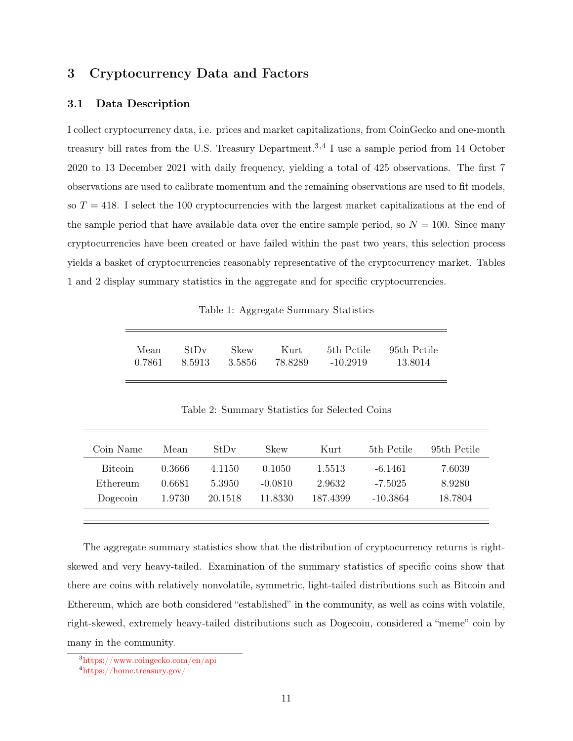## 3 Cryptocurrency Data and Factors

### 3.1 Data Description

I collect cryptocurrency data, i.e. prices and market capitalizations, from CoinGecko and one-month treasury bill rates from the U.S. Treasury Department.[3,4] I use a sample period from 14 October 2020 to 13 December 2021 with daily frequency, yielding a total of 425 observations. The first 7 observations are used to calibrate momentum and the remaining observations are used to fit models, so $T = 418$. I select the 100 cryptocurrencies with the largest market capitalizations at the end of the sample period that have available data over the entire sample period, so $N = 100$. Since many cryptocurrencies have been created or have failed within the past two years, this selection process yields a basket of cryptocurrencies reasonably representative of the cryptocurrency market. Tables 1 and 2 display summary statistics in the aggregate and for specific cryptocurrencies.

Table 1: Aggregate Summary Statistics

| Mean | StDv | Skew | Kurt | 5th Pctile | 95th Pctile |
|---|---|---|---|---|---|
| 0.7861 | 8.5913 | 3.5856 | 78.8289 | -10.2919 | 13.8014 |

Table 2: Summary Statistics for Selected Coins

| Coin Name | Mean | StDv | Skew | Kurt | 5th Pctile | 95th Pctile |
|---|---|---|---|---|---|---|
| Bitcoin | 0.3666 | 4.1150 | 0.1050 | 1.5513 | -6.1461 | 7.6039 |
| Ethereum | 0.6681 | 5.3950 | -0.0810 | 2.9632 | -7.5025 | 8.9280 |
| Dogecoin | 1.9730 | 20.1518 | 11.8330 | 187.4399 | -10.3864 | 18.7804 |

The aggregate summary statistics show that the distribution of cryptocurrency returns is right-skewed and very heavy-tailed. Examination of the summary statistics of specific coins show that there are coins with relatively nonvolatile, symmetric, light-tailed distributions such as Bitcoin and Ethereum, which are both considered "established" in the community, as well as coins with volatile, right-skewed, extremely heavy-tailed distributions such as Dogecoin, considered a "meme" coin by many in the community.

[3] https://www.coingecko.com/en/api

[4] https://home.treasury.gov/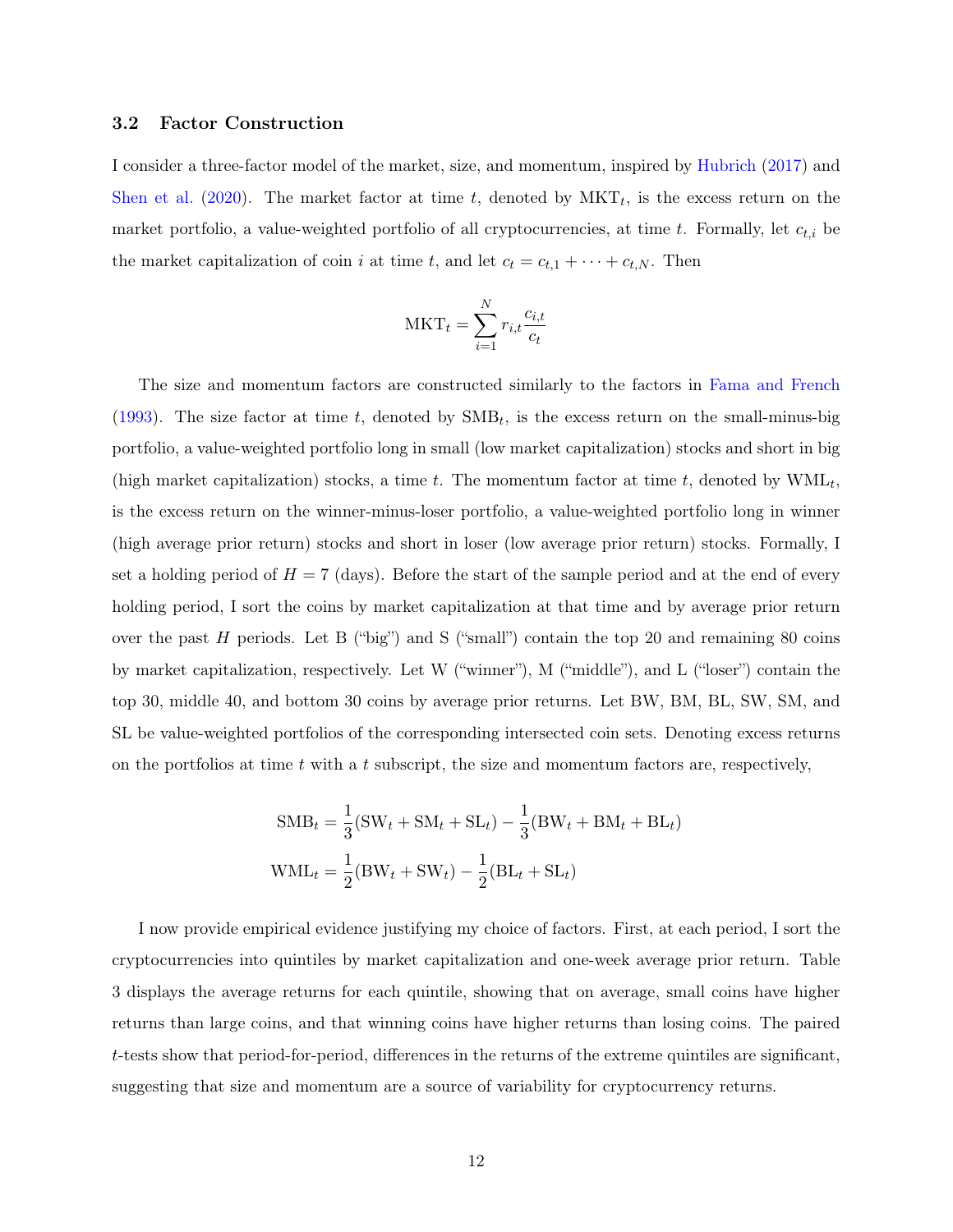### 3.2 Factor Construction

I consider a three-factor model of the market, size, and momentum, inspired by Hubrich (2017) and Shen et al. (2020). The market factor at time $t$, denoted by $\text{MKT}_t$, is the excess return on the market portfolio, a value-weighted portfolio of all cryptocurrencies, at time $t$. Formally, let $c_{t,i}$ be the market capitalization of coin $i$ at time $t$, and let $c_t = c_{t,1} + \cdots + c_{t,N}$. Then

$$\text{MKT}_t = \sum_{i=1}^{N} r_{i,t} \frac{c_{i,t}}{c_t}$$

The size and momentum factors are constructed similarly to the factors in Fama and French (1993). The size factor at time $t$, denoted by $\text{SMB}_t$, is the excess return on the small-minus-big portfolio, a value-weighted portfolio long in small (low market capitalization) stocks and short in big (high market capitalization) stocks, a time $t$. The momentum factor at time $t$, denoted by $\text{WML}_t$, is the excess return on the winner-minus-loser portfolio, a value-weighted portfolio long in winner (high average prior return) stocks and short in loser (low average prior return) stocks. Formally, I set a holding period of $H = 7$ (days). Before the start of the sample period and at the end of every holding period, I sort the coins by market capitalization at that time and by average prior return over the past $H$ periods. Let B ("big") and S ("small") contain the top 20 and remaining 80 coins by market capitalization, respectively. Let W ("winner"), M ("middle"), and L ("loser") contain the top 30, middle 40, and bottom 30 coins by average prior returns. Let BW, BM, BL, SW, SM, and SL be value-weighted portfolios of the corresponding intersected coin sets. Denoting excess returns on the portfolios at time $t$ with a $t$ subscript, the size and momentum factors are, respectively,

$$\text{SMB}_t = \frac{1}{3}(\text{SW}_t + \text{SM}_t + \text{SL}_t) - \frac{1}{3}(\text{BW}_t + \text{BM}_t + \text{BL}_t)$$

$$\text{WML}_t = \frac{1}{2}(\text{BW}_t + \text{SW}_t) - \frac{1}{2}(\text{BL}_t + \text{SL}_t)$$

I now provide empirical evidence justifying my choice of factors. First, at each period, I sort the cryptocurrencies into quintiles by market capitalization and one-week average prior return. Table 3 displays the average returns for each quintile, showing that on average, small coins have higher returns than large coins, and that winning coins have higher returns than losing coins. The paired $t$-tests show that period-for-period, differences in the returns of the extreme quintiles are significant, suggesting that size and momentum are a source of variability for cryptocurrency returns.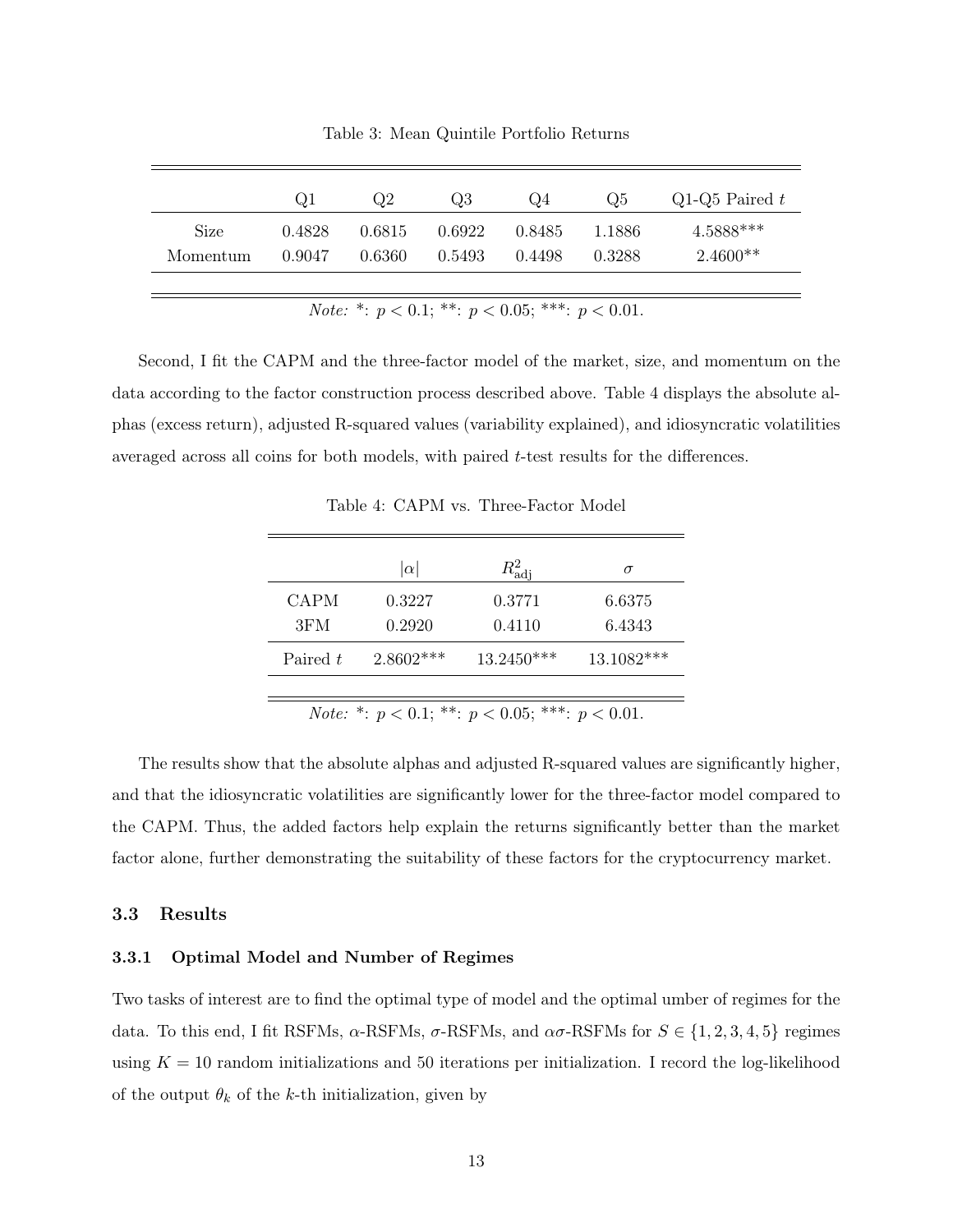Table 3: Mean Quintile Portfolio Returns

| | Q1 | Q2 | Q3 | Q4 | Q5 | Q1-Q5 Paired $t$ |
|---|---|---|---|---|---|---|
| Size | 0.4828 | 0.6815 | 0.6922 | 0.8485 | 1.1886 | 4.5888*** |
| Momentum | 0.9047 | 0.6360 | 0.5493 | 0.4498 | 0.3288 | 2.4600** |

*Note:* *: $p < 0.1$; **: $p < 0.05$; ***: $p < 0.01$.

Second, I fit the CAPM and the three-factor model of the market, size, and momentum on the data according to the factor construction process described above. Table 4 displays the absolute alphas (excess return), adjusted R-squared values (variability explained), and idiosyncratic volatilities averaged across all coins for both models, with paired $t$-test results for the differences.

Table 4: CAPM vs. Three-Factor Model

| | $\lvert\alpha\rvert$ | $R^2_{\text{adj}}$ | $\sigma$ |
|---|---|---|---|
| CAPM | 0.3227 | 0.3771 | 6.6375 |
| 3FM | 0.2920 | 0.4110 | 6.4343 |
| Paired $t$ | 2.8602*** | 13.2450*** | 13.1082*** |

*Note:* *: $p < 0.1$; **: $p < 0.05$; ***: $p < 0.01$.

The results show that the absolute alphas and adjusted R-squared values are significantly higher, and that the idiosyncratic volatilities are significantly lower for the three-factor model compared to the CAPM. Thus, the added factors help explain the returns significantly better than the market factor alone, further demonstrating the suitability of these factors for the cryptocurrency market.

### 3.3 Results

#### 3.3.1 Optimal Model and Number of Regimes

Two tasks of interest are to find the optimal type of model and the optimal umber of regimes for the data. To this end, I fit RSFMs, $\alpha$-RSFMs, $\sigma$-RSFMs, and $\alpha\sigma$-RSFMs for $S \in \{1, 2, 3, 4, 5\}$ regimes using $K = 10$ random initializations and 50 iterations per initialization. I record the log-likelihood of the output $\theta_k$ of the $k$-th initialization, given by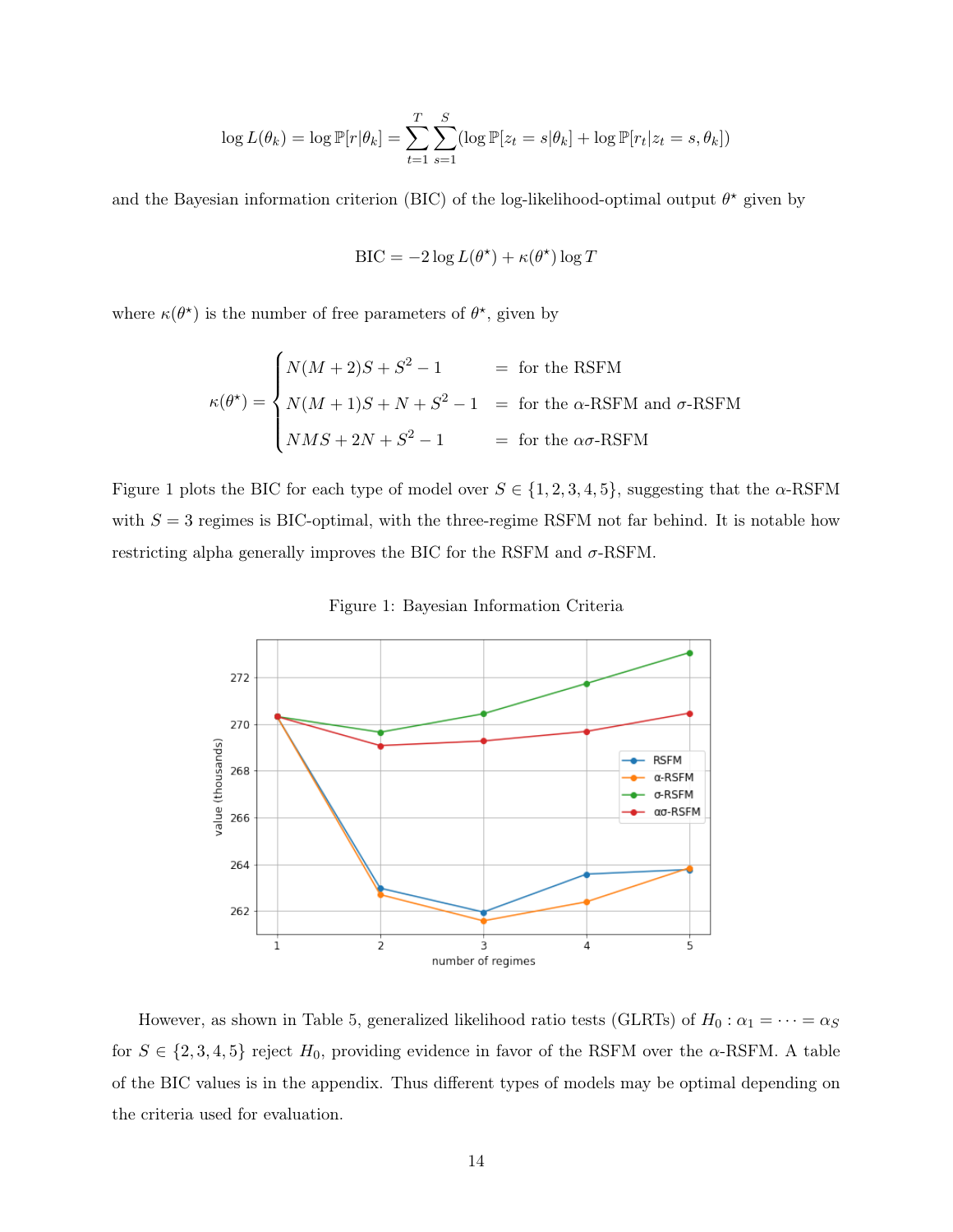$$\log L(\theta_k) = \log \mathbb{P}[r|\theta_k] = \sum_{t=1}^{T} \sum_{s=1}^{S} (\log \mathbb{P}[z_t = s|\theta_k] + \log \mathbb{P}[r_t|z_t = s, \theta_k])$$

and the Bayesian information criterion (BIC) of the log-likelihood-optimal output $\theta^\star$ given by

$$\text{BIC} = -2 \log L(\theta^\star) + \kappa(\theta^\star) \log T$$

where $\kappa(\theta^\star)$ is the number of free parameters of $\theta^\star$, given by

$$\kappa(\theta^\star) = \begin{cases} N(M+2)S + S^2 - 1 & = \text{ for the RSFM} \\ N(M+1)S + N + S^2 - 1 & = \text{ for the } \alpha\text{-RSFM and } \sigma\text{-RSFM} \\ NMS + 2N + S^2 - 1 & = \text{ for the } \alpha\sigma\text{-RSFM} \end{cases}$$

Figure 1 plots the BIC for each type of model over $S \in \{1, 2, 3, 4, 5\}$, suggesting that the $\alpha$-RSFM with $S = 3$ regimes is BIC-optimal, with the three-regime RSFM not far behind. It is notable how restricting alpha generally improves the BIC for the RSFM and $\sigma$-RSFM.

Figure 1: Bayesian Information Criteria

However, as shown in Table 5, generalized likelihood ratio tests (GLRTs) of $H_0 : \alpha_1 = \cdots = \alpha_S$ for $S \in \{2, 3, 4, 5\}$ reject $H_0$, providing evidence in favor of the RSFM over the $\alpha$-RSFM. A table of the BIC values is in the appendix. Thus different types of models may be optimal depending on the criteria used for evaluation.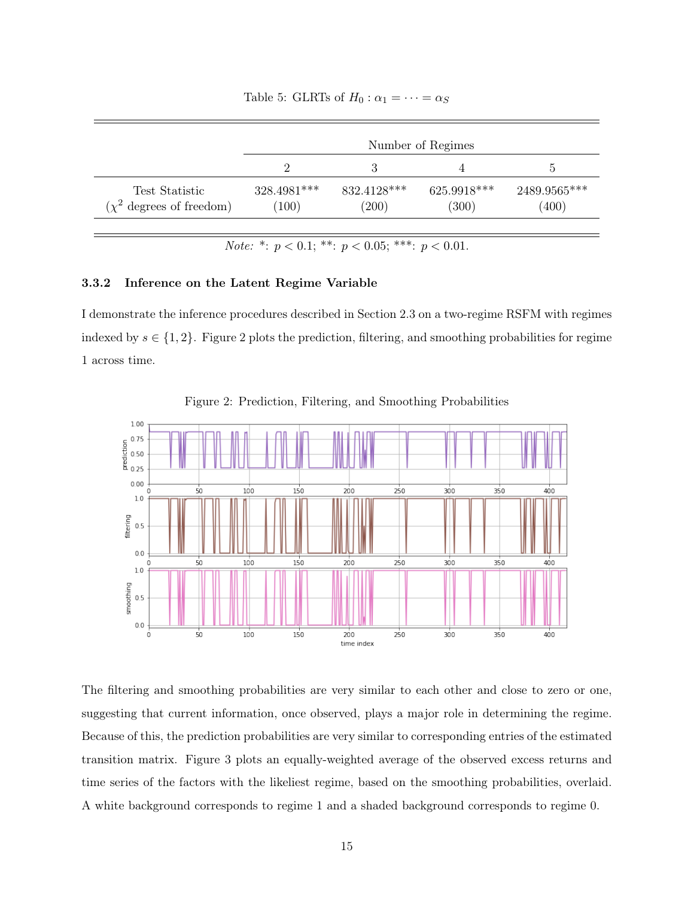Table 5: GLRTs of $H_0 : \alpha_1 = \cdots = \alpha_S$

| | Number of Regimes | | | |
|---|---|---|---|---|
| | 2 | 3 | 4 | 5 |
| Test Statistic | 328.4981*** | 832.4128*** | 625.9918*** | 2489.9565*** |
| ($\chi^2$ degrees of freedom) | (100) | (200) | (300) | (400) |

*Note:* *: $p < 0.1$; **: $p < 0.05$; ***: $p < 0.01$.

### 3.3.2 Inference on the Latent Regime Variable

I demonstrate the inference procedures described in Section 2.3 on a two-regime RSFM with regimes indexed by $s \in \{1, 2\}$. Figure 2 plots the prediction, filtering, and smoothing probabilities for regime 1 across time.

Figure 2: Prediction, Filtering, and Smoothing Probabilities

The filtering and smoothing probabilities are very similar to each other and close to zero or one, suggesting that current information, once observed, plays a major role in determining the regime. Because of this, the prediction probabilities are very similar to corresponding entries of the estimated transition matrix. Figure 3 plots an equally-weighted average of the observed excess returns and time series of the factors with the likeliest regime, based on the smoothing probabilities, overlaid. A white background corresponds to regime 1 and a shaded background corresponds to regime 0.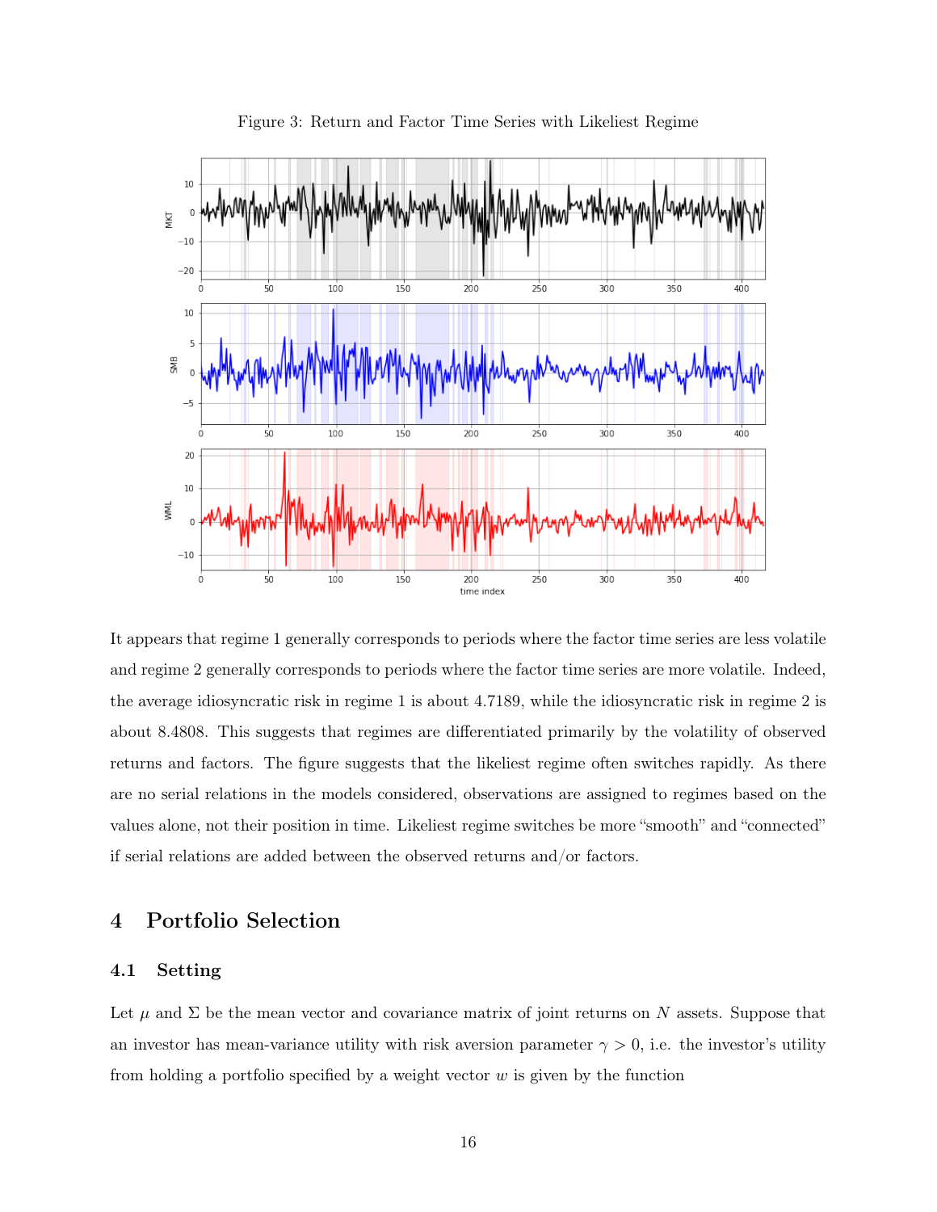Figure 3: Return and Factor Time Series with Likeliest Regime

It appears that regime 1 generally corresponds to periods where the factor time series are less volatile and regime 2 generally corresponds to periods where the factor time series are more volatile. Indeed, the average idiosyncratic risk in regime 1 is about 4.7189, while the idiosyncratic risk in regime 2 is about 8.4808. This suggests that regimes are differentiated primarily by the volatility of observed returns and factors. The figure suggests that the likeliest regime often switches rapidly. As there are no serial relations in the models considered, observations are assigned to regimes based on the values alone, not their position in time. Likeliest regime switches be more "smooth" and "connected" if serial relations are added between the observed returns and/or factors.

# 4 Portfolio Selection

## 4.1 Setting

Let $\mu$ and $\Sigma$ be the mean vector and covariance matrix of joint returns on $N$ assets. Suppose that an investor has mean-variance utility with risk aversion parameter $\gamma > 0$, i.e. the investor's utility from holding a portfolio specified by a weight vector $w$ is given by the function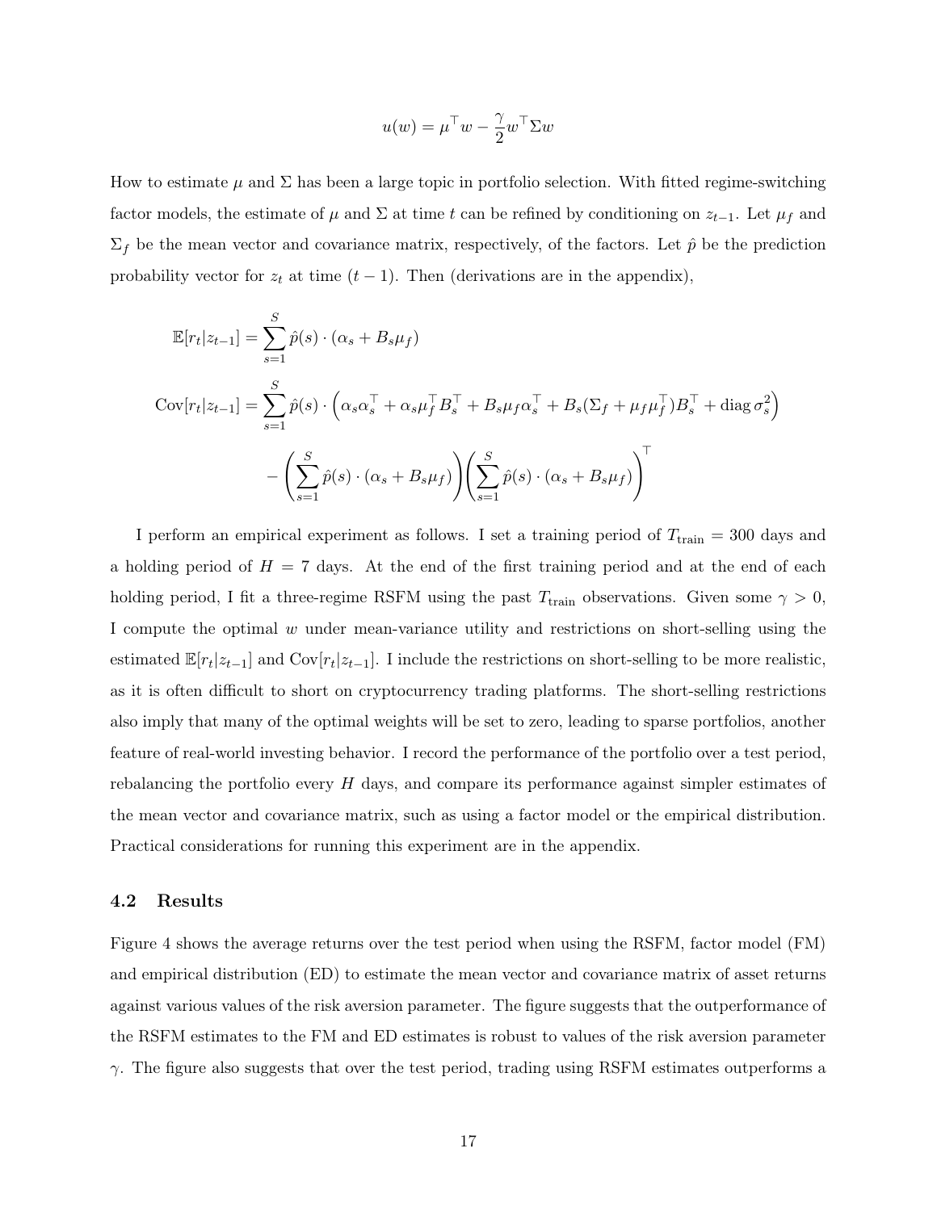$$u(w) = \mu^\top w - \frac{\gamma}{2} w^\top \Sigma w$$

How to estimate $\mu$ and $\Sigma$ has been a large topic in portfolio selection. With fitted regime-switching factor models, the estimate of $\mu$ and $\Sigma$ at time $t$ can be refined by conditioning on $z_{t-1}$. Let $\mu_f$ and $\Sigma_f$ be the mean vector and covariance matrix, respectively, of the factors. Let $\hat{p}$ be the prediction probability vector for $z_t$ at time $(t-1)$. Then (derivations are in the appendix),

$$\mathbb{E}[r_t | z_{t-1}] = \sum_{s=1}^{S} \hat{p}(s) \cdot (\alpha_s + B_s \mu_f)$$

$$\begin{aligned}
\text{Cov}[r_t | z_{t-1}] = &\sum_{s=1}^{S} \hat{p}(s) \cdot \left( \alpha_s \alpha_s^\top + \alpha_s \mu_f^\top B_s^\top + B_s \mu_f \alpha_s^\top + B_s (\Sigma_f + \mu_f \mu_f^\top) B_s^\top + \operatorname{diag} \sigma_s^2 \right) \\
&- \left( \sum_{s=1}^{S} \hat{p}(s) \cdot (\alpha_s + B_s \mu_f) \right) \left( \sum_{s=1}^{S} \hat{p}(s) \cdot (\alpha_s + B_s \mu_f) \right)^\top
\end{aligned}$$

I perform an empirical experiment as follows. I set a training period of $T_{\text{train}} = 300$ days and a holding period of $H = 7$ days. At the end of the first training period and at the end of each holding period, I fit a three-regime RSFM using the past $T_{\text{train}}$ observations. Given some $\gamma > 0$, I compute the optimal $w$ under mean-variance utility and restrictions on short-selling using the estimated $\mathbb{E}[r_t | z_{t-1}]$ and $\text{Cov}[r_t | z_{t-1}]$. I include the restrictions on short-selling to be more realistic, as it is often difficult to short on cryptocurrency trading platforms. The short-selling restrictions also imply that many of the optimal weights will be set to zero, leading to sparse portfolios, another feature of real-world investing behavior. I record the performance of the portfolio over a test period, rebalancing the portfolio every $H$ days, and compare its performance against simpler estimates of the mean vector and covariance matrix, such as using a factor model or the empirical distribution. Practical considerations for running this experiment are in the appendix.

### 4.2 Results

Figure 4 shows the average returns over the test period when using the RSFM, factor model (FM) and empirical distribution (ED) to estimate the mean vector and covariance matrix of asset returns against various values of the risk aversion parameter. The figure suggests that the outperformance of the RSFM estimates to the FM and ED estimates is robust to values of the risk aversion parameter $\gamma$. The figure also suggests that over the test period, trading using RSFM estimates outperforms a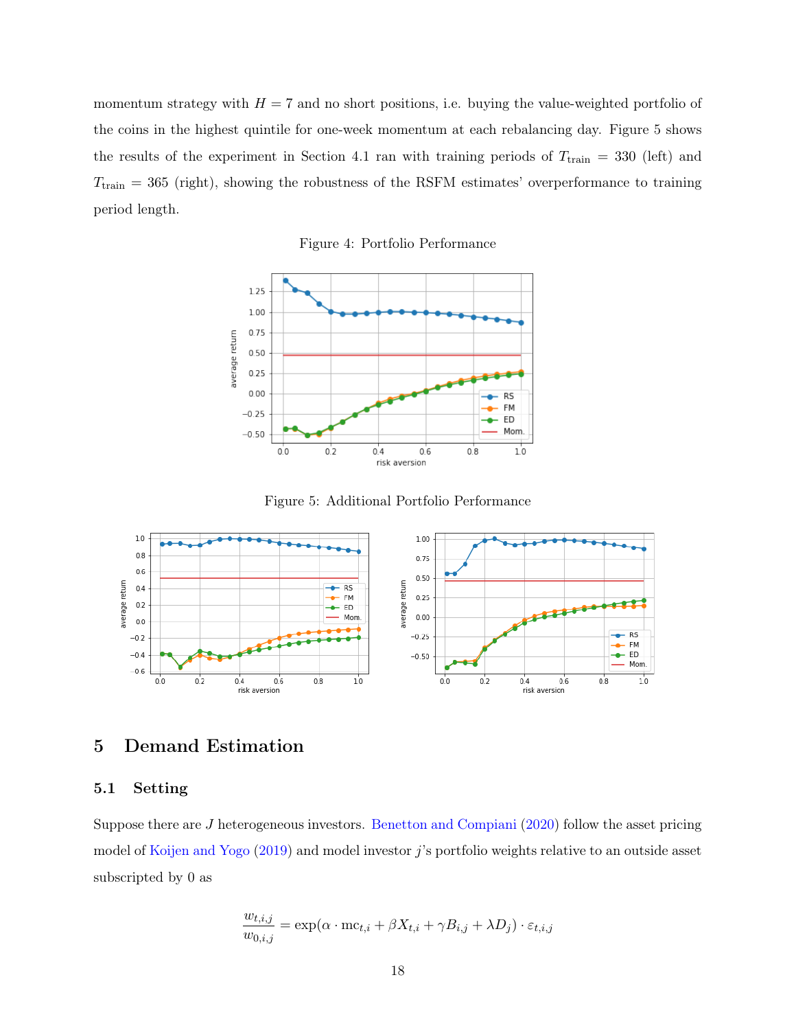momentum strategy with $H = 7$ and no short positions, i.e. buying the value-weighted portfolio of the coins in the highest quintile for one-week momentum at each rebalancing day. Figure 5 shows the results of the experiment in Section 4.1 ran with training periods of $T_{\text{train}} = 330$ (left) and $T_{\text{train}} = 365$ (right), showing the robustness of the RSFM estimates' overperformance to training period length.

Figure 4: Portfolio Performance

Figure 5: Additional Portfolio Performance

## 5 Demand Estimation

### 5.1 Setting

Suppose there are $J$ heterogeneous investors. Benetton and Compiani (2020) follow the asset pricing model of Koijen and Yogo (2019) and model investor $j$'s portfolio weights relative to an outside asset subscripted by 0 as

$$\frac{w_{t,i,j}}{w_{0,i,j}} = \exp(\alpha \cdot \text{mc}_{t,i} + \beta X_{t,i} + \gamma B_{i,j} + \lambda D_j) \cdot \varepsilon_{t,i,j}$$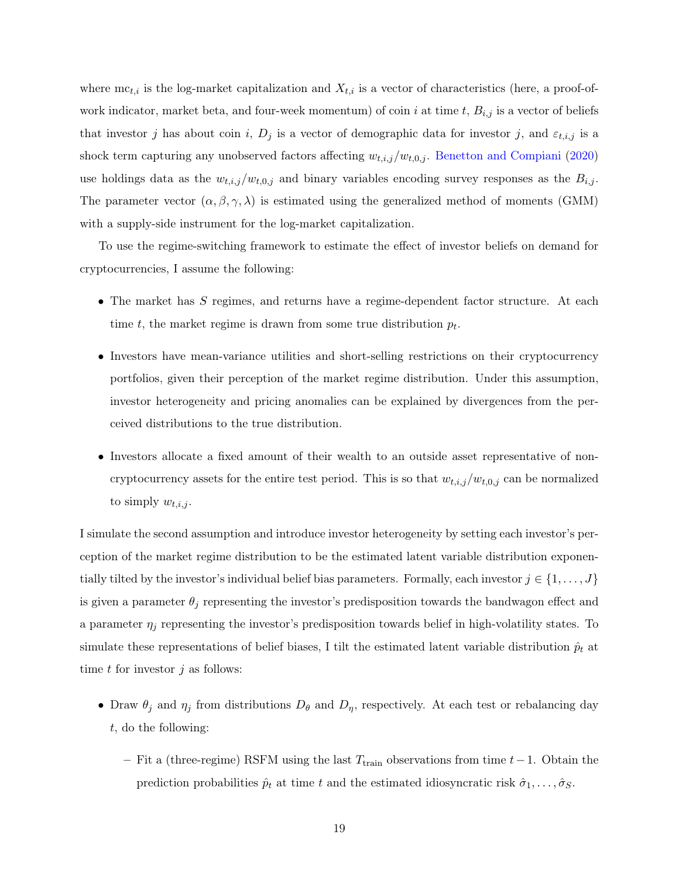where $\mathrm{mc}_{t,i}$ is the log-market capitalization and $X_{t,i}$ is a vector of characteristics (here, a proof-of-work indicator, market beta, and four-week momentum) of coin $i$ at time $t$, $B_{i,j}$ is a vector of beliefs that investor $j$ has about coin $i$, $D_j$ is a vector of demographic data for investor $j$, and $\varepsilon_{t,i,j}$ is a shock term capturing any unobserved factors affecting $w_{t,i,j}/w_{t,0,j}$. Benetton and Compiani (2020) use holdings data as the $w_{t,i,j}/w_{t,0,j}$ and binary variables encoding survey responses as the $B_{i,j}$. The parameter vector $(\alpha, \beta, \gamma, \lambda)$ is estimated using the generalized method of moments (GMM) with a supply-side instrument for the log-market capitalization.

To use the regime-switching framework to estimate the effect of investor beliefs on demand for cryptocurrencies, I assume the following:

- The market has $S$ regimes, and returns have a regime-dependent factor structure. At each time $t$, the market regime is drawn from some true distribution $p_t$.
- Investors have mean-variance utilities and short-selling restrictions on their cryptocurrency portfolios, given their perception of the market regime distribution. Under this assumption, investor heterogeneity and pricing anomalies can be explained by divergences from the perceived distributions to the true distribution.
- Investors allocate a fixed amount of their wealth to an outside asset representative of non-cryptocurrency assets for the entire test period. This is so that $w_{t,i,j}/w_{t,0,j}$ can be normalized to simply $w_{t,i,j}$.

I simulate the second assumption and introduce investor heterogeneity by setting each investor's perception of the market regime distribution to be the estimated latent variable distribution exponentially tilted by the investor's individual belief bias parameters. Formally, each investor $j \in \{1, \ldots, J\}$ is given a parameter $\theta_j$ representing the investor's predisposition towards the bandwagon effect and a parameter $\eta_j$ representing the investor's predisposition towards belief in high-volatility states. To simulate these representations of belief biases, I tilt the estimated latent variable distribution $\hat{p}_t$ at time $t$ for investor $j$ as follows:

- Draw $\theta_j$ and $\eta_j$ from distributions $D_\theta$ and $D_\eta$, respectively. At each test or rebalancing day $t$, do the following:
  - Fit a (three-regime) RSFM using the last $T_{\text{train}}$ observations from time $t-1$. Obtain the prediction probabilities $\hat{p}_t$ at time $t$ and the estimated idiosyncratic risk $\hat{\sigma}_1, \ldots, \hat{\sigma}_S$.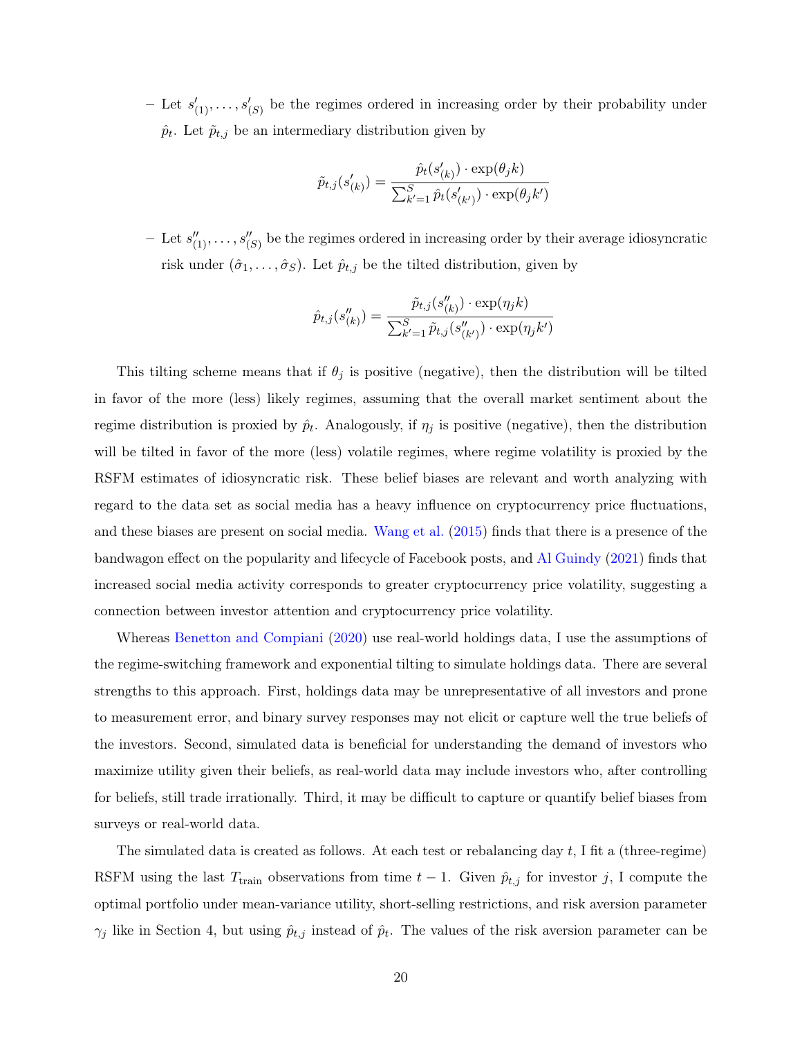- Let $s'_{(1)}, \ldots, s'_{(S)}$ be the regimes ordered in increasing order by their probability under $\hat{p}_t$. Let $\tilde{p}_{t,j}$ be an intermediary distribution given by

$$\tilde{p}_{t,j}(s'_{(k)}) = \frac{\hat{p}_t(s'_{(k)}) \cdot \exp(\theta_j k)}{\sum_{k'=1}^{S} \hat{p}_t(s'_{(k')}) \cdot \exp(\theta_j k')}$$

- Let $s''_{(1)}, \ldots, s''_{(S)}$ be the regimes ordered in increasing order by their average idiosyncratic risk under $(\hat{\sigma}_1, \ldots, \hat{\sigma}_S)$. Let $\hat{p}_{t,j}$ be the tilted distribution, given by

$$\hat{p}_{t,j}(s''_{(k)}) = \frac{\tilde{p}_{t,j}(s''_{(k)}) \cdot \exp(\eta_j k)}{\sum_{k'=1}^{S} \tilde{p}_{t,j}(s''_{(k')}) \cdot \exp(\eta_j k')}$$

This tilting scheme means that if $\theta_j$ is positive (negative), then the distribution will be tilted in favor of the more (less) likely regimes, assuming that the overall market sentiment about the regime distribution is proxied by $\hat{p}_t$. Analogously, if $\eta_j$ is positive (negative), then the distribution will be tilted in favor of the more (less) volatile regimes, where regime volatility is proxied by the RSFM estimates of idiosyncratic risk. These belief biases are relevant and worth analyzing with regard to the data set as social media has a heavy influence on cryptocurrency price fluctuations, and these biases are present on social media. Wang et al. (2015) finds that there is a presence of the bandwagon effect on the popularity and lifecycle of Facebook posts, and Al Guindy (2021) finds that increased social media activity corresponds to greater cryptocurrency price volatility, suggesting a connection between investor attention and cryptocurrency price volatility.

Whereas Benetton and Compiani (2020) use real-world holdings data, I use the assumptions of the regime-switching framework and exponential tilting to simulate holdings data. There are several strengths to this approach. First, holdings data may be unrepresentative of all investors and prone to measurement error, and binary survey responses may not elicit or capture well the true beliefs of the investors. Second, simulated data is beneficial for understanding the demand of investors who maximize utility given their beliefs, as real-world data may include investors who, after controlling for beliefs, still trade irrationally. Third, it may be difficult to capture or quantify belief biases from surveys or real-world data.

The simulated data is created as follows. At each test or rebalancing day $t$, I fit a (three-regime) RSFM using the last $T_{\text{train}}$ observations from time $t-1$. Given $\hat{p}_{t,j}$ for investor $j$, I compute the optimal portfolio under mean-variance utility, short-selling restrictions, and risk aversion parameter $\gamma_j$ like in Section 4, but using $\hat{p}_{t,j}$ instead of $\hat{p}_t$. The values of the risk aversion parameter can be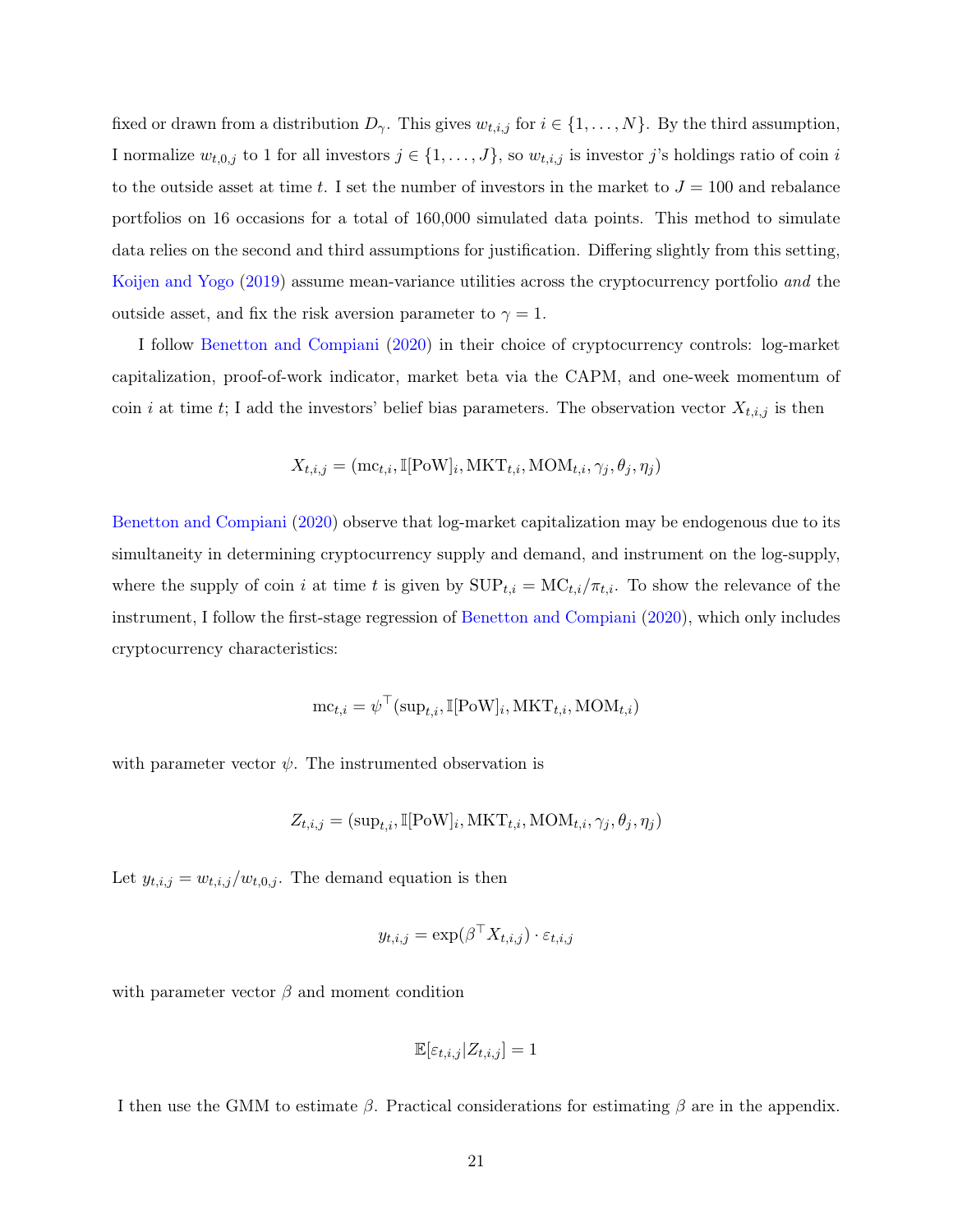fixed or drawn from a distribution $D_\gamma$. This gives $w_{t,i,j}$ for $i \in \{1, \ldots, N\}$. By the third assumption, I normalize $w_{t,0,j}$ to 1 for all investors $j \in \{1, \ldots, J\}$, so $w_{t,i,j}$ is investor $j$'s holdings ratio of coin $i$ to the outside asset at time $t$. I set the number of investors in the market to $J = 100$ and rebalance portfolios on 16 occasions for a total of 160,000 simulated data points. This method to simulate data relies on the second and third assumptions for justification. Differing slightly from this setting, Koijen and Yogo (2019) assume mean-variance utilities across the cryptocurrency portfolio *and* the outside asset, and fix the risk aversion parameter to $\gamma = 1$.

I follow Benetton and Compiani (2020) in their choice of cryptocurrency controls: log-market capitalization, proof-of-work indicator, market beta via the CAPM, and one-week momentum of coin $i$ at time $t$; I add the investors' belief bias parameters. The observation vector $X_{t,i,j}$ is then

$$X_{t,i,j} = (\text{mc}_{t,i}, \mathbb{I}[\text{PoW}]_i, \text{MKT}_{t,i}, \text{MOM}_{t,i}, \gamma_j, \theta_j, \eta_j)$$

Benetton and Compiani (2020) observe that log-market capitalization may be endogenous due to its simultaneity in determining cryptocurrency supply and demand, and instrument on the log-supply, where the supply of coin $i$ at time $t$ is given by $\text{SUP}_{t,i} = \text{MC}_{t,i}/\pi_{t,i}$. To show the relevance of the instrument, I follow the first-stage regression of Benetton and Compiani (2020), which only includes cryptocurrency characteristics:

$$\text{mc}_{t,i} = \psi^\top(\text{sup}_{t,i}, \mathbb{I}[\text{PoW}]_i, \text{MKT}_{t,i}, \text{MOM}_{t,i})$$

with parameter vector $\psi$. The instrumented observation is

$$Z_{t,i,j} = (\text{sup}_{t,i}, \mathbb{I}[\text{PoW}]_i, \text{MKT}_{t,i}, \text{MOM}_{t,i}, \gamma_j, \theta_j, \eta_j)$$

Let $y_{t,i,j} = w_{t,i,j}/w_{t,0,j}$. The demand equation is then

$$y_{t,i,j} = \exp(\beta^\top X_{t,i,j}) \cdot \varepsilon_{t,i,j}$$

with parameter vector $\beta$ and moment condition

$$\mathbb{E}[\varepsilon_{t,i,j}|Z_{t,i,j}] = 1$$

I then use the GMM to estimate $\beta$. Practical considerations for estimating $\beta$ are in the appendix.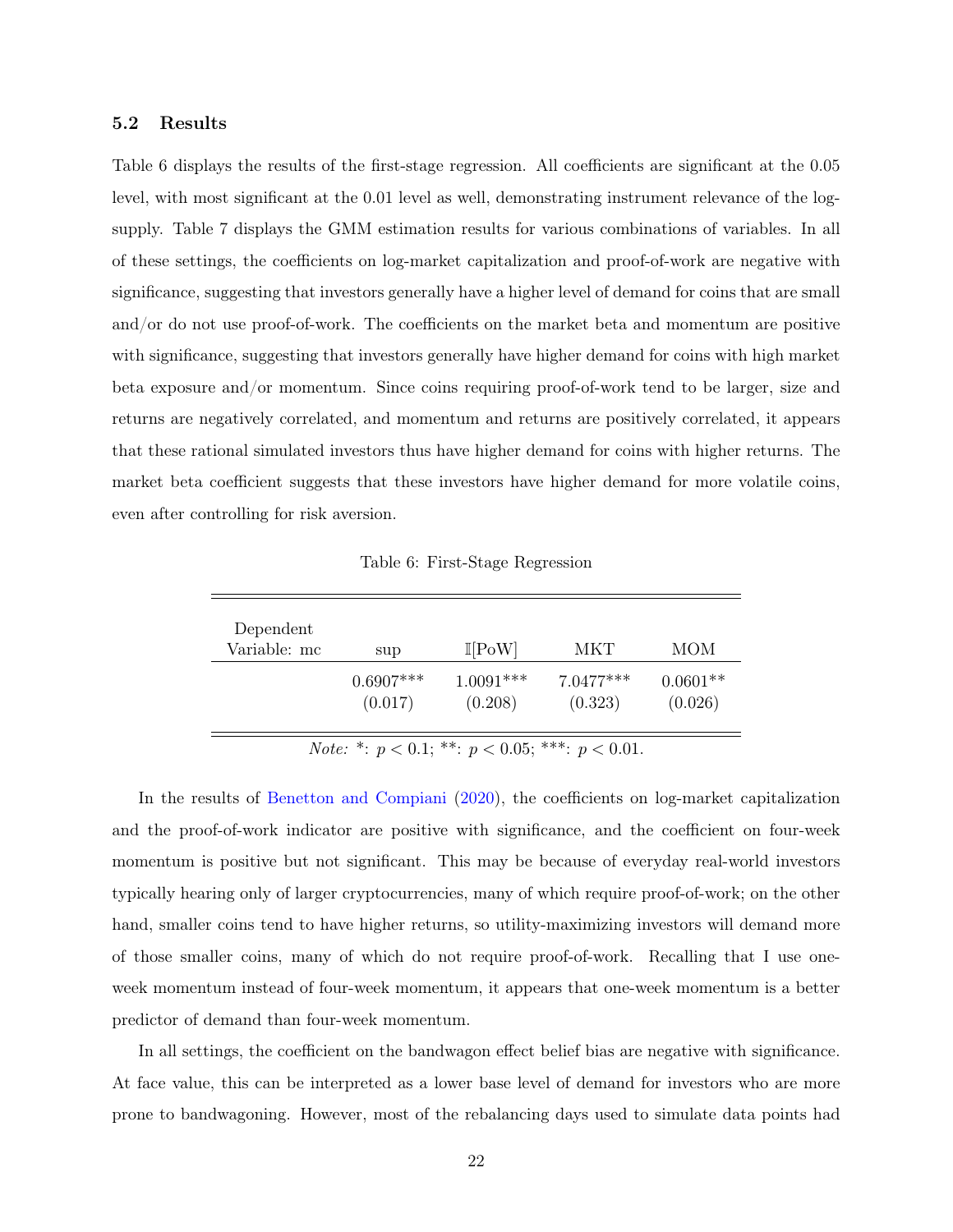### 5.2 Results

Table 6 displays the results of the first-stage regression. All coefficients are significant at the 0.05 level, with most significant at the 0.01 level as well, demonstrating instrument relevance of the log-supply. Table 7 displays the GMM estimation results for various combinations of variables. In all of these settings, the coefficients on log-market capitalization and proof-of-work are negative with significance, suggesting that investors generally have a higher level of demand for coins that are small and/or do not use proof-of-work. The coefficients on the market beta and momentum are positive with significance, suggesting that investors generally have higher demand for coins with high market beta exposure and/or momentum. Since coins requiring proof-of-work tend to be larger, size and returns are negatively correlated, and momentum and returns are positively correlated, it appears that these rational simulated investors thus have higher demand for coins with higher returns. The market beta coefficient suggests that these investors have higher demand for more volatile coins, even after controlling for risk aversion.

Table 6: First-Stage Regression

| Dependent Variable: mc | sup | $\mathbb{I}$[PoW] | MKT | MOM |
|---|---|---|---|---|
| | 0.6907*** | 1.0091*** | 7.0477*** | 0.0601** |
| | (0.017) | (0.208) | (0.323) | (0.026) |

*Note:* *: $p < 0.1$; **: $p < 0.05$; ***: $p < 0.01$.

In the results of Benetton and Compiani (2020), the coefficients on log-market capitalization and the proof-of-work indicator are positive with significance, and the coefficient on four-week momentum is positive but not significant. This may be because of everyday real-world investors typically hearing only of larger cryptocurrencies, many of which require proof-of-work; on the other hand, smaller coins tend to have higher returns, so utility-maximizing investors will demand more of those smaller coins, many of which do not require proof-of-work. Recalling that I use one-week momentum instead of four-week momentum, it appears that one-week momentum is a better predictor of demand than four-week momentum.

In all settings, the coefficient on the bandwagon effect belief bias are negative with significance. At face value, this can be interpreted as a lower base level of demand for investors who are more prone to bandwagoning. However, most of the rebalancing days used to simulate data points had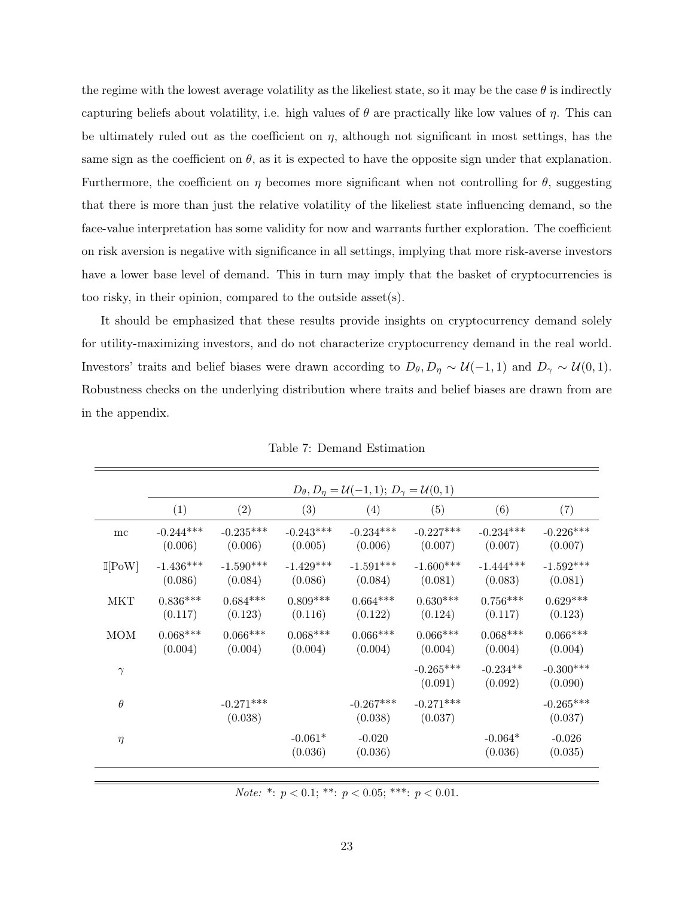the regime with the lowest average volatility as the likeliest state, so it may be the case $\theta$ is indirectly capturing beliefs about volatility, i.e. high values of $\theta$ are practically like low values of $\eta$. This can be ultimately ruled out as the coefficient on $\eta$, although not significant in most settings, has the same sign as the coefficient on $\theta$, as it is expected to have the opposite sign under that explanation. Furthermore, the coefficient on $\eta$ becomes more significant when not controlling for $\theta$, suggesting that there is more than just the relative volatility of the likeliest state influencing demand, so the face-value interpretation has some validity for now and warrants further exploration. The coefficient on risk aversion is negative with significance in all settings, implying that more risk-averse investors have a lower base level of demand. This in turn may imply that the basket of cryptocurrencies is too risky, in their opinion, compared to the outside asset(s).

It should be emphasized that these results provide insights on cryptocurrency demand solely for utility-maximizing investors, and do not characterize cryptocurrency demand in the real world. Investors' traits and belief biases were drawn according to $D_\theta, D_\eta \sim \mathcal{U}(-1, 1)$ and $D_\gamma \sim \mathcal{U}(0, 1)$. Robustness checks on the underlying distribution where traits and belief biases are drawn from are in the appendix.

Table 7: Demand Estimation

| | $D_\theta, D_\eta = \mathcal{U}(-1,1);\ D_\gamma = \mathcal{U}(0,1)$ | | | | | | |
|---|---|---|---|---|---|---|---|
| | (1) | (2) | (3) | (4) | (5) | (6) | (7) |
| mc | -0.244*** | -0.235*** | -0.243*** | -0.234*** | -0.227*** | -0.234*** | -0.226*** |
| | (0.006) | (0.006) | (0.005) | (0.006) | (0.007) | (0.007) | (0.007) |
| $\mathbb{I}$[PoW] | -1.436*** | -1.590*** | -1.429*** | -1.591*** | -1.600*** | -1.444*** | -1.592*** |
| | (0.086) | (0.084) | (0.086) | (0.084) | (0.081) | (0.083) | (0.081) |
| MKT | 0.836*** | 0.684*** | 0.809*** | 0.664*** | 0.630*** | 0.756*** | 0.629*** |
| | (0.117) | (0.123) | (0.116) | (0.122) | (0.124) | (0.117) | (0.123) |
| MOM | 0.068*** | 0.066*** | 0.068*** | 0.066*** | 0.066*** | 0.068*** | 0.066*** |
| | (0.004) | (0.004) | (0.004) | (0.004) | (0.004) | (0.004) | (0.004) |
| $\gamma$ | | | | | -0.265*** | -0.234** | -0.300*** |
| | | | | | (0.091) | (0.092) | (0.090) |
| $\theta$ | | -0.271*** | | -0.267*** | -0.271*** | | -0.265*** |
| | | (0.038) | | (0.038) | (0.037) | | (0.037) |
| $\eta$ | | | -0.061* | -0.020 | | -0.064* | -0.026 |
| | | | (0.036) | (0.036) | | (0.036) | (0.035) |

*Note:* *: $p < 0.1$; **: $p < 0.05$; ***: $p < 0.01$.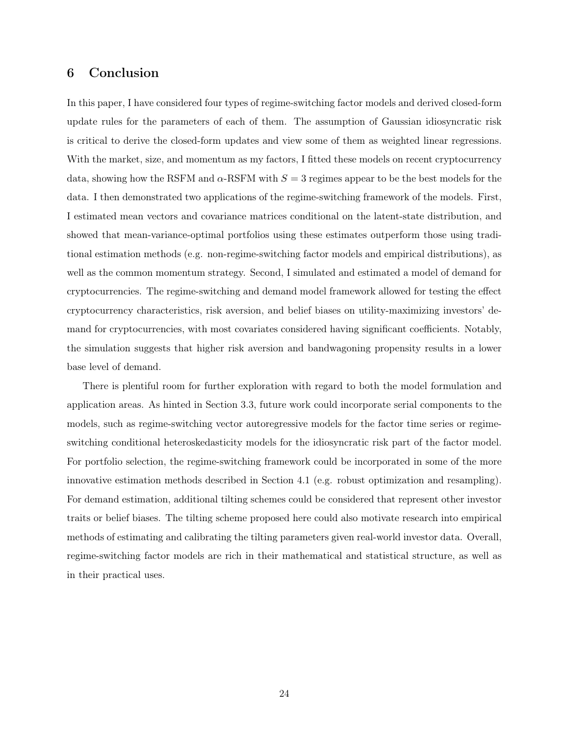## 6 Conclusion

In this paper, I have considered four types of regime-switching factor models and derived closed-form update rules for the parameters of each of them. The assumption of Gaussian idiosyncratic risk is critical to derive the closed-form updates and view some of them as weighted linear regressions. With the market, size, and momentum as my factors, I fitted these models on recent cryptocurrency data, showing how the RSFM and $\alpha$-RSFM with $S = 3$ regimes appear to be the best models for the data. I then demonstrated two applications of the regime-switching framework of the models. First, I estimated mean vectors and covariance matrices conditional on the latent-state distribution, and showed that mean-variance-optimal portfolios using these estimates outperform those using traditional estimation methods (e.g. non-regime-switching factor models and empirical distributions), as well as the common momentum strategy. Second, I simulated and estimated a model of demand for cryptocurrencies. The regime-switching and demand model framework allowed for testing the effect cryptocurrency characteristics, risk aversion, and belief biases on utility-maximizing investors' demand for cryptocurrencies, with most covariates considered having significant coefficients. Notably, the simulation suggests that higher risk aversion and bandwagoning propensity results in a lower base level of demand.

There is plentiful room for further exploration with regard to both the model formulation and application areas. As hinted in Section 3.3, future work could incorporate serial components to the models, such as regime-switching vector autoregressive models for the factor time series or regime-switching conditional heteroskedasticity models for the idiosyncratic risk part of the factor model. For portfolio selection, the regime-switching framework could be incorporated in some of the more innovative estimation methods described in Section 4.1 (e.g. robust optimization and resampling). For demand estimation, additional tilting schemes could be considered that represent other investor traits or belief biases. The tilting scheme proposed here could also motivate research into empirical methods of estimating and calibrating the tilting parameters given real-world investor data. Overall, regime-switching factor models are rich in their mathematical and statistical structure, as well as in their practical uses.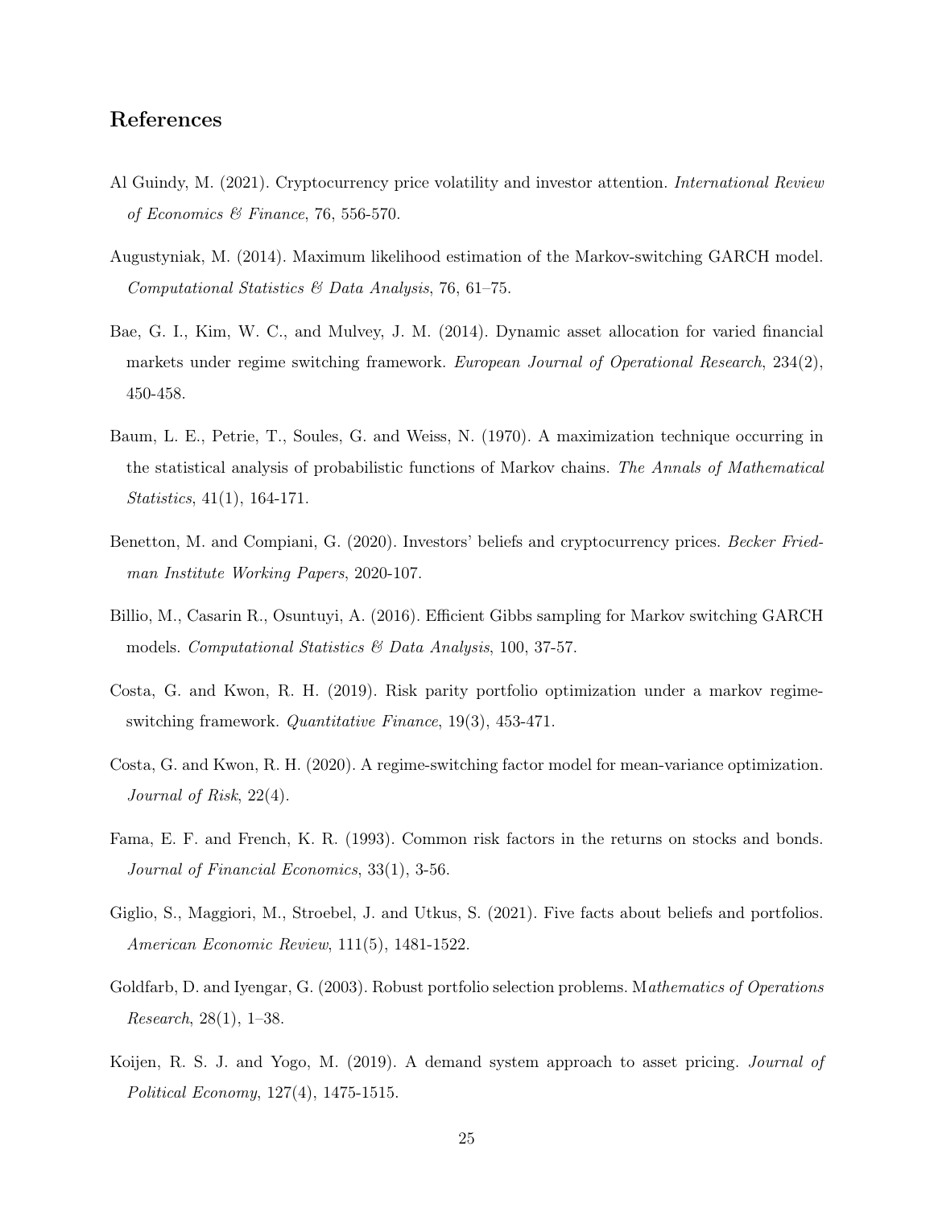# References

Al Guindy, M. (2021). Cryptocurrency price volatility and investor attention. *International Review of Economics & Finance*, 76, 556-570.

Augustyniak, M. (2014). Maximum likelihood estimation of the Markov-switching GARCH model. *Computational Statistics & Data Analysis*, 76, 61–75.

Bae, G. I., Kim, W. C., and Mulvey, J. M. (2014). Dynamic asset allocation for varied financial markets under regime switching framework. *European Journal of Operational Research*, 234(2), 450-458.

Baum, L. E., Petrie, T., Soules, G. and Weiss, N. (1970). A maximization technique occurring in the statistical analysis of probabilistic functions of Markov chains. *The Annals of Mathematical Statistics*, 41(1), 164-171.

Benetton, M. and Compiani, G. (2020). Investors' beliefs and cryptocurrency prices. *Becker Friedman Institute Working Papers*, 2020-107.

Billio, M., Casarin R., Osuntuyi, A. (2016). Efficient Gibbs sampling for Markov switching GARCH models. *Computational Statistics & Data Analysis*, 100, 37-57.

Costa, G. and Kwon, R. H. (2019). Risk parity portfolio optimization under a markov regime-switching framework. *Quantitative Finance*, 19(3), 453-471.

Costa, G. and Kwon, R. H. (2020). A regime-switching factor model for mean-variance optimization. *Journal of Risk*, 22(4).

Fama, E. F. and French, K. R. (1993). Common risk factors in the returns on stocks and bonds. *Journal of Financial Economics*, 33(1), 3-56.

Giglio, S., Maggiori, M., Stroebel, J. and Utkus, S. (2021). Five facts about beliefs and portfolios. *American Economic Review*, 111(5), 1481-1522.

Goldfarb, D. and Iyengar, G. (2003). Robust portfolio selection problems. M*athematics of Operations Research*, 28(1), 1–38.

Koijen, R. S. J. and Yogo, M. (2019). A demand system approach to asset pricing. *Journal of Political Economy*, 127(4), 1475-1515.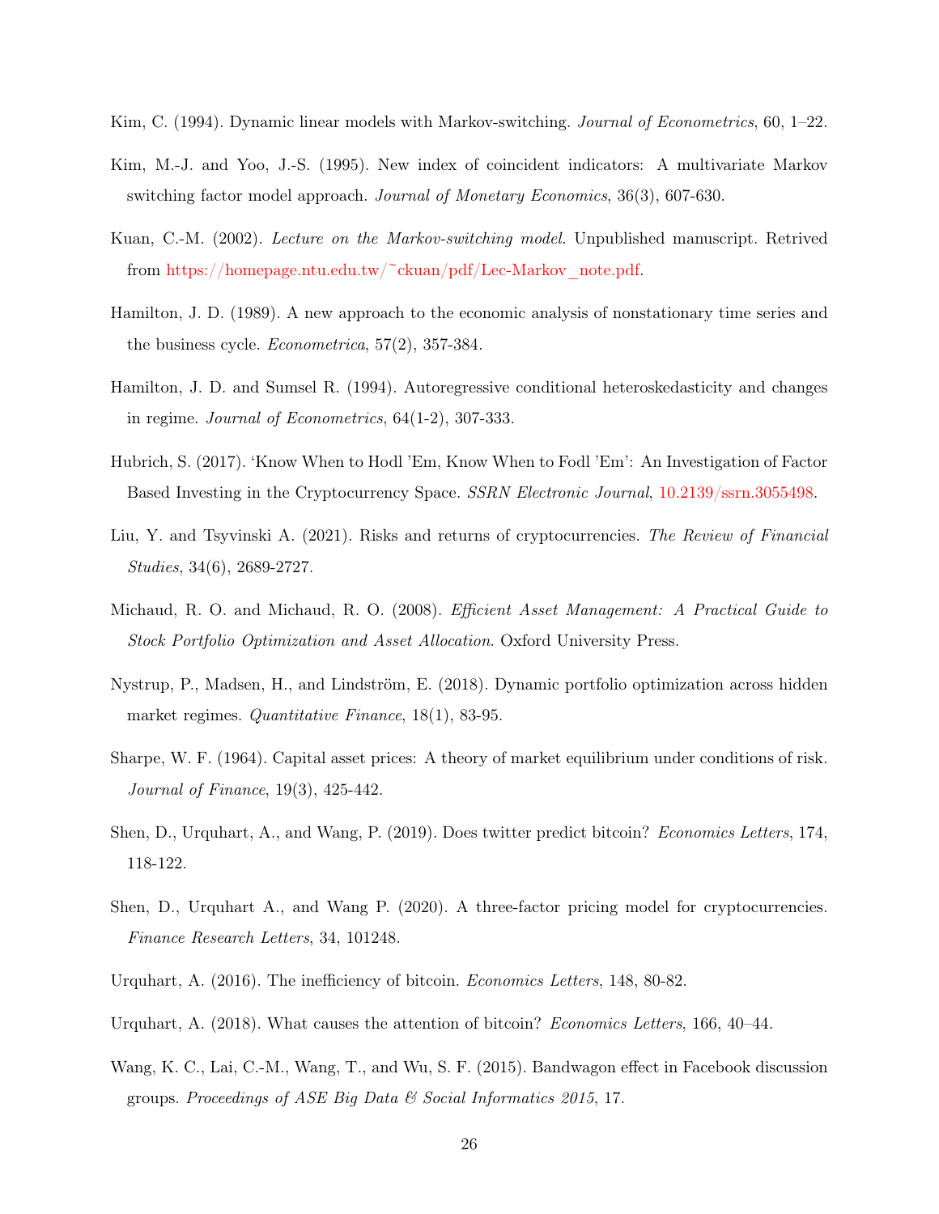Kim, C. (1994). Dynamic linear models with Markov-switching. *Journal of Econometrics*, 60, 1–22.

Kim, M.-J. and Yoo, J.-S. (1995). New index of coincident indicators: A multivariate Markov switching factor model approach. *Journal of Monetary Economics*, 36(3), 607-630.

Kuan, C.-M. (2002). *Lecture on the Markov-switching model*. Unpublished manuscript. Retrived from https://homepage.ntu.edu.tw/~ckuan/pdf/Lec-Markov_note.pdf.

Hamilton, J. D. (1989). A new approach to the economic analysis of nonstationary time series and the business cycle. *Econometrica*, 57(2), 357-384.

Hamilton, J. D. and Sumsel R. (1994). Autoregressive conditional heteroskedasticity and changes in regime. *Journal of Econometrics*, 64(1-2), 307-333.

Hubrich, S. (2017). 'Know When to Hodl 'Em, Know When to Fodl 'Em': An Investigation of Factor Based Investing in the Cryptocurrency Space. *SSRN Electronic Journal*, 10.2139/ssrn.3055498.

Liu, Y. and Tsyvinski A. (2021). Risks and returns of cryptocurrencies. *The Review of Financial Studies*, 34(6), 2689-2727.

Michaud, R. O. and Michaud, R. O. (2008). *Efficient Asset Management: A Practical Guide to Stock Portfolio Optimization and Asset Allocation*. Oxford University Press.

Nystrup, P., Madsen, H., and Lindström, E. (2018). Dynamic portfolio optimization across hidden market regimes. *Quantitative Finance*, 18(1), 83-95.

Sharpe, W. F. (1964). Capital asset prices: A theory of market equilibrium under conditions of risk. *Journal of Finance*, 19(3), 425-442.

Shen, D., Urquhart, A., and Wang, P. (2019). Does twitter predict bitcoin? *Economics Letters*, 174, 118-122.

Shen, D., Urquhart A., and Wang P. (2020). A three-factor pricing model for cryptocurrencies. *Finance Research Letters*, 34, 101248.

Urquhart, A. (2016). The inefficiency of bitcoin. *Economics Letters*, 148, 80-82.

Urquhart, A. (2018). What causes the attention of bitcoin? *Economics Letters*, 166, 40–44.

Wang, K. C., Lai, C.-M., Wang, T., and Wu, S. F. (2015). Bandwagon effect in Facebook discussion groups. *Proceedings of ASE Big Data & Social Informatics 2015*, 17.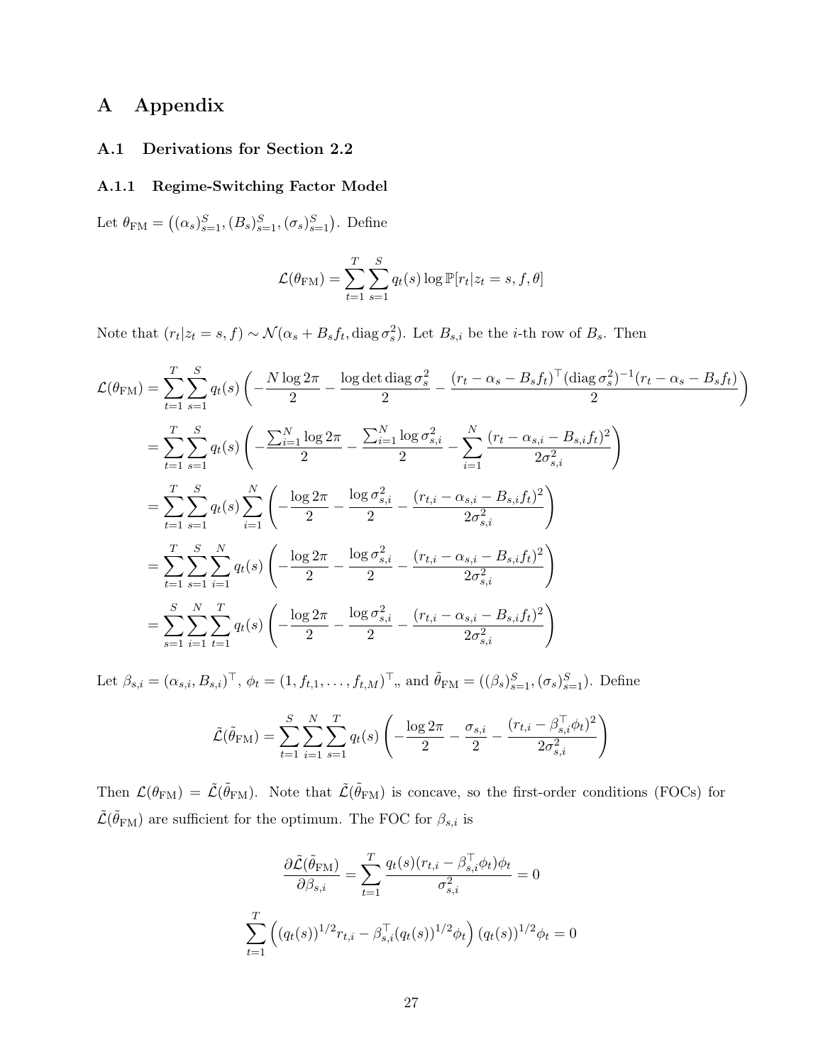# A Appendix

## A.1 Derivations for Section 2.2

### A.1.1 Regime-Switching Factor Model

Let $\theta_{\text{FM}} = \left((\alpha_s)_{s=1}^S, (B_s)_{s=1}^S, (\sigma_s)_{s=1}^S\right)$. Define

$$\mathcal{L}(\theta_{\text{FM}}) = \sum_{t=1}^T \sum_{s=1}^S q_t(s) \log \mathbb{P}[r_t | z_t = s, f, \theta]$$

Note that $(r_t | z_t = s, f) \sim \mathcal{N}(\alpha_s + B_s f_t, \operatorname{diag} \sigma_s^2)$. Let $B_{s,i}$ be the $i$-th row of $B_s$. Then

$$\begin{aligned}
\mathcal{L}(\theta_{\text{FM}}) &= \sum_{t=1}^T \sum_{s=1}^S q_t(s) \left( -\frac{N \log 2\pi}{2} - \frac{\log \det \operatorname{diag} \sigma_s^2}{2} - \frac{(r_t - \alpha_s - B_s f_t)^\top (\operatorname{diag} \sigma_s^2)^{-1} (r_t - \alpha_s - B_s f_t)}{2} \right) \\
&= \sum_{t=1}^T \sum_{s=1}^S q_t(s) \left( -\frac{\sum_{i=1}^N \log 2\pi}{2} - \frac{\sum_{i=1}^N \log \sigma_{s,i}^2}{2} - \sum_{i=1}^N \frac{(r_t - \alpha_{s,i} - B_{s,i} f_t)^2}{2\sigma_{s,i}^2} \right) \\
&= \sum_{t=1}^T \sum_{s=1}^S q_t(s) \sum_{i=1}^N \left( -\frac{\log 2\pi}{2} - \frac{\log \sigma_{s,i}^2}{2} - \frac{(r_{t,i} - \alpha_{s,i} - B_{s,i} f_t)^2}{2\sigma_{s,i}^2} \right) \\
&= \sum_{t=1}^T \sum_{s=1}^S \sum_{i=1}^N q_t(s) \left( -\frac{\log 2\pi}{2} - \frac{\log \sigma_{s,i}^2}{2} - \frac{(r_{t,i} - \alpha_{s,i} - B_{s,i} f_t)^2}{2\sigma_{s,i}^2} \right) \\
&= \sum_{s=1}^S \sum_{i=1}^N \sum_{t=1}^T q_t(s) \left( -\frac{\log 2\pi}{2} - \frac{\log \sigma_{s,i}^2}{2} - \frac{(r_{t,i} - \alpha_{s,i} - B_{s,i} f_t)^2}{2\sigma_{s,i}^2} \right)
\end{aligned}$$

Let $\beta_{s,i} = (\alpha_{s,i}, B_{s,i})^\top$, $\phi_t = (1, f_{t,1}, \dots, f_{t,M})^\top$,, and $\tilde{\theta}_{\text{FM}} = ((\beta_s)_{s=1}^S, (\sigma_s)_{s=1}^S)$. Define

$$\tilde{\mathcal{L}}(\tilde{\theta}_{\text{FM}}) = \sum_{t=1}^S \sum_{i=1}^N \sum_{s=1}^T q_t(s) \left( -\frac{\log 2\pi}{2} - \frac{\sigma_{s,i}}{2} - \frac{(r_{t,i} - \beta_{s,i}^\top \phi_t)^2}{2\sigma_{s,i}^2} \right)$$

Then $\mathcal{L}(\theta_{\text{FM}}) = \tilde{\mathcal{L}}(\tilde{\theta}_{\text{FM}})$. Note that $\tilde{\mathcal{L}}(\tilde{\theta}_{\text{FM}})$ is concave, so the first-order conditions (FOCs) for $\tilde{\mathcal{L}}(\tilde{\theta}_{\text{FM}})$ are sufficient for the optimum. The FOC for $\beta_{s,i}$ is

$$\frac{\partial \tilde{\mathcal{L}}(\tilde{\theta}_{\text{FM}})}{\partial \beta_{s,i}} = \sum_{t=1}^T \frac{q_t(s)(r_{t,i} - \beta_{s,i}^\top \phi_t)\phi_t}{\sigma_{s,i}^2} = 0$$

$$\sum_{t=1}^T \left( (q_t(s))^{1/2} r_{t,i} - \beta_{s,i}^\top (q_t(s))^{1/2} \phi_t \right) (q_t(s))^{1/2} \phi_t = 0$$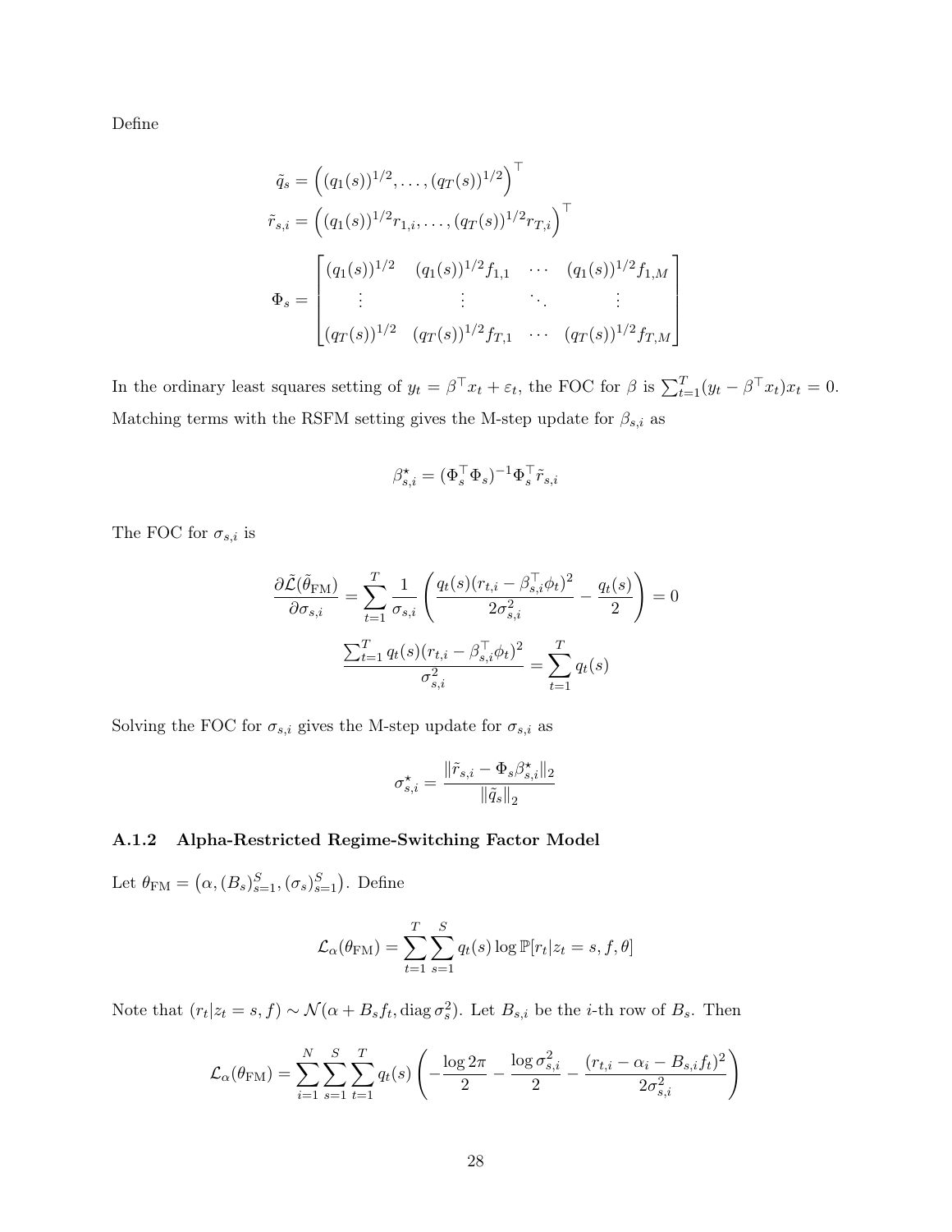Define

$$
\begin{aligned}
\tilde{q}_s &= \left((q_1(s))^{1/2}, \ldots, (q_T(s))^{1/2}\right)^\top \\
\tilde{r}_{s,i} &= \left((q_1(s))^{1/2} r_{1,i}, \ldots, (q_T(s))^{1/2} r_{T,i}\right)^\top \\
\Phi_s &= \begin{bmatrix} (q_1(s))^{1/2} & (q_1(s))^{1/2} f_{1,1} & \cdots & (q_1(s))^{1/2} f_{1,M} \\ \vdots & \vdots & \ddots & \vdots \\ (q_T(s))^{1/2} & (q_T(s))^{1/2} f_{T,1} & \cdots & (q_T(s))^{1/2} f_{T,M} \end{bmatrix}
\end{aligned}
$$

In the ordinary least squares setting of $y_t = \beta^\top x_t + \varepsilon_t$, the FOC for $\beta$ is $\sum_{t=1}^T (y_t - \beta^\top x_t) x_t = 0$. Matching terms with the RSFM setting gives the M-step update for $\beta_{s,i}$ as

$$
\beta^\star_{s,i} = (\Phi_s^\top \Phi_s)^{-1} \Phi_s^\top \tilde{r}_{s,i}
$$

The FOC for $\sigma_{s,i}$ is

$$
\begin{aligned}
\frac{\partial \tilde{\mathcal{L}}(\tilde{\theta}_{\mathrm{FM}})}{\partial \sigma_{s,i}} = \sum_{t=1}^T \frac{1}{\sigma_{s,i}} \left( \frac{q_t(s)(r_{t,i} - \beta_{s,i}^\top \phi_t)^2}{2\sigma_{s,i}^2} - \frac{q_t(s)}{2} \right) = 0 \\
\frac{\sum_{t=1}^T q_t(s)(r_{t,i} - \beta_{s,i}^\top \phi_t)^2}{\sigma_{s,i}^2} = \sum_{t=1}^T q_t(s)
\end{aligned}
$$

Solving the FOC for $\sigma_{s,i}$ gives the M-step update for $\sigma_{s,i}$ as

$$
\sigma^\star_{s,i} = \frac{\|\tilde{r}_{s,i} - \Phi_s \beta^\star_{s,i}\|_2}{\|\tilde{q}_s\|_2}
$$

### A.1.2 Alpha-Restricted Regime-Switching Factor Model

Let $\theta_{\mathrm{FM}} = \left(\alpha, (B_s)_{s=1}^S, (\sigma_s)_{s=1}^S\right)$. Define

$$
\mathcal{L}_\alpha(\theta_{\mathrm{FM}}) = \sum_{t=1}^T \sum_{s=1}^S q_t(s) \log \mathbb{P}[r_t | z_t = s, f, \theta]
$$

Note that $(r_t | z_t = s, f) \sim \mathcal{N}(\alpha + B_s f_t, \operatorname{diag} \sigma_s^2)$. Let $B_{s,i}$ be the $i$-th row of $B_s$. Then

$$
\mathcal{L}_\alpha(\theta_{\mathrm{FM}}) = \sum_{i=1}^N \sum_{s=1}^S \sum_{t=1}^T q_t(s) \left( -\frac{\log 2\pi}{2} - \frac{\log \sigma_{s,i}^2}{2} - \frac{(r_{t,i} - \alpha_i - B_{s,i} f_t)^2}{2\sigma_{s,i}^2} \right)
$$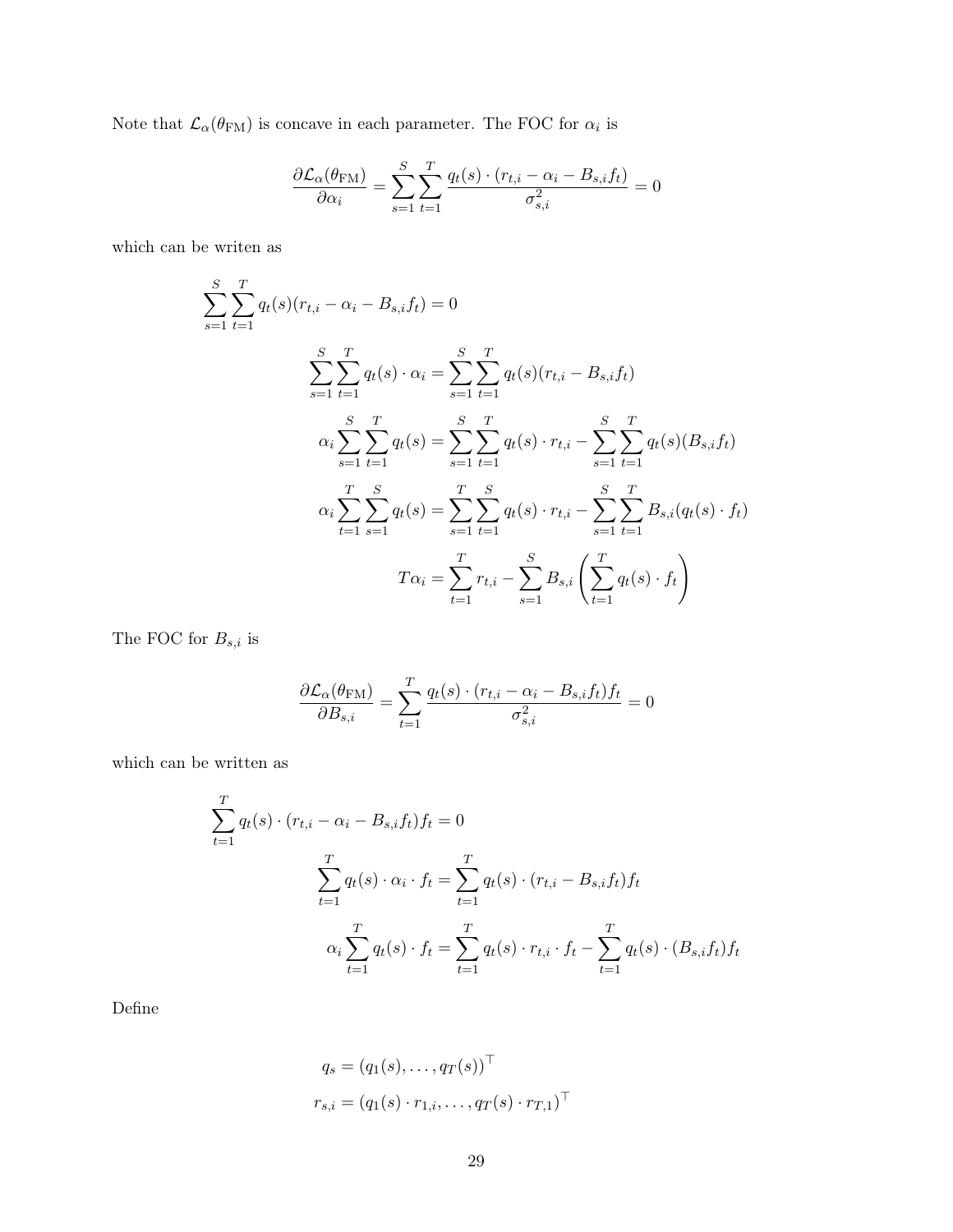Note that $\mathcal{L}_\alpha(\theta_{\text{FM}})$ is concave in each parameter. The FOC for $\alpha_i$ is

$$\frac{\partial \mathcal{L}_\alpha(\theta_{\text{FM}})}{\partial \alpha_i} = \sum_{s=1}^{S} \sum_{t=1}^{T} \frac{q_t(s) \cdot (r_{t,i} - \alpha_i - B_{s,i} f_t)}{\sigma_{s,i}^2} = 0$$

which can be writen as

$$\begin{aligned}
\sum_{s=1}^{S} \sum_{t=1}^{T} q_t(s)(r_{t,i} - \alpha_i - B_{s,i} f_t) = 0 \\
\sum_{s=1}^{S} \sum_{t=1}^{T} q_t(s) \cdot \alpha_i &= \sum_{s=1}^{S} \sum_{t=1}^{T} q_t(s)(r_{t,i} - B_{s,i} f_t) \\
\alpha_i \sum_{s=1}^{S} \sum_{t=1}^{T} q_t(s) &= \sum_{s=1}^{S} \sum_{t=1}^{T} q_t(s) \cdot r_{t,i} - \sum_{s=1}^{S} \sum_{t=1}^{T} q_t(s)(B_{s,i} f_t) \\
\alpha_i \sum_{t=1}^{T} \sum_{s=1}^{S} q_t(s) &= \sum_{s=1}^{T} \sum_{t=1}^{S} q_t(s) \cdot r_{t,i} - \sum_{s=1}^{S} \sum_{t=1}^{T} B_{s,i}(q_t(s) \cdot f_t) \\
T\alpha_i &= \sum_{t=1}^{T} r_{t,i} - \sum_{s=1}^{S} B_{s,i} \left( \sum_{t=1}^{T} q_t(s) \cdot f_t \right)
\end{aligned}$$

The FOC for $B_{s,i}$ is

$$\frac{\partial \mathcal{L}_\alpha(\theta_{\text{FM}})}{\partial B_{s,i}} = \sum_{t=1}^{T} \frac{q_t(s) \cdot (r_{t,i} - \alpha_i - B_{s,i} f_t) f_t}{\sigma_{s,i}^2} = 0$$

which can be written as

$$\begin{aligned}
\sum_{t=1}^{T} q_t(s) \cdot (r_{t,i} - \alpha_i - B_{s,i} f_t) f_t = 0 \\
\sum_{t=1}^{T} q_t(s) \cdot \alpha_i \cdot f_t &= \sum_{t=1}^{T} q_t(s) \cdot (r_{t,i} - B_{s,i} f_t) f_t \\
\alpha_i \sum_{t=1}^{T} q_t(s) \cdot f_t &= \sum_{t=1}^{T} q_t(s) \cdot r_{t,i} \cdot f_t - \sum_{t=1}^{T} q_t(s) \cdot (B_{s,i} f_t) f_t
\end{aligned}$$

Define

$$\begin{aligned}
q_s &= (q_1(s), \ldots, q_T(s))^\top \\
r_{s,i} &= (q_1(s) \cdot r_{1,i}, \ldots, q_T(s) \cdot r_{T,1})^\top
\end{aligned}$$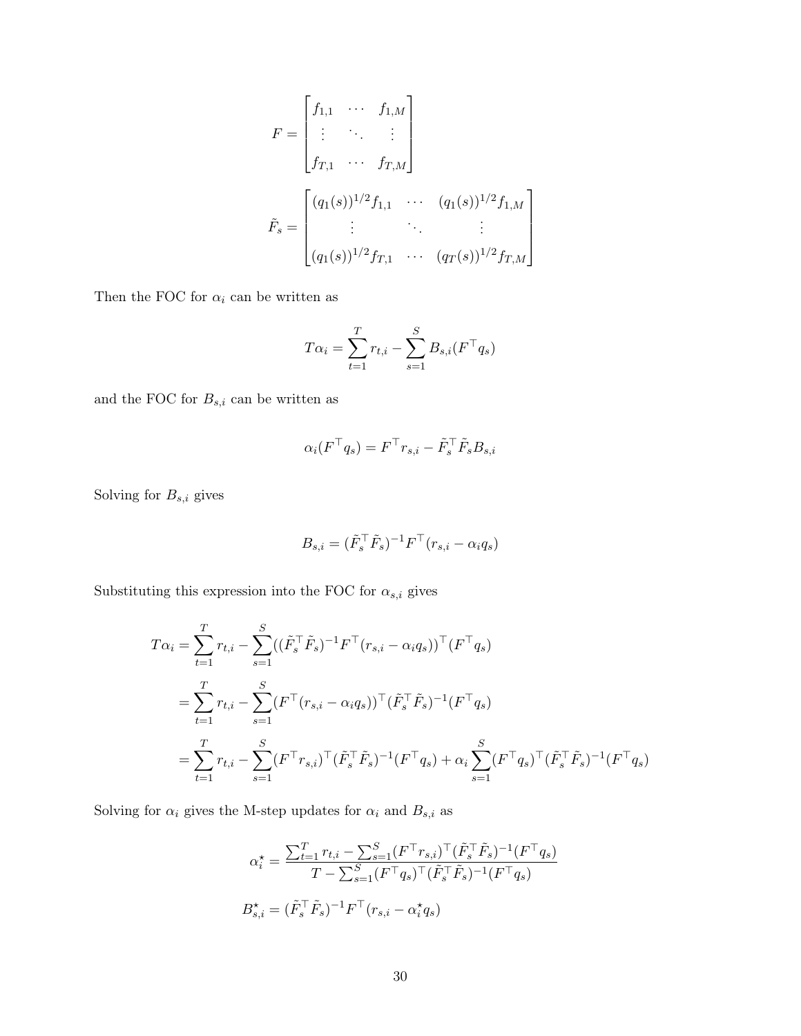$$F = \begin{bmatrix} f_{1,1} & \cdots & f_{1,M} \\ \vdots & \ddots & \vdots \\ f_{T,1} & \cdots & f_{T,M} \end{bmatrix}$$

$$\tilde{F}_s = \begin{bmatrix} (q_1(s))^{1/2} f_{1,1} & \cdots & (q_1(s))^{1/2} f_{1,M} \\ \vdots & \ddots & \vdots \\ (q_1(s))^{1/2} f_{T,1} & \cdots & (q_T(s))^{1/2} f_{T,M} \end{bmatrix}$$

Then the FOC for $\alpha_i$ can be written as

$$T\alpha_i = \sum_{t=1}^{T} r_{t,i} - \sum_{s=1}^{S} B_{s,i}(F^\top q_s)$$

and the FOC for $B_{s,i}$ can be written as

$$\alpha_i(F^\top q_s) = F^\top r_{s,i} - \tilde{F}_s^\top \tilde{F}_s B_{s,i}$$

Solving for $B_{s,i}$ gives

$$B_{s,i} = (\tilde{F}_s^\top \tilde{F}_s)^{-1} F^\top (r_{s,i} - \alpha_i q_s)$$

Substituting this expression into the FOC for $\alpha_{s,i}$ gives

$$\begin{aligned} T\alpha_i &= \sum_{t=1}^{T} r_{t,i} - \sum_{s=1}^{S} ((\tilde{F}_s^\top \tilde{F}_s)^{-1} F^\top (r_{s,i} - \alpha_i q_s))^\top (F^\top q_s) \\ &= \sum_{t=1}^{T} r_{t,i} - \sum_{s=1}^{S} (F^\top (r_{s,i} - \alpha_i q_s))^\top (\tilde{F}_s^\top \tilde{F}_s)^{-1} (F^\top q_s) \\ &= \sum_{t=1}^{T} r_{t,i} - \sum_{s=1}^{S} (F^\top r_{s,i})^\top (\tilde{F}_s^\top \tilde{F}_s)^{-1} (F^\top q_s) + \alpha_i \sum_{s=1}^{S} (F^\top q_s)^\top (\tilde{F}_s^\top \tilde{F}_s)^{-1} (F^\top q_s) \end{aligned}$$

Solving for $\alpha_i$ gives the M-step updates for $\alpha_i$ and $B_{s,i}$ as

$$\alpha_i^\star = \frac{\sum_{t=1}^{T} r_{t,i} - \sum_{s=1}^{S} (F^\top r_{s,i})^\top (\tilde{F}_s^\top \tilde{F}_s)^{-1} (F^\top q_s)}{T - \sum_{s=1}^{S} (F^\top q_s)^\top (\tilde{F}_s^\top \tilde{F}_s)^{-1} (F^\top q_s)}$$

$$B_{s,i}^\star = (\tilde{F}_s^\top \tilde{F}_s)^{-1} F^\top (r_{s,i} - \alpha_i^\star q_s)$$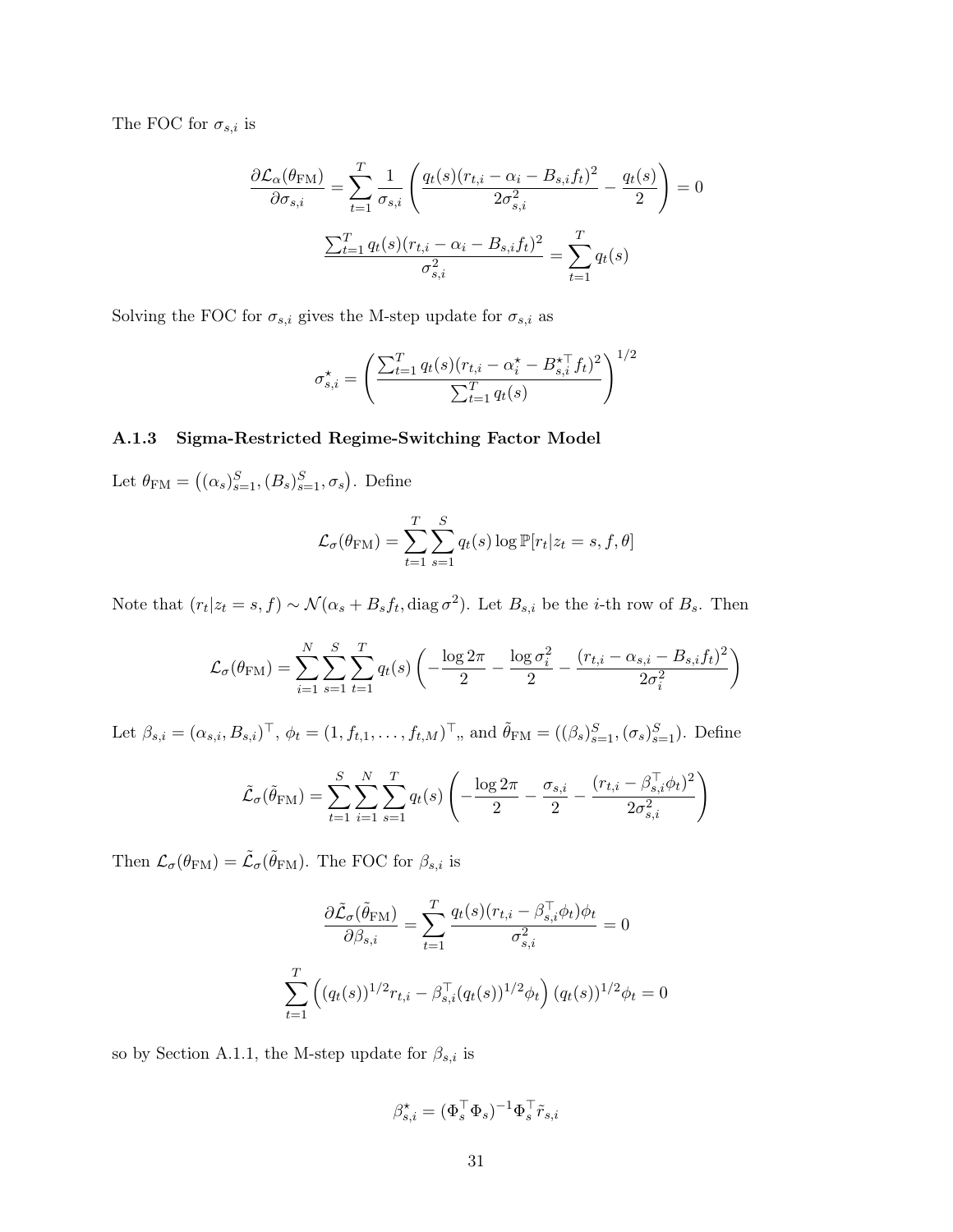The FOC for $\sigma_{s,i}$ is

$$\frac{\partial \mathcal{L}_\alpha(\theta_{\mathrm{FM}})}{\partial \sigma_{s,i}} = \sum_{t=1}^{T} \frac{1}{\sigma_{s,i}} \left( \frac{q_t(s)(r_{t,i} - \alpha_i - B_{s,i} f_t)^2}{2\sigma_{s,i}^2} - \frac{q_t(s)}{2} \right) = 0$$

$$\frac{\sum_{t=1}^{T} q_t(s)(r_{t,i} - \alpha_i - B_{s,i} f_t)^2}{\sigma_{s,i}^2} = \sum_{t=1}^{T} q_t(s)$$

Solving the FOC for $\sigma_{s,i}$ gives the M-step update for $\sigma_{s,i}$ as

$$\sigma_{s,i}^\star = \left( \frac{\sum_{t=1}^{T} q_t(s)(r_{t,i} - \alpha_i^\star - B_{s,i}^{\star\top} f_t)^2}{\sum_{t=1}^{T} q_t(s)} \right)^{1/2}$$

### A.1.3 Sigma-Restricted Regime-Switching Factor Model

Let $\theta_{\mathrm{FM}} = \left((\alpha_s)_{s=1}^S, (B_s)_{s=1}^S, \sigma_s\right)$. Define

$$\mathcal{L}_\sigma(\theta_{\mathrm{FM}}) = \sum_{t=1}^{T} \sum_{s=1}^{S} q_t(s) \log \mathbb{P}[r_t | z_t = s, f, \theta]$$

Note that $(r_t | z_t = s, f) \sim \mathcal{N}(\alpha_s + B_s f_t, \operatorname{diag} \sigma^2)$. Let $B_{s,i}$ be the $i$-th row of $B_s$. Then

$$\mathcal{L}_\sigma(\theta_{\mathrm{FM}}) = \sum_{i=1}^{N} \sum_{s=1}^{S} \sum_{t=1}^{T} q_t(s) \left( -\frac{\log 2\pi}{2} - \frac{\log \sigma_i^2}{2} - \frac{(r_{t,i} - \alpha_{s,i} - B_{s,i} f_t)^2}{2\sigma_i^2} \right)$$

Let $\beta_{s,i} = (\alpha_{s,i}, B_{s,i})^\top$, $\phi_t = (1, f_{t,1}, \ldots, f_{t,M})^\top$,, and $\tilde{\theta}_{\mathrm{FM}} = ((\beta_s)_{s=1}^S, (\sigma_s)_{s=1}^S)$. Define

$$\tilde{\mathcal{L}}_\sigma(\tilde{\theta}_{\mathrm{FM}}) = \sum_{t=1}^{S} \sum_{i=1}^{N} \sum_{s=1}^{T} q_t(s) \left( -\frac{\log 2\pi}{2} - \frac{\sigma_{s,i}}{2} - \frac{(r_{t,i} - \beta_{s,i}^\top \phi_t)^2}{2\sigma_{s,i}^2} \right)$$

Then $\mathcal{L}_\sigma(\theta_{\mathrm{FM}}) = \tilde{\mathcal{L}}_\sigma(\tilde{\theta}_{\mathrm{FM}})$. The FOC for $\beta_{s,i}$ is

$$\frac{\partial \tilde{\mathcal{L}}_\sigma(\tilde{\theta}_{\mathrm{FM}})}{\partial \beta_{s,i}} = \sum_{t=1}^{T} \frac{q_t(s)(r_{t,i} - \beta_{s,i}^\top \phi_t)\phi_t}{\sigma_{s,i}^2} = 0$$

$$\sum_{t=1}^{T} \left( (q_t(s))^{1/2} r_{t,i} - \beta_{s,i}^\top (q_t(s))^{1/2} \phi_t \right) (q_t(s))^{1/2} \phi_t = 0$$

so by Section A.1.1, the M-step update for $\beta_{s,i}$ is

$$\beta_{s,i}^\star = (\Phi_s^\top \Phi_s)^{-1} \Phi_s^\top \tilde{r}_{s,i}$$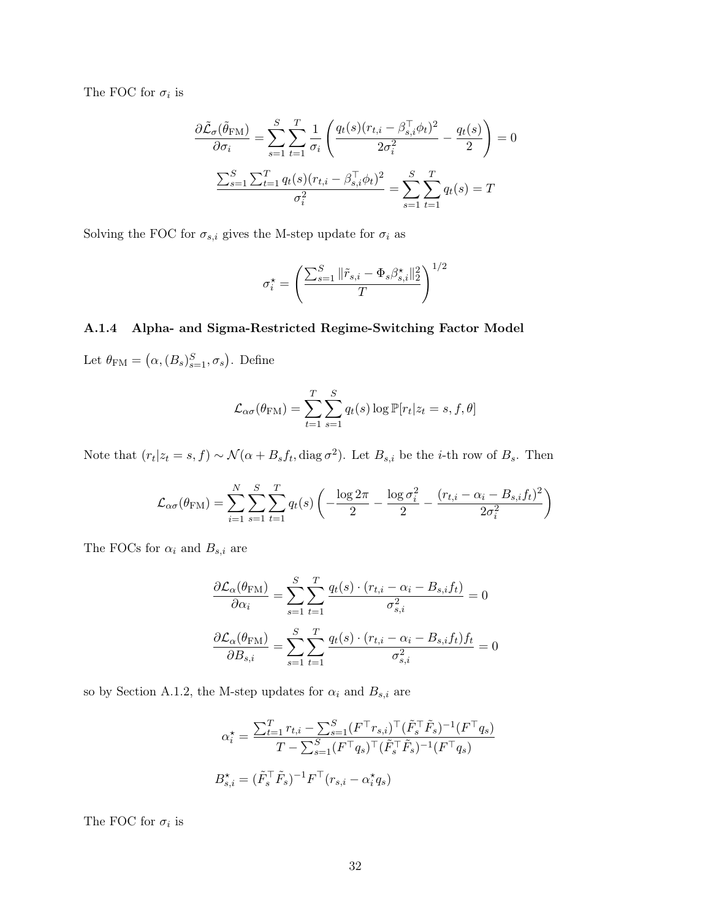The FOC for $\sigma_i$ is

$$
\frac{\partial \tilde{\mathcal{L}}_\sigma(\tilde{\theta}_{\mathrm{FM}})}{\partial \sigma_i} = \sum_{s=1}^{S} \sum_{t=1}^{T} \frac{1}{\sigma_i} \left( \frac{q_t(s)(r_{t,i} - \beta_{s,i}^\top \phi_t)^2}{2\sigma_i^2} - \frac{q_t(s)}{2} \right) = 0
$$

$$
\frac{\sum_{s=1}^{S} \sum_{t=1}^{T} q_t(s)(r_{t,i} - \beta_{s,i}^\top \phi_t)^2}{\sigma_i^2} = \sum_{s=1}^{S} \sum_{t=1}^{T} q_t(s) = T
$$

Solving the FOC for $\sigma_{s,i}$ gives the M-step update for $\sigma_i$ as

$$
\sigma_i^\star = \left( \frac{\sum_{s=1}^{S} \|\tilde{r}_{s,i} - \Phi_s \beta_{s,i}^\star\|_2^2}{T} \right)^{1/2}
$$

### A.1.4 Alpha- and Sigma-Restricted Regime-Switching Factor Model

Let $\theta_{\mathrm{FM}} = \left(\alpha, (B_s)_{s=1}^{S}, \sigma_s\right)$. Define

$$
\mathcal{L}_{\alpha\sigma}(\theta_{\mathrm{FM}}) = \sum_{t=1}^{T} \sum_{s=1}^{S} q_t(s) \log \mathbb{P}[r_t | z_t = s, f, \theta]
$$

Note that $(r_t | z_t = s, f) \sim \mathcal{N}(\alpha + B_s f_t, \operatorname{diag} \sigma^2)$. Let $B_{s,i}$ be the $i$-th row of $B_s$. Then

$$
\mathcal{L}_{\alpha\sigma}(\theta_{\mathrm{FM}}) = \sum_{i=1}^{N} \sum_{s=1}^{S} \sum_{t=1}^{T} q_t(s) \left( -\frac{\log 2\pi}{2} - \frac{\log \sigma_i^2}{2} - \frac{(r_{t,i} - \alpha_i - B_{s,i} f_t)^2}{2\sigma_i^2} \right)
$$

The FOCs for $\alpha_i$ and $B_{s,i}$ are

$$
\frac{\partial \mathcal{L}_\alpha(\theta_{\mathrm{FM}})}{\partial \alpha_i} = \sum_{s=1}^{S} \sum_{t=1}^{T} \frac{q_t(s) \cdot (r_{t,i} - \alpha_i - B_{s,i} f_t)}{\sigma_{s,i}^2} = 0
$$

$$
\frac{\partial \mathcal{L}_\alpha(\theta_{\mathrm{FM}})}{\partial B_{s,i}} = \sum_{s=1}^{S} \sum_{t=1}^{T} \frac{q_t(s) \cdot (r_{t,i} - \alpha_i - B_{s,i} f_t) f_t}{\sigma_{s,i}^2} = 0
$$

so by Section A.1.2, the M-step updates for $\alpha_i$ and $B_{s,i}$ are

$$
\alpha_i^\star = \frac{\sum_{t=1}^{T} r_{t,i} - \sum_{s=1}^{S} (F^\top r_{s,i})^\top (\tilde{F}_s^\top \tilde{F}_s)^{-1} (F^\top q_s)}{T - \sum_{s=1}^{S} (F^\top q_s)^\top (\tilde{F}_s^\top \tilde{F}_s)^{-1} (F^\top q_s)}
$$

$$
B_{s,i}^\star = (\tilde{F}_s^\top \tilde{F}_s)^{-1} F^\top (r_{s,i} - \alpha_i^\star q_s)
$$

The FOC for $\sigma_i$ is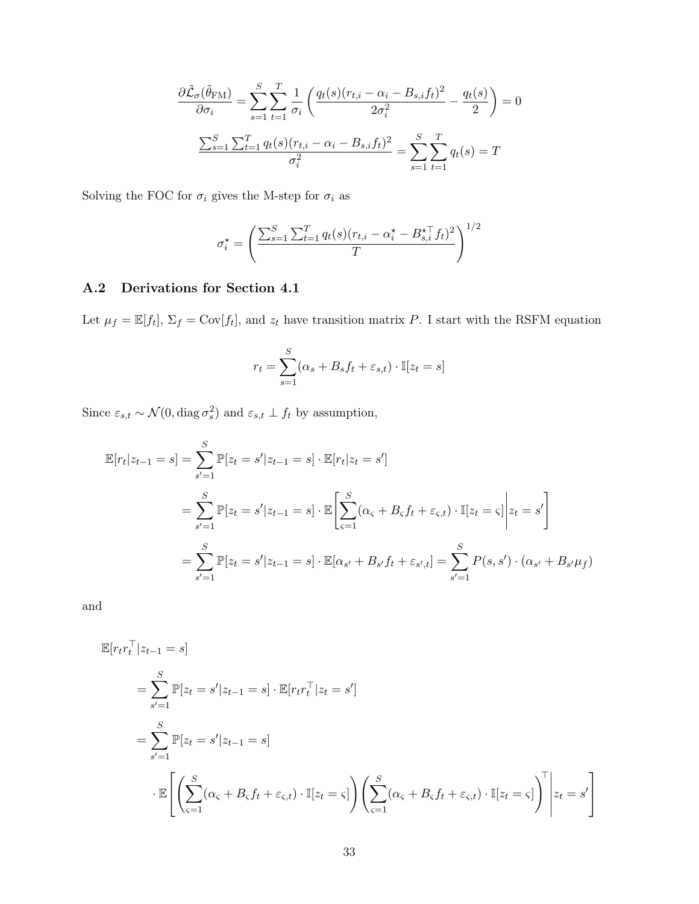$$\frac{\partial \tilde{\mathcal{L}}_\sigma(\tilde{\theta}_{\text{FM}})}{\partial \sigma_i} = \sum_{s=1}^{S} \sum_{t=1}^{T} \frac{1}{\sigma_i} \left( \frac{q_t(s)(r_{t,i} - \alpha_i - B_{s,i} f_t)^2}{2\sigma_i^2} - \frac{q_t(s)}{2} \right) = 0$$

$$\frac{\sum_{s=1}^{S} \sum_{t=1}^{T} q_t(s)(r_{t,i} - \alpha_i - B_{s,i} f_t)^2}{\sigma_i^2} = \sum_{s=1}^{S} \sum_{t=1}^{T} q_t(s) = T$$

Solving the FOC for $\sigma_i$ gives the M-step for $\sigma_i$ as

$$\sigma_i^\star = \left( \frac{\sum_{s=1}^{S} \sum_{t=1}^{T} q_t(s)(r_{t,i} - \alpha_i^\star - B_{s,i}^{\star\top} f_t)^2}{T} \right)^{1/2}$$

## A.2 Derivations for Section 4.1

Let $\mu_f = \mathbb{E}[f_t]$, $\Sigma_f = \text{Cov}[f_t]$, and $z_t$ have transition matrix $P$. I start with the RSFM equation

$$r_t = \sum_{s=1}^{S} (\alpha_s + B_s f_t + \varepsilon_{s,t}) \cdot \mathbb{I}[z_t = s]$$

Since $\varepsilon_{s,t} \sim \mathcal{N}(0, \operatorname{diag} \sigma_s^2)$ and $\varepsilon_{s,t} \perp f_t$ by assumption,

$$\begin{aligned}
\mathbb{E}[r_t | z_{t-1} = s] &= \sum_{s'=1}^{S} \mathbb{P}[z_t = s' | z_{t-1} = s] \cdot \mathbb{E}[r_t | z_t = s'] \\
&= \sum_{s'=1}^{S} \mathbb{P}[z_t = s' | z_{t-1} = s] \cdot \mathbb{E}\left[ \sum_{\varsigma=1}^{S} (\alpha_\varsigma + B_\varsigma f_t + \varepsilon_{\varsigma,t}) \cdot \mathbb{I}[z_t = \varsigma] \middle| z_t = s' \right] \\
&= \sum_{s'=1}^{S} \mathbb{P}[z_t = s' | z_{t-1} = s] \cdot \mathbb{E}[\alpha_{s'} + B_{s'} f_t + \varepsilon_{s',t}] = \sum_{s'=1}^{S} P(s, s') \cdot (\alpha_{s'} + B_{s'} \mu_f)
\end{aligned}$$

and

$$\begin{aligned}
&\mathbb{E}[r_t r_t^\top | z_{t-1} = s] \\
&\quad = \sum_{s'=1}^{S} \mathbb{P}[z_t = s' | z_{t-1} = s] \cdot \mathbb{E}[r_t r_t^\top | z_t = s'] \\
&\quad = \sum_{s'=1}^{S} \mathbb{P}[z_t = s' | z_{t-1} = s] \\
&\qquad \cdot \mathbb{E}\left[ \left( \sum_{\varsigma=1}^{S} (\alpha_\varsigma + B_\varsigma f_t + \varepsilon_{\varsigma,t}) \cdot \mathbb{I}[z_t = \varsigma] \right) \left( \sum_{\varsigma=1}^{S} (\alpha_\varsigma + B_\varsigma f_t + \varepsilon_{\varsigma,t}) \cdot \mathbb{I}[z_t = \varsigma] \right)^\top \middle| z_t = s' \right]
\end{aligned}$$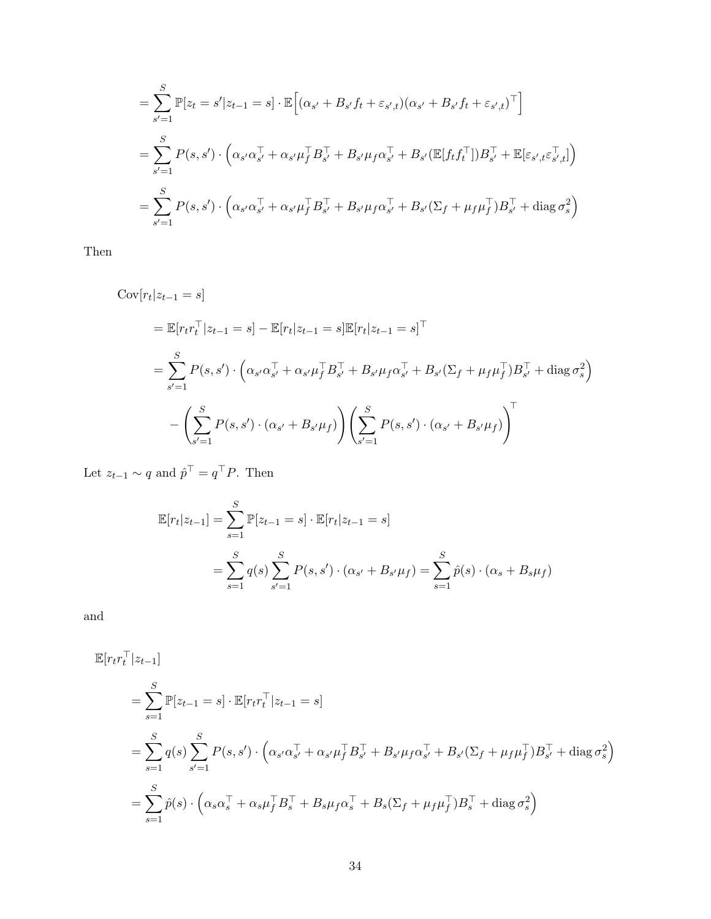$$
\begin{aligned}
&= \sum_{s'=1}^{S} \mathbb{P}[z_t = s' | z_{t-1} = s] \cdot \mathbb{E}\Big[(\alpha_{s'} + B_{s'} f_t + \varepsilon_{s',t})(\alpha_{s'} + B_{s'} f_t + \varepsilon_{s',t})^\top\Big] \\
&= \sum_{s'=1}^{S} P(s, s') \cdot \Big(\alpha_{s'}\alpha_{s'}^\top + \alpha_{s'}\mu_f^\top B_{s'}^\top + B_{s'}\mu_f\alpha_{s'}^\top + B_{s'}(\mathbb{E}[f_t f_t^\top])B_{s'}^\top + \mathbb{E}[\varepsilon_{s',t}\varepsilon_{s',t}^\top]\Big) \\
&= \sum_{s'=1}^{S} P(s, s') \cdot \Big(\alpha_{s'}\alpha_{s'}^\top + \alpha_{s'}\mu_f^\top B_{s'}^\top + B_{s'}\mu_f\alpha_{s'}^\top + B_{s'}(\Sigma_f + \mu_f\mu_f^\top)B_{s'}^\top + \operatorname{diag}\sigma_s^2\Big)
\end{aligned}
$$

Then

$$
\begin{aligned}
&\operatorname{Cov}[r_t | z_{t-1} = s] \\
&\quad = \mathbb{E}[r_t r_t^\top | z_{t-1} = s] - \mathbb{E}[r_t | z_{t-1} = s]\mathbb{E}[r_t | z_{t-1} = s]^\top \\
&\quad = \sum_{s'=1}^{S} P(s, s') \cdot \Big(\alpha_{s'}\alpha_{s'}^\top + \alpha_{s'}\mu_f^\top B_{s'}^\top + B_{s'}\mu_f\alpha_{s'}^\top + B_{s'}(\Sigma_f + \mu_f\mu_f^\top)B_{s'}^\top + \operatorname{diag}\sigma_s^2\Big) \\
&\qquad - \left(\sum_{s'=1}^{S} P(s, s') \cdot (\alpha_{s'} + B_{s'}\mu_f)\right)\left(\sum_{s'=1}^{S} P(s, s') \cdot (\alpha_{s'} + B_{s'}\mu_f)\right)^\top
\end{aligned}
$$

Let $z_{t-1} \sim q$ and $\hat{p}^\top = q^\top P$. Then

$$
\begin{aligned}
\mathbb{E}[r_t | z_{t-1}] &= \sum_{s=1}^{S} \mathbb{P}[z_{t-1} = s] \cdot \mathbb{E}[r_t | z_{t-1} = s] \\
&= \sum_{s=1}^{S} q(s) \sum_{s'=1}^{S} P(s, s') \cdot (\alpha_{s'} + B_{s'}\mu_f) = \sum_{s=1}^{S} \hat{p}(s) \cdot (\alpha_s + B_s\mu_f)
\end{aligned}
$$

and

$$
\begin{aligned}
&\mathbb{E}[r_t r_t^\top | z_{t-1}] \\
&\quad = \sum_{s=1}^{S} \mathbb{P}[z_{t-1} = s] \cdot \mathbb{E}[r_t r_t^\top | z_{t-1} = s] \\
&\quad = \sum_{s=1}^{S} q(s) \sum_{s'=1}^{S} P(s, s') \cdot \Big(\alpha_{s'}\alpha_{s'}^\top + \alpha_{s'}\mu_f^\top B_{s'}^\top + B_{s'}\mu_f\alpha_{s'}^\top + B_{s'}(\Sigma_f + \mu_f\mu_f^\top)B_{s'}^\top + \operatorname{diag}\sigma_s^2\Big) \\
&\quad = \sum_{s=1}^{S} \hat{p}(s) \cdot \Big(\alpha_s\alpha_s^\top + \alpha_s\mu_f^\top B_s^\top + B_s\mu_f\alpha_s^\top + B_s(\Sigma_f + \mu_f\mu_f^\top)B_s^\top + \operatorname{diag}\sigma_s^2\Big)
\end{aligned}
$$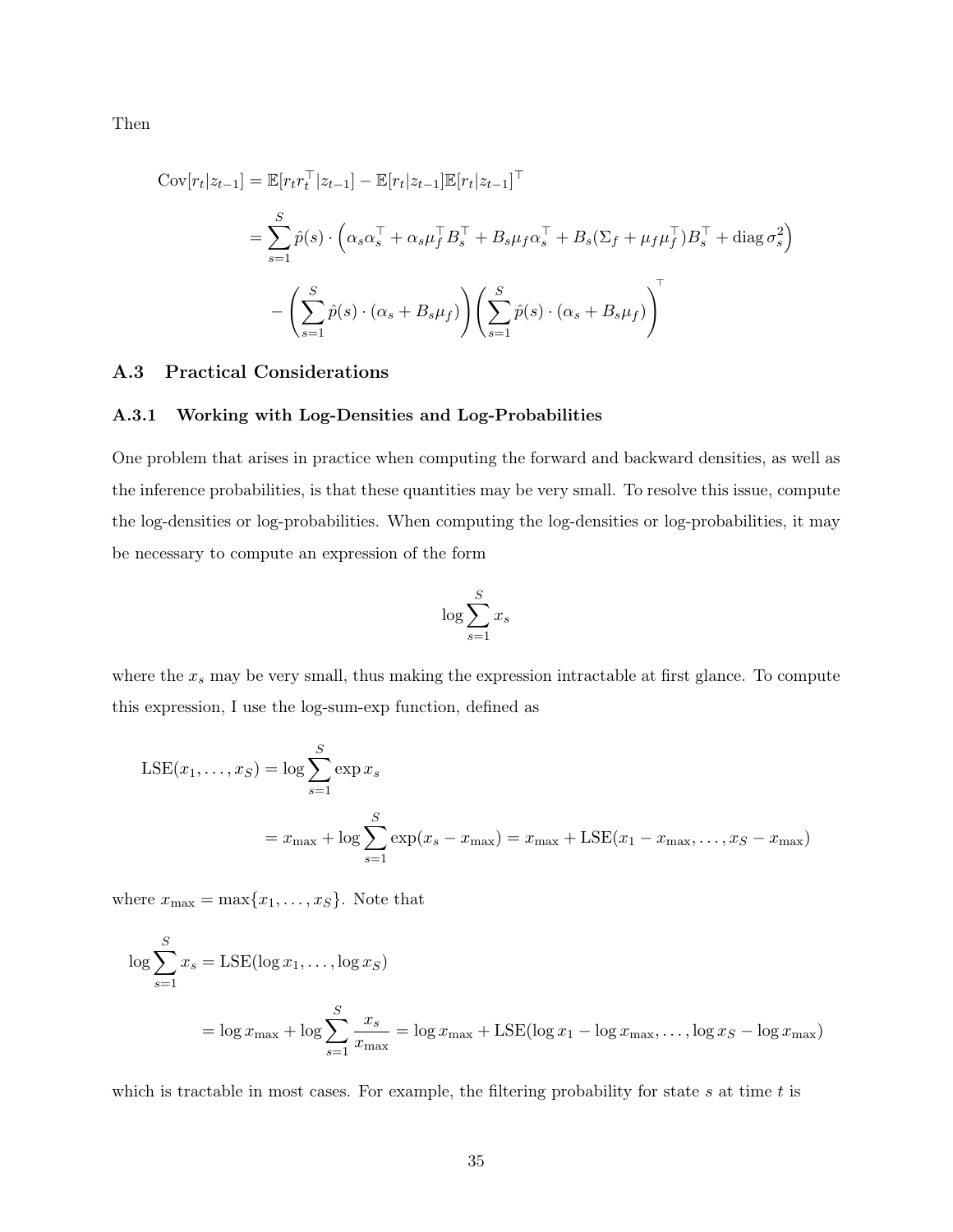Then

$$
\begin{aligned}
\mathrm{Cov}[r_t|z_{t-1}] &= \mathbb{E}[r_t r_t^\top|z_{t-1}] - \mathbb{E}[r_t|z_{t-1}]\mathbb{E}[r_t|z_{t-1}]^\top \\
&= \sum_{s=1}^{S} \hat{p}(s) \cdot \left( \alpha_s \alpha_s^\top + \alpha_s \mu_f^\top B_s^\top + B_s \mu_f \alpha_s^\top + B_s(\Sigma_f + \mu_f \mu_f^\top) B_s^\top + \operatorname{diag} \sigma_s^2 \right) \\
&\quad - \left( \sum_{s=1}^{S} \hat{p}(s) \cdot (\alpha_s + B_s \mu_f) \right) \left( \sum_{s=1}^{S} \hat{p}(s) \cdot (\alpha_s + B_s \mu_f) \right)^\top
\end{aligned}
$$

## A.3 Practical Considerations

### A.3.1 Working with Log-Densities and Log-Probabilities

One problem that arises in practice when computing the forward and backward densities, as well as the inference probabilities, is that these quantities may be very small. To resolve this issue, compute the log-densities or log-probabilities. When computing the log-densities or log-probabilities, it may be necessary to compute an expression of the form

$$
\log \sum_{s=1}^{S} x_s
$$

where the $x_s$ may be very small, thus making the expression intractable at first glance. To compute this expression, I use the log-sum-exp function, defined as

$$
\begin{aligned}
\mathrm{LSE}(x_1, \dots, x_S) &= \log \sum_{s=1}^{S} \exp x_s \\
&= x_{\max} + \log \sum_{s=1}^{S} \exp(x_s - x_{\max}) = x_{\max} + \mathrm{LSE}(x_1 - x_{\max}, \dots, x_S - x_{\max})
\end{aligned}
$$

where $x_{\max} = \max\{x_1, \dots, x_S\}$. Note that

$$
\begin{aligned}
\log \sum_{s=1}^{S} x_s &= \mathrm{LSE}(\log x_1, \dots, \log x_S) \\
&= \log x_{\max} + \log \sum_{s=1}^{S} \frac{x_s}{x_{\max}} = \log x_{\max} + \mathrm{LSE}(\log x_1 - \log x_{\max}, \dots, \log x_S - \log x_{\max})
\end{aligned}
$$

which is tractable in most cases. For example, the filtering probability for state $s$ at time $t$ is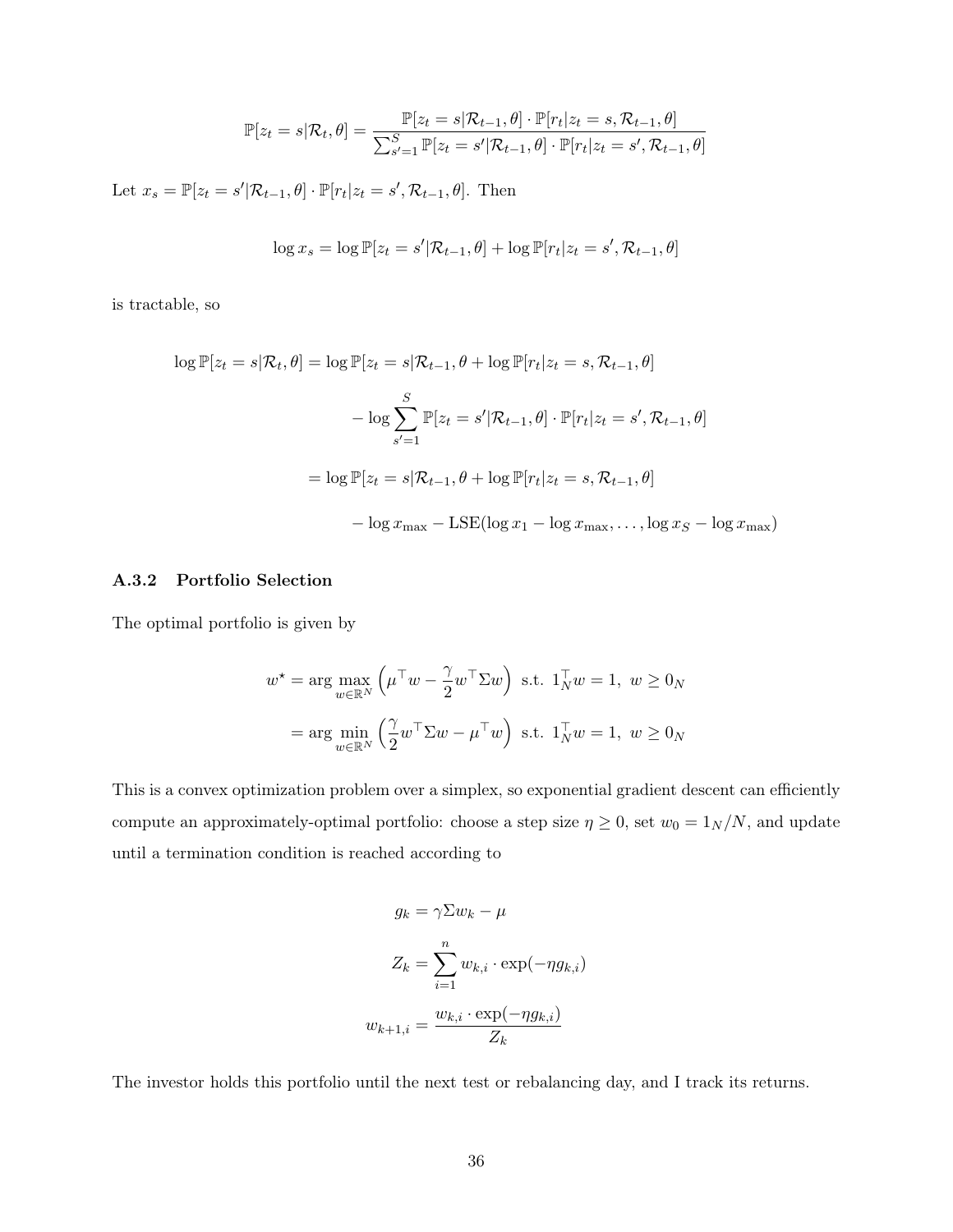$$\mathbb{P}[z_t = s|\mathcal{R}_t, \theta] = \frac{\mathbb{P}[z_t = s|\mathcal{R}_{t-1}, \theta] \cdot \mathbb{P}[r_t|z_t = s, \mathcal{R}_{t-1}, \theta]}{\sum_{s'=1}^{S} \mathbb{P}[z_t = s'|\mathcal{R}_{t-1}, \theta] \cdot \mathbb{P}[r_t|z_t = s', \mathcal{R}_{t-1}, \theta]}$$

Let $x_s = \mathbb{P}[z_t = s'|\mathcal{R}_{t-1}, \theta] \cdot \mathbb{P}[r_t|z_t = s', \mathcal{R}_{t-1}, \theta]$. Then

$$\log x_s = \log \mathbb{P}[z_t = s'|\mathcal{R}_{t-1}, \theta] + \log \mathbb{P}[r_t|z_t = s', \mathcal{R}_{t-1}, \theta]$$

is tractable, so

$$\begin{aligned}
\log \mathbb{P}[z_t = s|\mathcal{R}_t, \theta] &= \log \mathbb{P}[z_t = s|\mathcal{R}_{t-1}, \theta + \log \mathbb{P}[r_t|z_t = s, \mathcal{R}_{t-1}, \theta] \\
&\quad - \log \sum_{s'=1}^{S} \mathbb{P}[z_t = s'|\mathcal{R}_{t-1}, \theta] \cdot \mathbb{P}[r_t|z_t = s', \mathcal{R}_{t-1}, \theta] \\
&= \log \mathbb{P}[z_t = s|\mathcal{R}_{t-1}, \theta + \log \mathbb{P}[r_t|z_t = s, \mathcal{R}_{t-1}, \theta] \\
&\quad - \log x_{\max} - \text{LSE}(\log x_1 - \log x_{\max}, \ldots, \log x_S - \log x_{\max})
\end{aligned}$$

### A.3.2 Portfolio Selection

The optimal portfolio is given by

$$\begin{aligned}
w^\star &= \arg\max_{w \in \mathbb{R}^N} \left( \mu^\top w - \frac{\gamma}{2} w^\top \Sigma w \right) \text{ s.t. } 1_N^\top w = 1, \; w \geq 0_N \\
&= \arg\min_{w \in \mathbb{R}^N} \left( \frac{\gamma}{2} w^\top \Sigma w - \mu^\top w \right) \text{ s.t. } 1_N^\top w = 1, \; w \geq 0_N
\end{aligned}$$

This is a convex optimization problem over a simplex, so exponential gradient descent can efficiently compute an approximately-optimal portfolio: choose a step size $\eta \geq 0$, set $w_0 = 1_N/N$, and update until a termination condition is reached according to

$$\begin{aligned}
g_k &= \gamma \Sigma w_k - \mu \\
Z_k &= \sum_{i=1}^{n} w_{k,i} \cdot \exp(-\eta g_{k,i}) \\
w_{k+1,i} &= \frac{w_{k,i} \cdot \exp(-\eta g_{k,i})}{Z_k}
\end{aligned}$$

The investor holds this portfolio until the next test or rebalancing day, and I track its returns.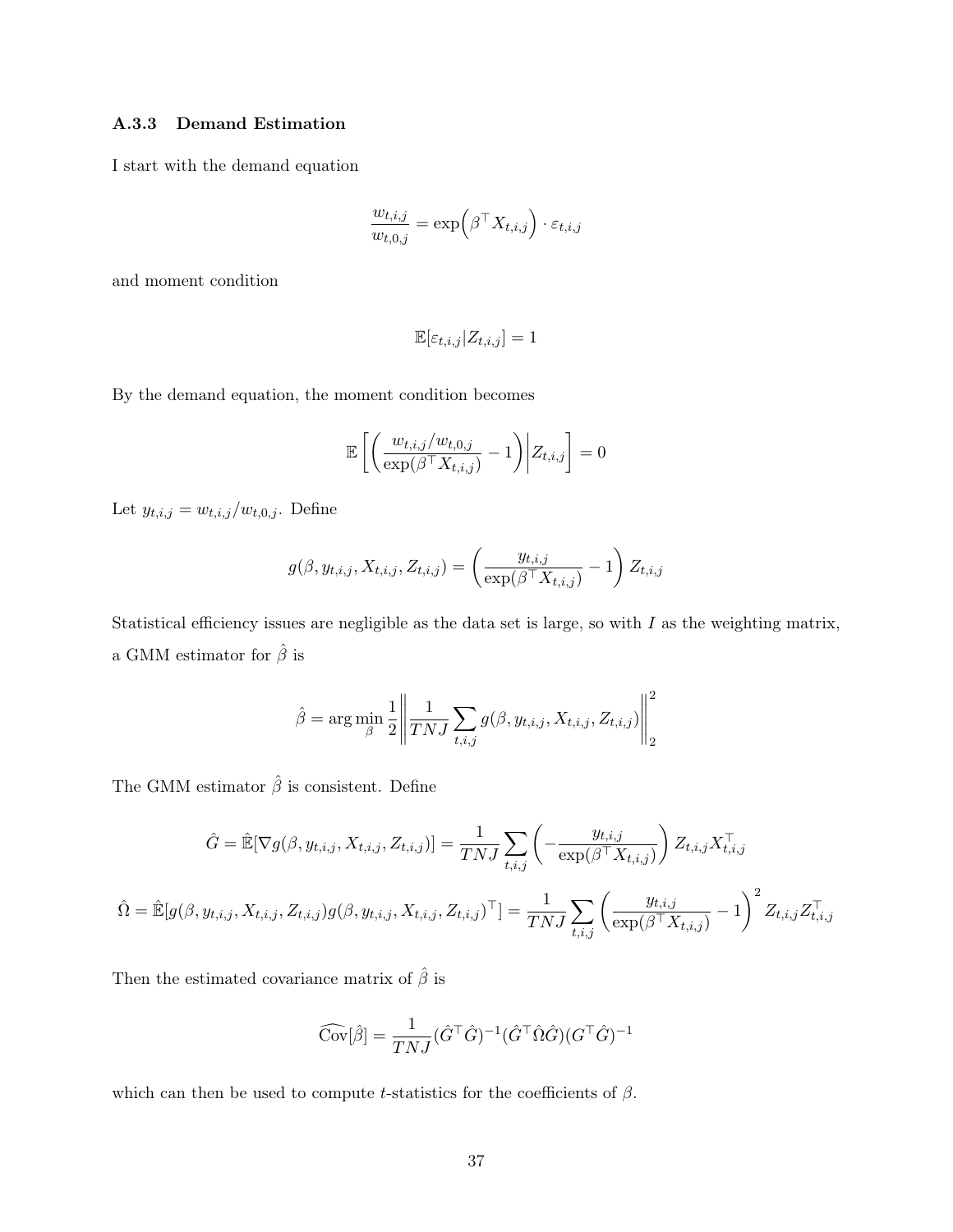### A.3.3 Demand Estimation

I start with the demand equation

$$\frac{w_{t,i,j}}{w_{t,0,j}} = \exp\Big(\beta^\top X_{t,i,j}\Big) \cdot \varepsilon_{t,i,j}$$

and moment condition

$$\mathbb{E}[\varepsilon_{t,i,j} | Z_{t,i,j}] = 1$$

By the demand equation, the moment condition becomes

$$\mathbb{E}\left[\left(\frac{w_{t,i,j}/w_{t,0,j}}{\exp(\beta^\top X_{t,i,j})} - 1\right)\middle| Z_{t,i,j}\right] = 0$$

Let $y_{t,i,j} = w_{t,i,j}/w_{t,0,j}$. Define

$$g(\beta, y_{t,i,j}, X_{t,i,j}, Z_{t,i,j}) = \left(\frac{y_{t,i,j}}{\exp(\beta^\top X_{t,i,j})} - 1\right) Z_{t,i,j}$$

Statistical efficiency issues are negligible as the data set is large, so with $I$ as the weighting matrix, a GMM estimator for $\hat{\beta}$ is

$$\hat{\beta} = \arg\min_{\beta} \frac{1}{2} \left\| \frac{1}{TNJ} \sum_{t,i,j} g(\beta, y_{t,i,j}, X_{t,i,j}, Z_{t,i,j}) \right\|_2^2$$

The GMM estimator $\hat{\beta}$ is consistent. Define

$$\hat{G} = \hat{\mathbb{E}}[\nabla g(\beta, y_{t,i,j}, X_{t,i,j}, Z_{t,i,j})] = \frac{1}{TNJ} \sum_{t,i,j} \left(-\frac{y_{t,i,j}}{\exp(\beta^\top X_{t,i,j})}\right) Z_{t,i,j} X_{t,i,j}^\top$$

$$\hat{\Omega} = \hat{\mathbb{E}}[g(\beta, y_{t,i,j}, X_{t,i,j}, Z_{t,i,j}) g(\beta, y_{t,i,j}, X_{t,i,j}, Z_{t,i,j})^\top] = \frac{1}{TNJ} \sum_{t,i,j} \left(\frac{y_{t,i,j}}{\exp(\beta^\top X_{t,i,j})} - 1\right)^2 Z_{t,i,j} Z_{t,i,j}^\top$$

Then the estimated covariance matrix of $\hat{\beta}$ is

$$\widehat{\text{Cov}}[\hat{\beta}] = \frac{1}{TNJ} (\hat{G}^\top \hat{G})^{-1} (\hat{G}^\top \hat{\Omega} \hat{G}) (G^\top \hat{G})^{-1}$$

which can then be used to compute $t$-statistics for the coefficients of $\beta$.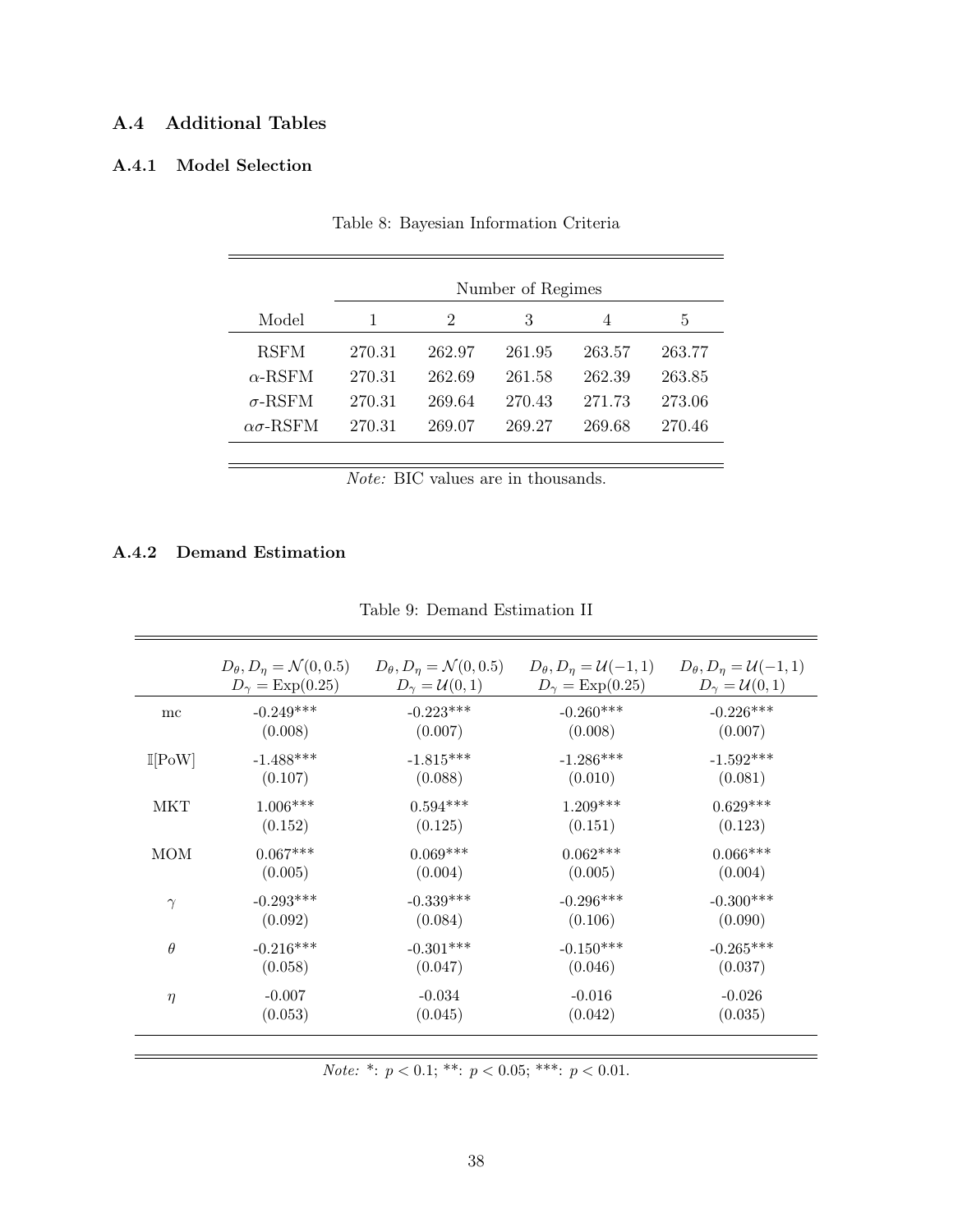### A.4 Additional Tables

#### A.4.1 Model Selection

Table 8: Bayesian Information Criteria

| | Number of Regimes | | | | |
|---|---|---|---|---|---|
| Model | 1 | 2 | 3 | 4 | 5 |
| RSFM | 270.31 | 262.97 | 261.95 | 263.57 | 263.77 |
| $\alpha$-RSFM | 270.31 | 262.69 | 261.58 | 262.39 | 263.85 |
| $\sigma$-RSFM | 270.31 | 269.64 | 270.43 | 271.73 | 273.06 |
| $\alpha\sigma$-RSFM | 270.31 | 269.07 | 269.27 | 269.68 | 270.46 |

*Note:* BIC values are in thousands.

#### A.4.2 Demand Estimation

Table 9: Demand Estimation II

| | $D_\theta, D_\eta = \mathcal{N}(0, 0.5)$ $D_\gamma = \text{Exp}(0.25)$ | $D_\theta, D_\eta = \mathcal{N}(0, 0.5)$ $D_\gamma = \mathcal{U}(0, 1)$ | $D_\theta, D_\eta = \mathcal{U}(-1, 1)$ $D_\gamma = \text{Exp}(0.25)$ | $D_\theta, D_\eta = \mathcal{U}(-1, 1)$ $D_\gamma = \mathcal{U}(0, 1)$ |
|---|---|---|---|---|
| mc | -0.249*** | -0.223*** | -0.260*** | -0.226*** |
| | (0.008) | (0.007) | (0.008) | (0.007) |
| $\mathbb{I}$[PoW] | -1.488*** | -1.815*** | -1.286*** | -1.592*** |
| | (0.107) | (0.088) | (0.010) | (0.081) |
| MKT | 1.006*** | 0.594*** | 1.209*** | 0.629*** |
| | (0.152) | (0.125) | (0.151) | (0.123) |
| MOM | 0.067*** | 0.069*** | 0.062*** | 0.066*** |
| | (0.005) | (0.004) | (0.005) | (0.004) |
| $\gamma$ | -0.293*** | -0.339*** | -0.296*** | -0.300*** |
| | (0.092) | (0.084) | (0.106) | (0.090) |
| $\theta$ | -0.216*** | -0.301*** | -0.150*** | -0.265*** |
| | (0.058) | (0.047) | (0.046) | (0.037) |
| $\eta$ | -0.007 | -0.034 | -0.016 | -0.026 |
| | (0.053) | (0.045) | (0.042) | (0.035) |

*Note:* *: $p < 0.1$; **: $p < 0.05$; ***: $p < 0.01$.